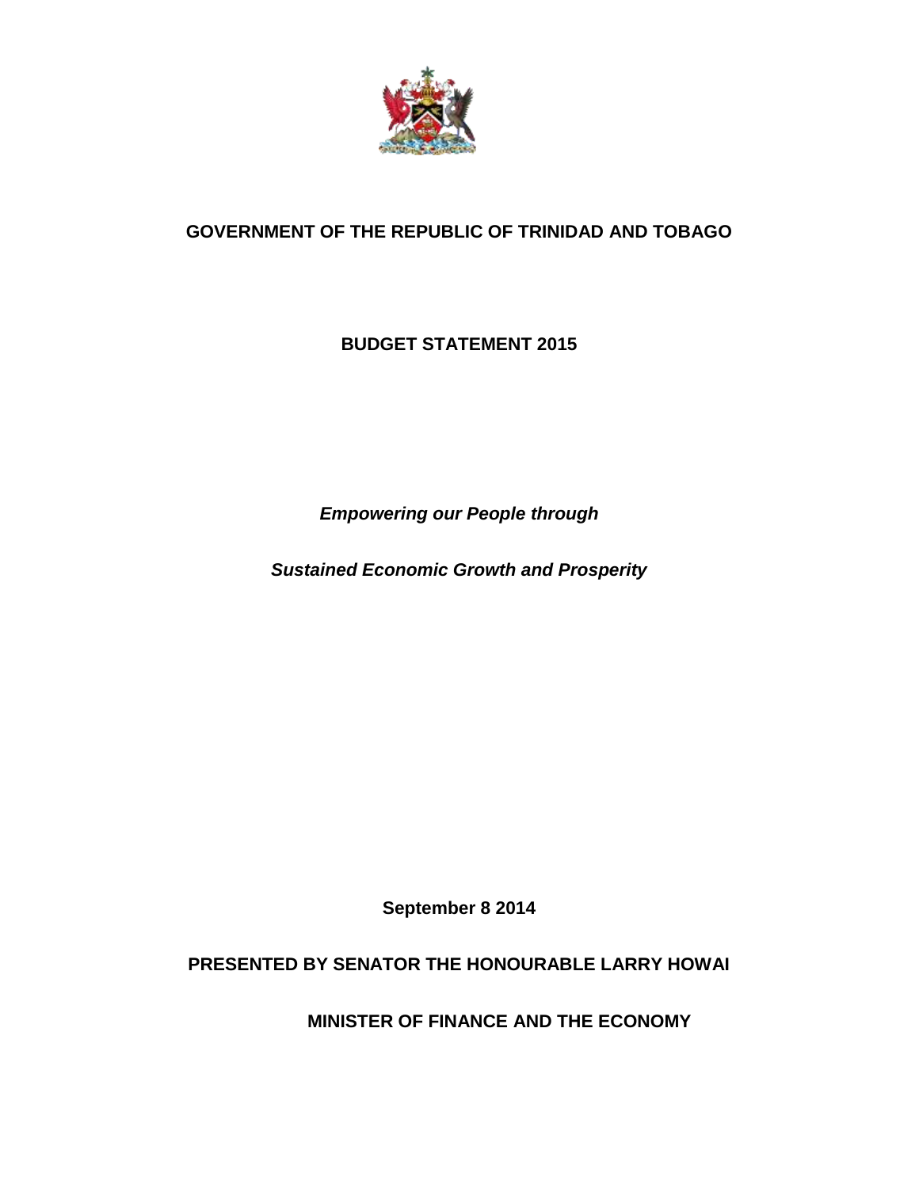# GOVERNMENT OF THE REPUBLIC OF TRINIDAD AND TOBAGO

## BUDGET STATEMENT 2015

***Empowering our People through***

***Sustained Economic Growth and Prosperity***

**September 8 2014**

**PRESENTED BY SENATOR THE HONOURABLE LARRY HOWAI**

**MINISTER OF FINANCE AND THE ECONOMY**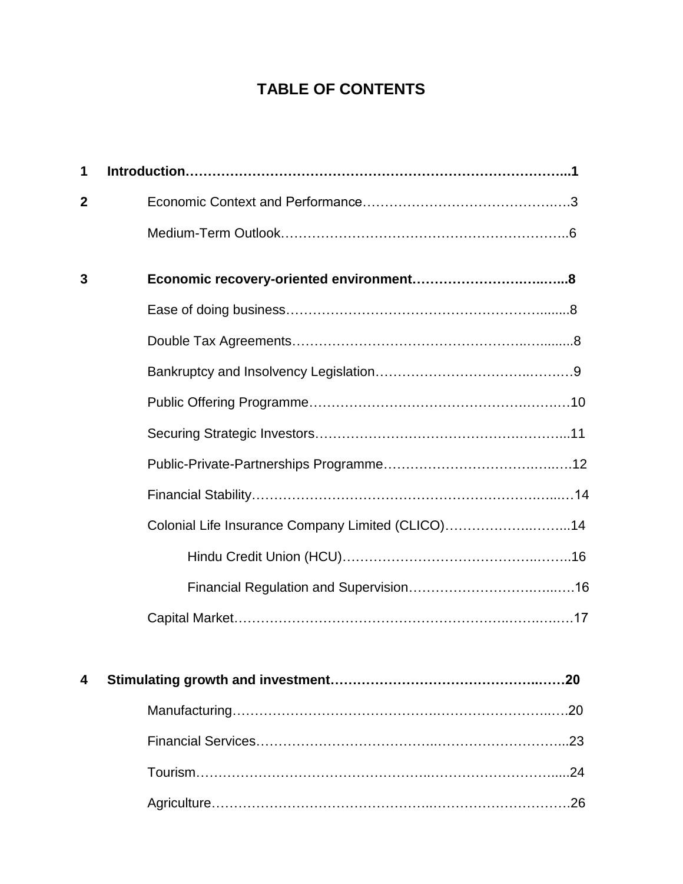# TABLE OF CONTENTS

**1 Introduction……………………………………………………………………………...1**

**2** Economic Context and Performance……………………………………….….3

Medium-Term Outlook………………………….…………………………..6

**3 Economic recovery-oriented environment………………………….…...8**

Ease of doing business……………………………………………………........8

Double Tax Agreements…………………………………………….….........8

Bankruptcy and Insolvency Legislation……………………………..……….9

Public Offering Programme……………………….………………….…….…10

Securing Strategic Investors………………………………………….………...11

Public-Private-Partnerships Programme……………………………….…..….12

Financial Stability…………………………………………………………..…..…14

Colonial Life Insurance Company Limited (CLICO)……………...……...14

Hindu Credit Union (HCU)……………………………………...……..16

Financial Regulation and Supervision……………………….…...….16

Capital Market…………………………………………………...…….…….17

**4 Stimulating growth and investment……………………………………..……20**

Manufacturing……………………………………….…………………….….20

Financial Services………………………………..………………………...23

Tourism…………………………………………..…………………….....24

Agriculture………………………………………..…………………………26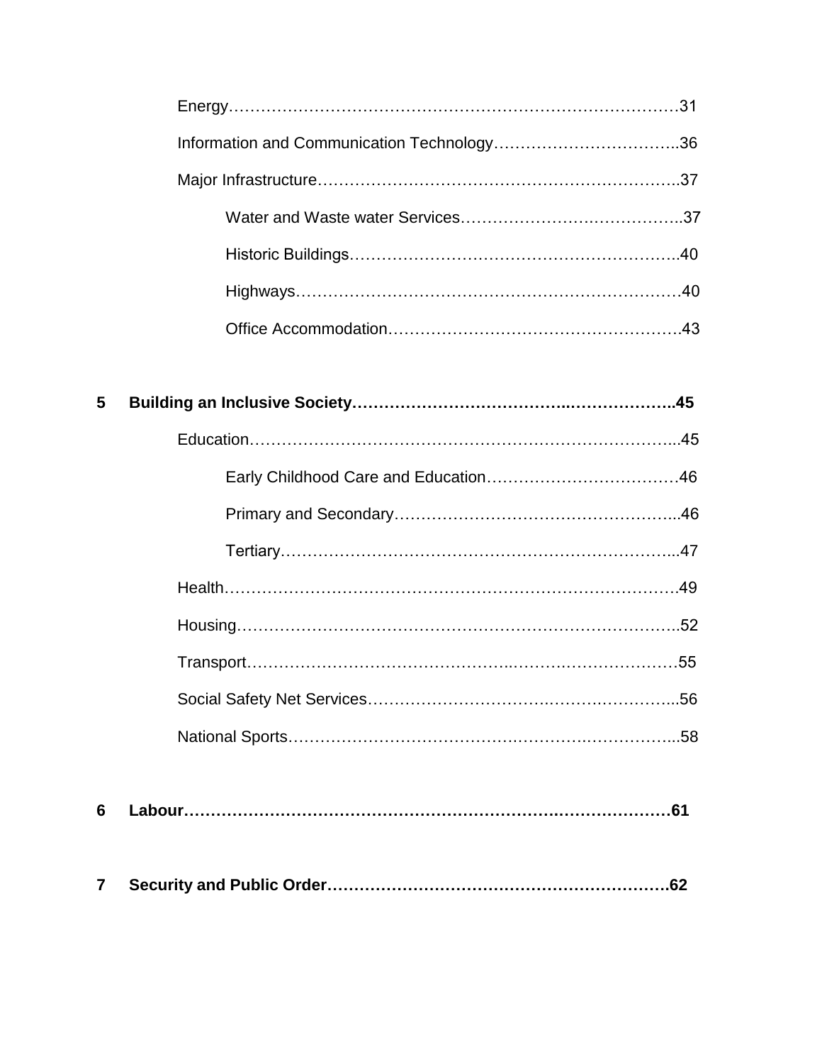Energy……………………………………………………………………………31

Information and Communication Technology……………………………..36

Major Infrastructure…………………………………………………………..37

Water and Waste water Services…………………….……………..37

Historic Buildings………………….………………….…………….……..40

Highways………………………………………………………………40

Office Accommodation………………………………………………43

**5 Building an Inclusive Society………………………………..………………..45**

Education……………………………………………………………………...45

Early Childhood Care and Education………………………………46

Primary and Secondary……………………………………………...46

Tertiary………………………………………………………………...47

Health………………………………………………………….……………….49

Housing………………………………………………………………………..52

Transport………………………………………..…………………………55

Social Safety Net Services……………………….…………………………..56

National Sports…………………………………..………….……………...58

**6 Labour………………………………………………………….…………………61**

**7 Security and Public Order……………………………………………………….62**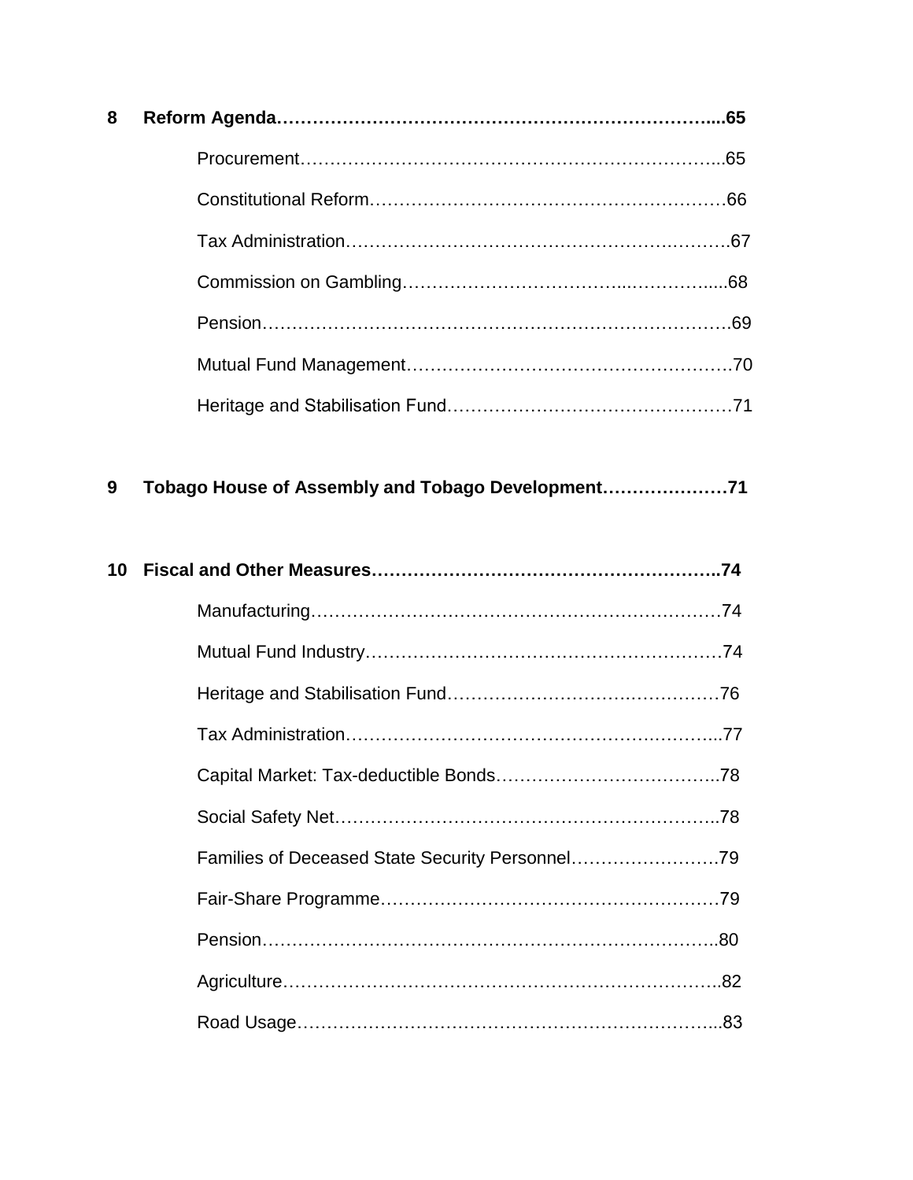**8 Reform Agenda…………………………………………………………………....65**

Procurement………………………………………………………………...65

Constitutional Reform……………………………………………………66

Tax Administration…………………………………………………….……..67

Commission on Gambling……………………………...…………......68

Pension…………………………………………………………………….69

Mutual Fund Management……………………………………………….70

Heritage and Stabilisation Fund…………………………………………71

**9 Tobago House of Assembly and Tobago Development…………………71**

**10 Fiscal and Other Measures…………………………………………………..74**

Manufacturing……………………………………………………………74

Mutual Fund Industry……………………………………………………74

Heritage and Stabilisation Fund………………………………………76

Tax Administration……………………………………………………....77

Capital Market: Tax-deductible Bonds………………………………..78

Social Safety Net………………………………………………………..78

Families of Deceased State Security Personnel…………………….79

Fair-Share Programme…………………………………………………79

Pension…………………………………………………………………..80

Agriculture………………………………………………………………..82

Road Usage……………………………………………………………...83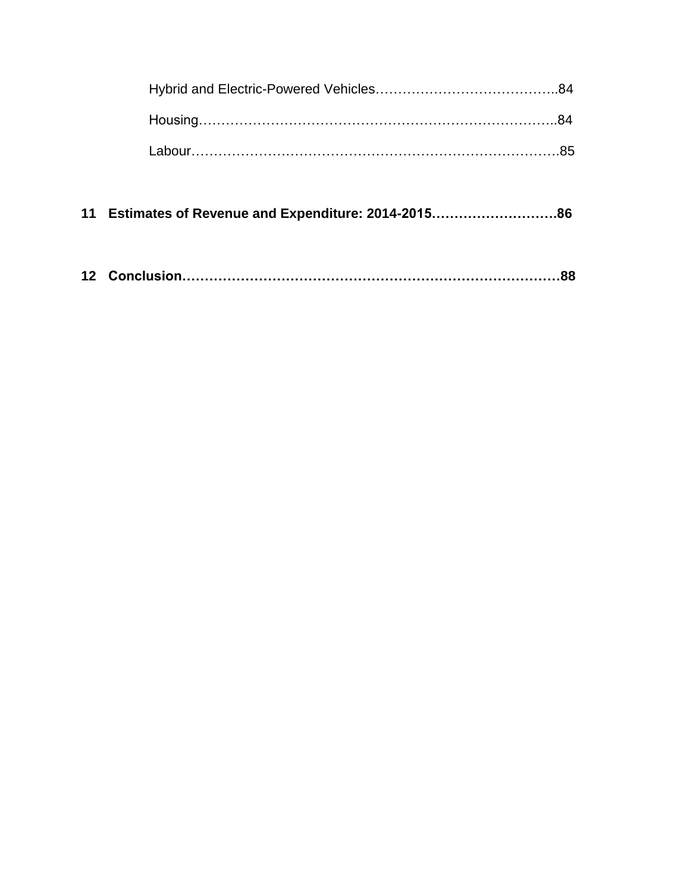Hybrid and Electric-Powered Vehicles…………………………………..84

Housing……………………………………………………………………..84

Labour……………………………………………………………………….85

**11 Estimates of Revenue and Expenditure: 2014-2015……………………….86**

**12 Conclusion…………………………………………………………………………88**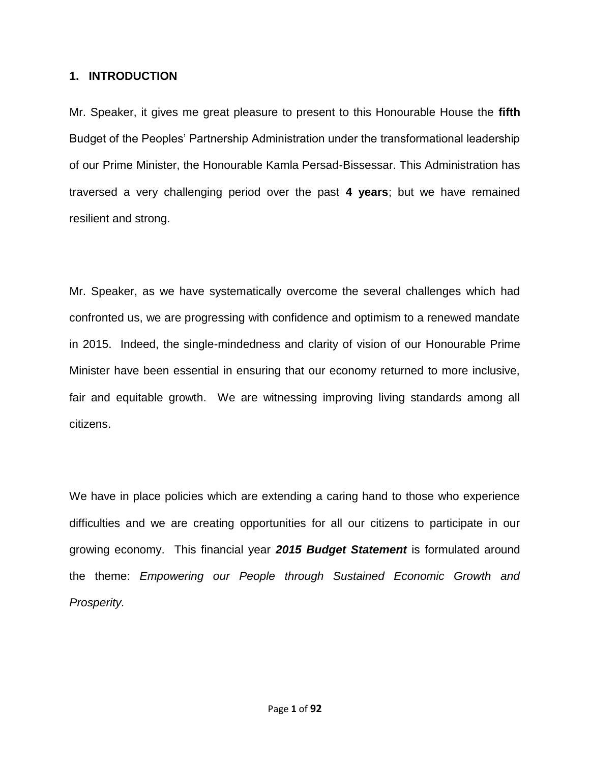## 1. INTRODUCTION

Mr. Speaker, it gives me great pleasure to present to this Honourable House the **fifth** Budget of the Peoples' Partnership Administration under the transformational leadership of our Prime Minister, the Honourable Kamla Persad-Bissessar. This Administration has traversed a very challenging period over the past **4 years**; but we have remained resilient and strong.

Mr. Speaker, as we have systematically overcome the several challenges which had confronted us, we are progressing with confidence and optimism to a renewed mandate in 2015. Indeed, the single-mindedness and clarity of vision of our Honourable Prime Minister have been essential in ensuring that our economy returned to more inclusive, fair and equitable growth. We are witnessing improving living standards among all citizens.

We have in place policies which are extending a caring hand to those who experience difficulties and we are creating opportunities for all our citizens to participate in our growing economy. This financial year ***2015 Budget Statement*** is formulated around the theme: *Empowering our People through Sustained Economic Growth and Prosperity.*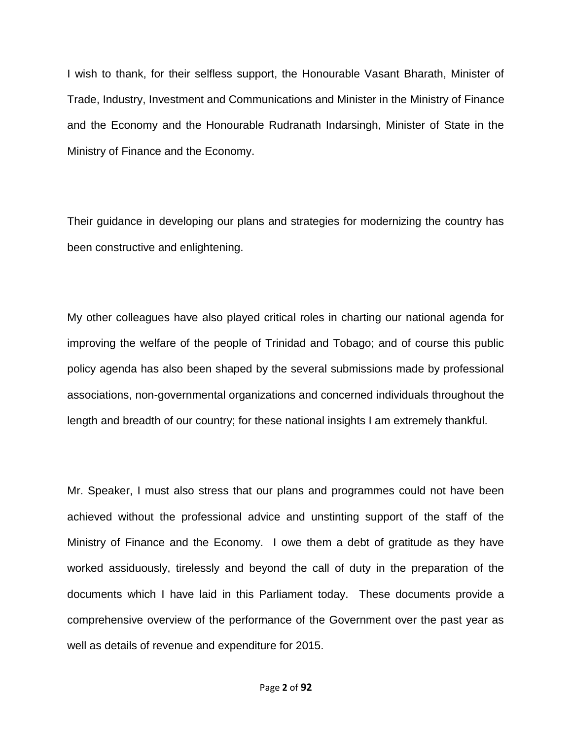I wish to thank, for their selfless support, the Honourable Vasant Bharath, Minister of Trade, Industry, Investment and Communications and Minister in the Ministry of Finance and the Economy and the Honourable Rudranath Indarsingh, Minister of State in the Ministry of Finance and the Economy.

Their guidance in developing our plans and strategies for modernizing the country has been constructive and enlightening.

My other colleagues have also played critical roles in charting our national agenda for improving the welfare of the people of Trinidad and Tobago; and of course this public policy agenda has also been shaped by the several submissions made by professional associations, non-governmental organizations and concerned individuals throughout the length and breadth of our country; for these national insights I am extremely thankful.

Mr. Speaker, I must also stress that our plans and programmes could not have been achieved without the professional advice and unstinting support of the staff of the Ministry of Finance and the Economy. I owe them a debt of gratitude as they have worked assiduously, tirelessly and beyond the call of duty in the preparation of the documents which I have laid in this Parliament today. These documents provide a comprehensive overview of the performance of the Government over the past year as well as details of revenue and expenditure for 2015.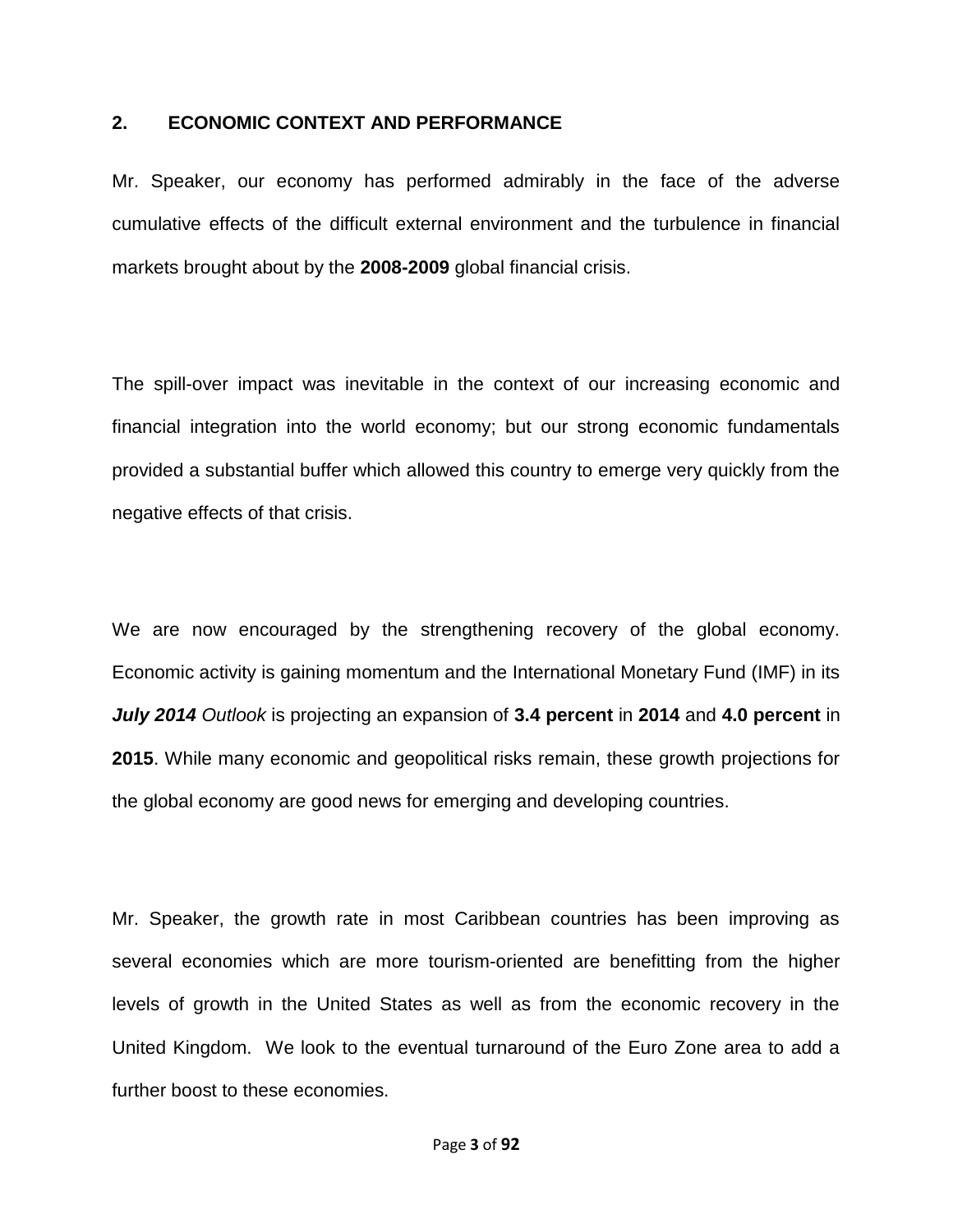## 2. ECONOMIC CONTEXT AND PERFORMANCE

Mr. Speaker, our economy has performed admirably in the face of the adverse cumulative effects of the difficult external environment and the turbulence in financial markets brought about by the **2008-2009** global financial crisis.

The spill-over impact was inevitable in the context of our increasing economic and financial integration into the world economy; but our strong economic fundamentals provided a substantial buffer which allowed this country to emerge very quickly from the negative effects of that crisis.

We are now encouraged by the strengthening recovery of the global economy. Economic activity is gaining momentum and the International Monetary Fund (IMF) in its ***July 2014*** *Outlook* is projecting an expansion of **3.4 percent** in **2014** and **4.0 percent** in **2015**. While many economic and geopolitical risks remain, these growth projections for the global economy are good news for emerging and developing countries.

Mr. Speaker, the growth rate in most Caribbean countries has been improving as several economies which are more tourism-oriented are benefitting from the higher levels of growth in the United States as well as from the economic recovery in the United Kingdom. We look to the eventual turnaround of the Euro Zone area to add a further boost to these economies.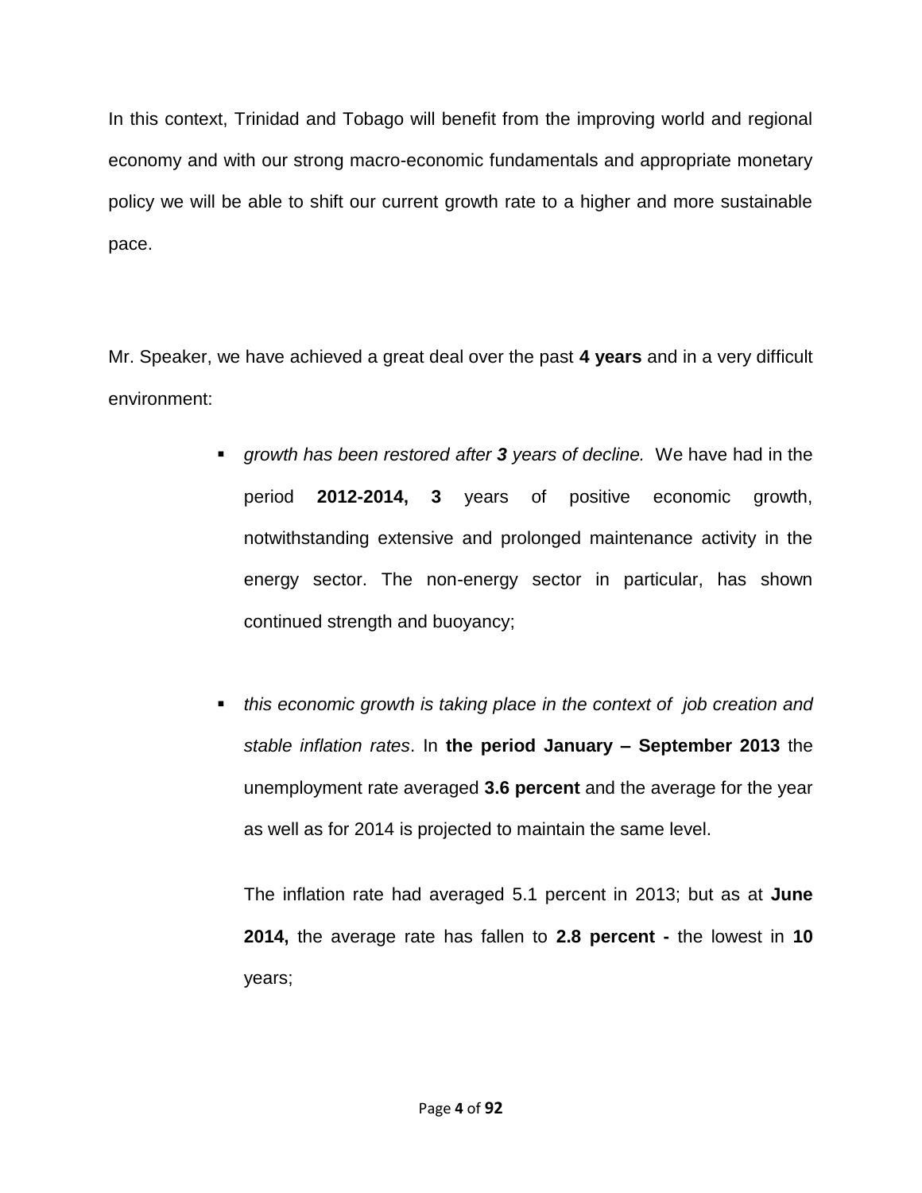In this context, Trinidad and Tobago will benefit from the improving world and regional economy and with our strong macro-economic fundamentals and appropriate monetary policy we will be able to shift our current growth rate to a higher and more sustainable pace.

Mr. Speaker, we have achieved a great deal over the past **4 years** and in a very difficult environment:

- *growth has been restored after **3** years of decline.* We have had in the period **2012-2014, 3** years of positive economic growth, notwithstanding extensive and prolonged maintenance activity in the energy sector. The non-energy sector in particular, has shown continued strength and buoyancy;

- *this economic growth is taking place in the context of job creation and stable inflation rates*. In **the period January – September 2013** the unemployment rate averaged **3.6 percent** and the average for the year as well as for 2014 is projected to maintain the same level.

  The inflation rate had averaged 5.1 percent in 2013; but as at **June 2014,** the average rate has fallen to **2.8 percent -** the lowest in **10** years;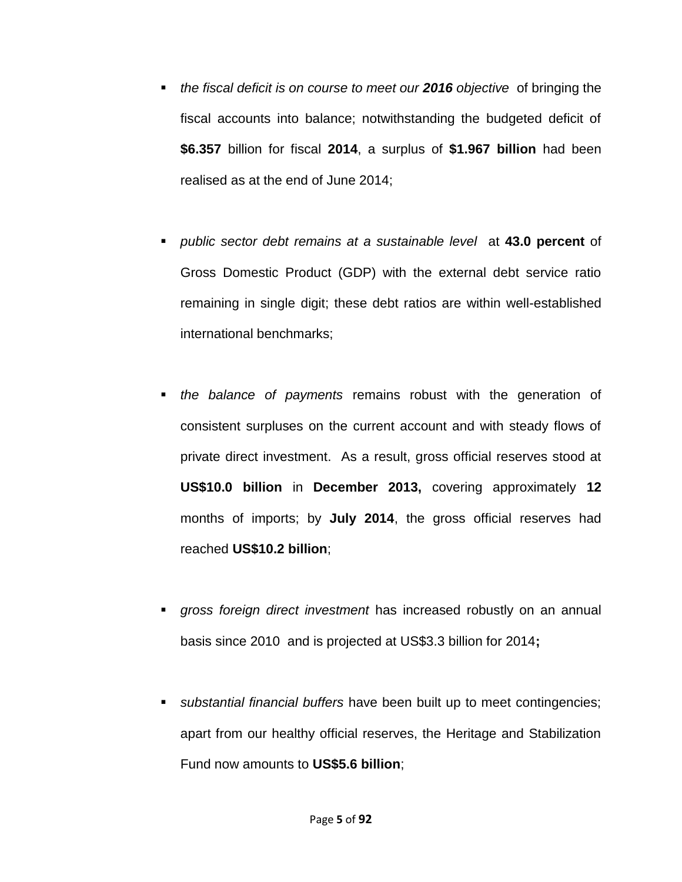- *the fiscal deficit is on course to meet our* ***2016*** *objective* of bringing the fiscal accounts into balance; notwithstanding the budgeted deficit of **$6.357** billion for fiscal **2014**, a surplus of **$1.967 billion** had been realised as at the end of June 2014;

- *public sector debt remains at a sustainable level* at **43.0 percent** of Gross Domestic Product (GDP) with the external debt service ratio remaining in single digit; these debt ratios are within well-established international benchmarks;

- *the balance of payments* remains robust with the generation of consistent surpluses on the current account and with steady flows of private direct investment. As a result, gross official reserves stood at **US$10.0 billion** in **December 2013,** covering approximately **12** months of imports; by **July 2014**, the gross official reserves had reached **US$10.2 billion**;

- *gross foreign direct investment* has increased robustly on an annual basis since 2010 and is projected at US$3.3 billion for 2014**;**

- *substantial financial buffers* have been built up to meet contingencies; apart from our healthy official reserves, the Heritage and Stabilization Fund now amounts to **US$5.6 billion**;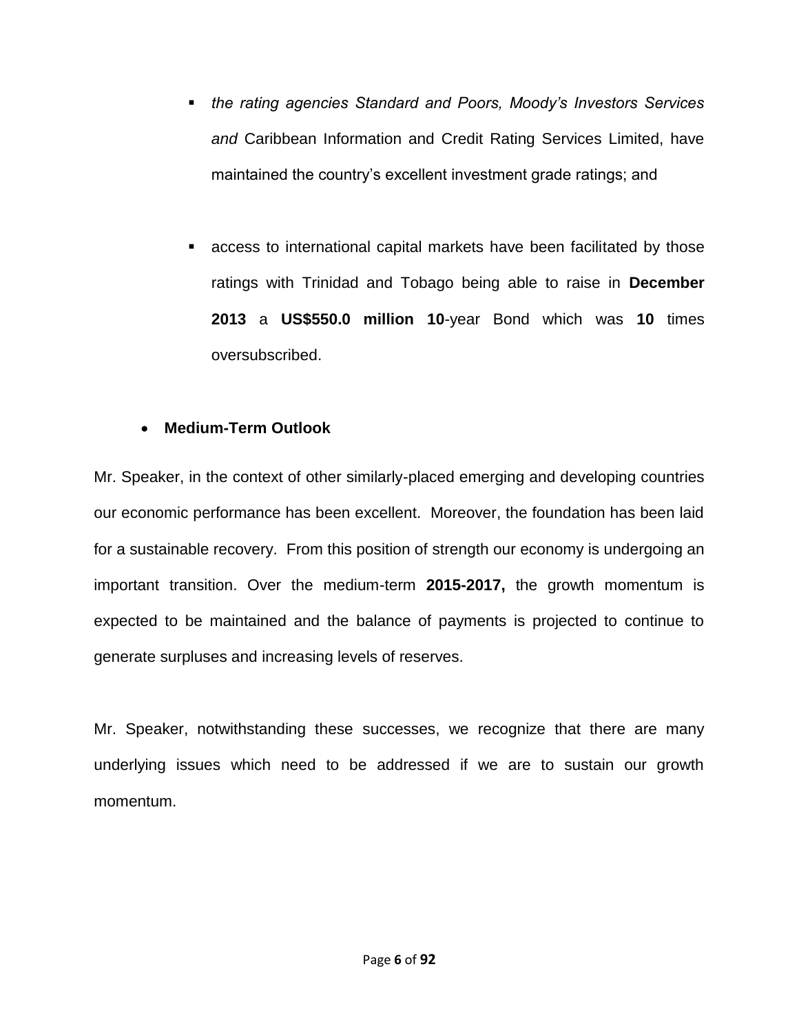- *the rating agencies Standard and Poors, Moody's Investors Services and* Caribbean Information and Credit Rating Services Limited, have maintained the country's excellent investment grade ratings; and

- access to international capital markets have been facilitated by those ratings with Trinidad and Tobago being able to raise in **December 2013** a **US$550.0 million 10**-year Bond which was **10** times oversubscribed.

- **Medium-Term Outlook**

Mr. Speaker, in the context of other similarly-placed emerging and developing countries our economic performance has been excellent. Moreover, the foundation has been laid for a sustainable recovery. From this position of strength our economy is undergoing an important transition. Over the medium-term **2015-2017,** the growth momentum is expected to be maintained and the balance of payments is projected to continue to generate surpluses and increasing levels of reserves.

Mr. Speaker, notwithstanding these successes, we recognize that there are many underlying issues which need to be addressed if we are to sustain our growth momentum.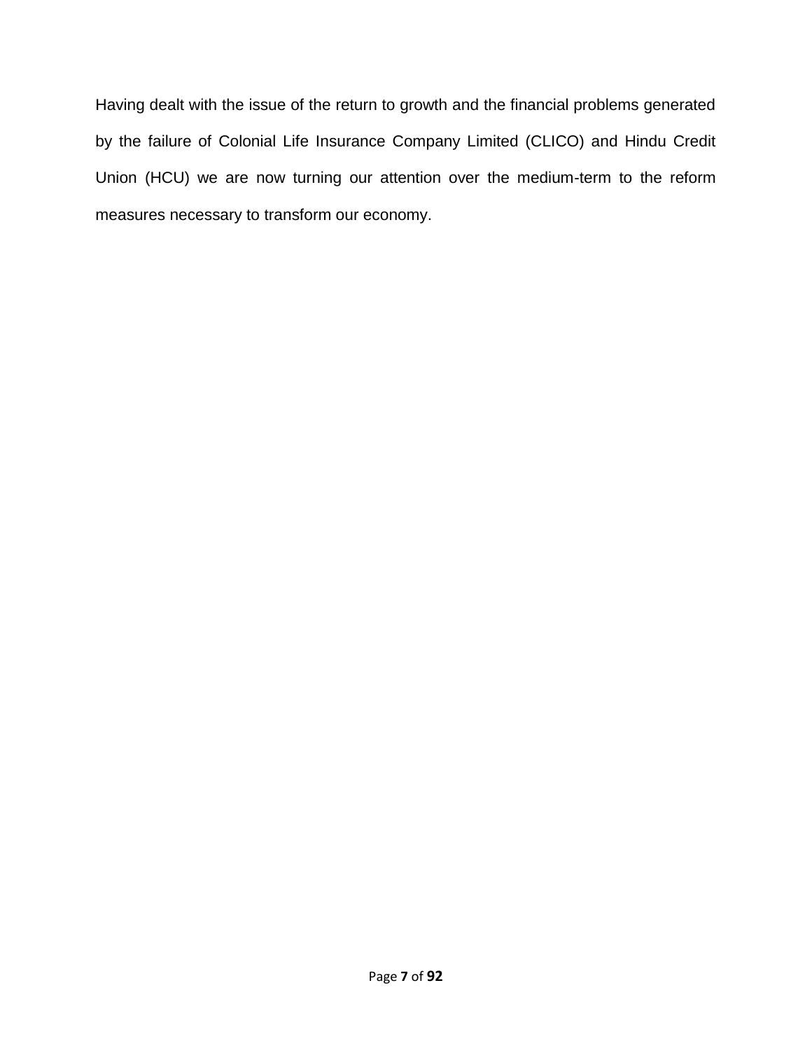Having dealt with the issue of the return to growth and the financial problems generated by the failure of Colonial Life Insurance Company Limited (CLICO) and Hindu Credit Union (HCU) we are now turning our attention over the medium-term to the reform measures necessary to transform our economy.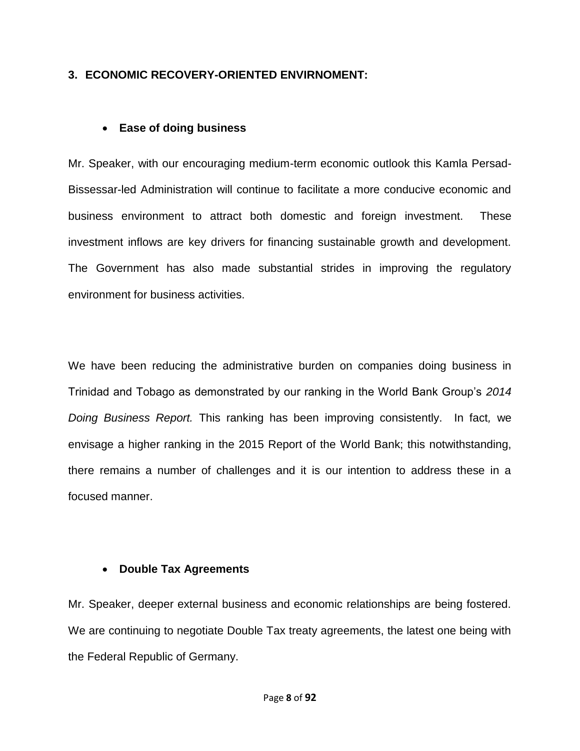### 3. ECONOMIC RECOVERY-ORIENTED ENVIRNOMENT:

- **Ease of doing business**

Mr. Speaker, with our encouraging medium-term economic outlook this Kamla Persad-Bissessar-led Administration will continue to facilitate a more conducive economic and business environment to attract both domestic and foreign investment. These investment inflows are key drivers for financing sustainable growth and development. The Government has also made substantial strides in improving the regulatory environment for business activities.

We have been reducing the administrative burden on companies doing business in Trinidad and Tobago as demonstrated by our ranking in the World Bank Group's *2014 Doing Business Report.* This ranking has been improving consistently. In fact, we envisage a higher ranking in the 2015 Report of the World Bank; this notwithstanding, there remains a number of challenges and it is our intention to address these in a focused manner.

- **Double Tax Agreements**

Mr. Speaker, deeper external business and economic relationships are being fostered. We are continuing to negotiate Double Tax treaty agreements, the latest one being with the Federal Republic of Germany.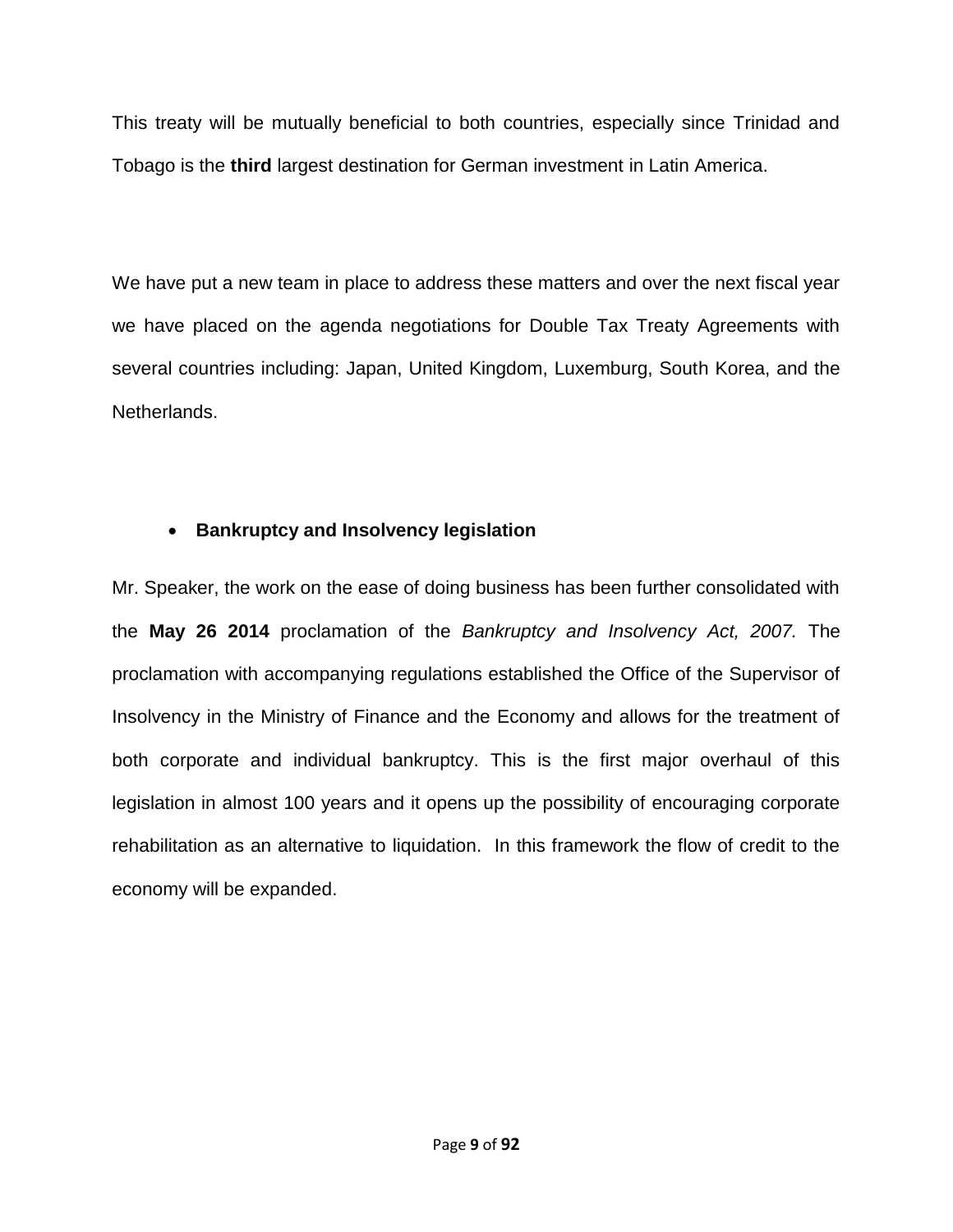This treaty will be mutually beneficial to both countries, especially since Trinidad and Tobago is the **third** largest destination for German investment in Latin America.

We have put a new team in place to address these matters and over the next fiscal year we have placed on the agenda negotiations for Double Tax Treaty Agreements with several countries including: Japan, United Kingdom, Luxemburg, South Korea, and the Netherlands.

- **Bankruptcy and Insolvency legislation**

Mr. Speaker, the work on the ease of doing business has been further consolidated with the **May 26 2014** proclamation of the *Bankruptcy and Insolvency Act, 2007.* The proclamation with accompanying regulations established the Office of the Supervisor of Insolvency in the Ministry of Finance and the Economy and allows for the treatment of both corporate and individual bankruptcy. This is the first major overhaul of this legislation in almost 100 years and it opens up the possibility of encouraging corporate rehabilitation as an alternative to liquidation. In this framework the flow of credit to the economy will be expanded.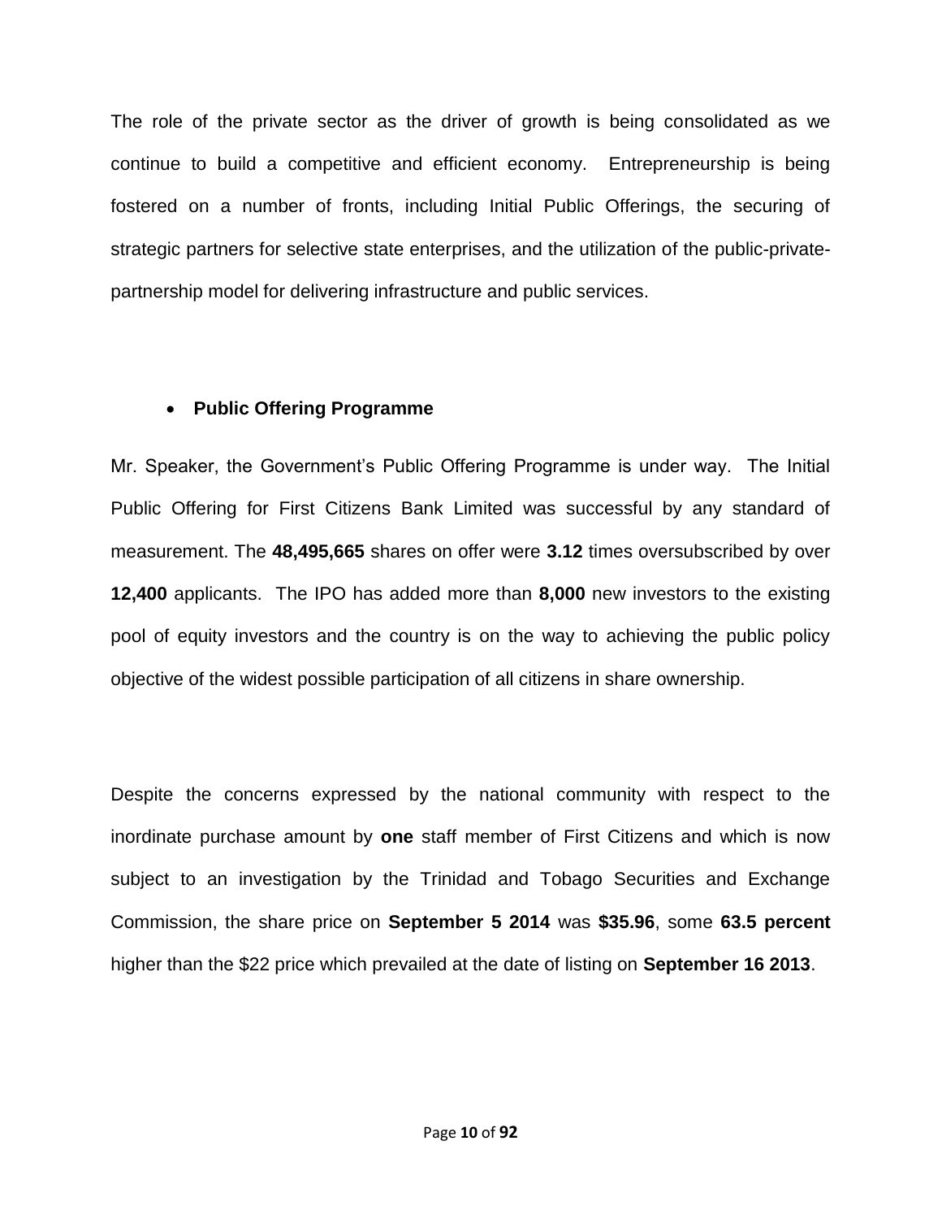The role of the private sector as the driver of growth is being consolidated as we continue to build a competitive and efficient economy. Entrepreneurship is being fostered on a number of fronts, including Initial Public Offerings, the securing of strategic partners for selective state enterprises, and the utilization of the public-private-partnership model for delivering infrastructure and public services.

- **Public Offering Programme**

Mr. Speaker, the Government's Public Offering Programme is under way. The Initial Public Offering for First Citizens Bank Limited was successful by any standard of measurement. The **48,495,665** shares on offer were **3.12** times oversubscribed by over **12,400** applicants. The IPO has added more than **8,000** new investors to the existing pool of equity investors and the country is on the way to achieving the public policy objective of the widest possible participation of all citizens in share ownership.

Despite the concerns expressed by the national community with respect to the inordinate purchase amount by **one** staff member of First Citizens and which is now subject to an investigation by the Trinidad and Tobago Securities and Exchange Commission, the share price on **September 5 2014** was **$35.96**, some **63.5 percent** higher than the $22 price which prevailed at the date of listing on **September 16 2013**.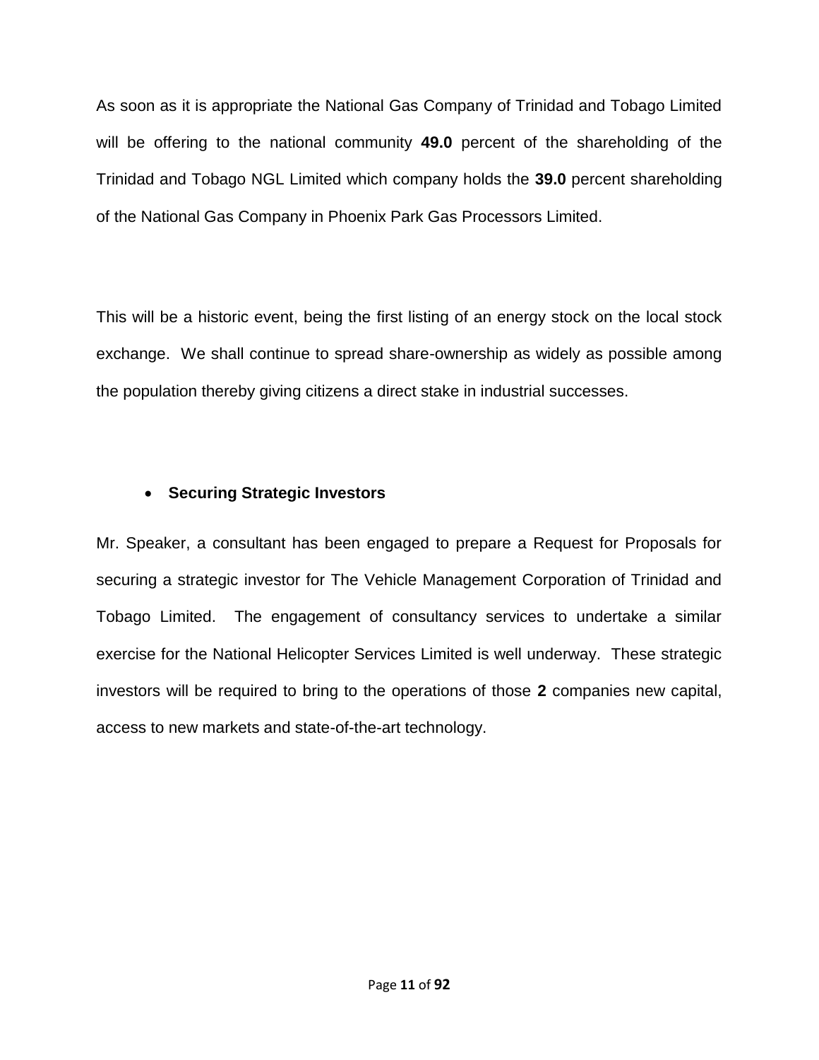As soon as it is appropriate the National Gas Company of Trinidad and Tobago Limited will be offering to the national community **49.0** percent of the shareholding of the Trinidad and Tobago NGL Limited which company holds the **39.0** percent shareholding of the National Gas Company in Phoenix Park Gas Processors Limited.

This will be a historic event, being the first listing of an energy stock on the local stock exchange. We shall continue to spread share-ownership as widely as possible among the population thereby giving citizens a direct stake in industrial successes.

- **Securing Strategic Investors**

Mr. Speaker, a consultant has been engaged to prepare a Request for Proposals for securing a strategic investor for The Vehicle Management Corporation of Trinidad and Tobago Limited. The engagement of consultancy services to undertake a similar exercise for the National Helicopter Services Limited is well underway. These strategic investors will be required to bring to the operations of those **2** companies new capital, access to new markets and state-of-the-art technology.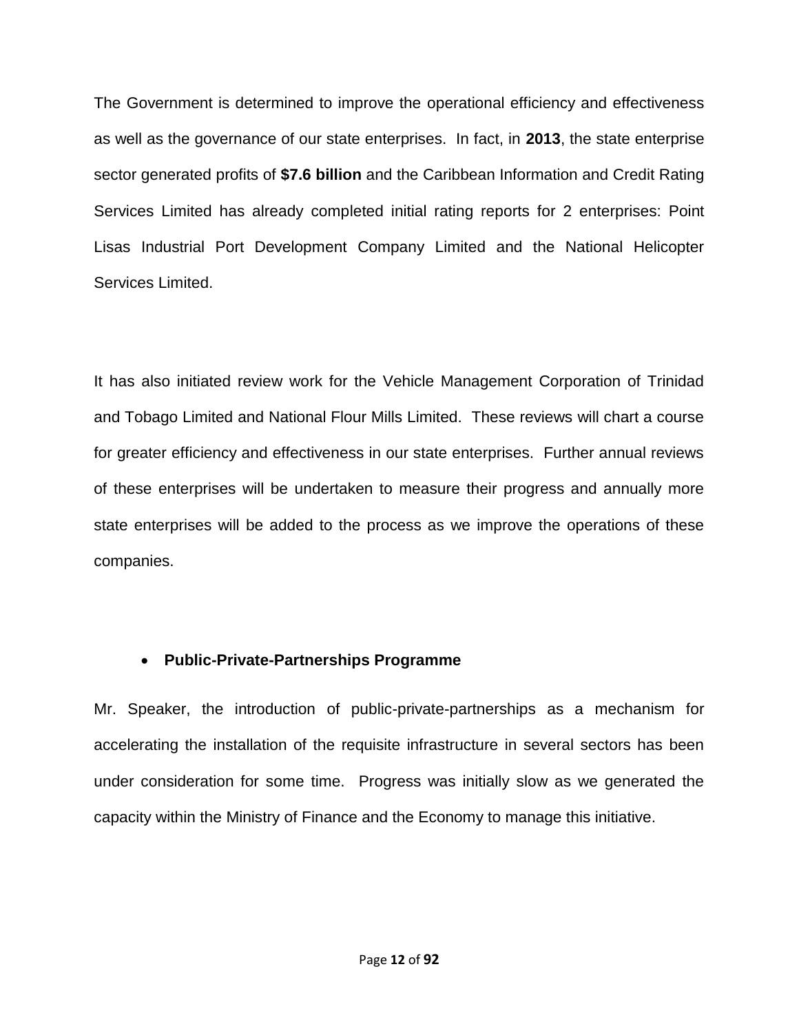The Government is determined to improve the operational efficiency and effectiveness as well as the governance of our state enterprises. In fact, in **2013**, the state enterprise sector generated profits of **$7.6 billion** and the Caribbean Information and Credit Rating Services Limited has already completed initial rating reports for 2 enterprises: Point Lisas Industrial Port Development Company Limited and the National Helicopter Services Limited.

It has also initiated review work for the Vehicle Management Corporation of Trinidad and Tobago Limited and National Flour Mills Limited. These reviews will chart a course for greater efficiency and effectiveness in our state enterprises. Further annual reviews of these enterprises will be undertaken to measure their progress and annually more state enterprises will be added to the process as we improve the operations of these companies.

- **Public-Private-Partnerships Programme**

Mr. Speaker, the introduction of public-private-partnerships as a mechanism for accelerating the installation of the requisite infrastructure in several sectors has been under consideration for some time. Progress was initially slow as we generated the capacity within the Ministry of Finance and the Economy to manage this initiative.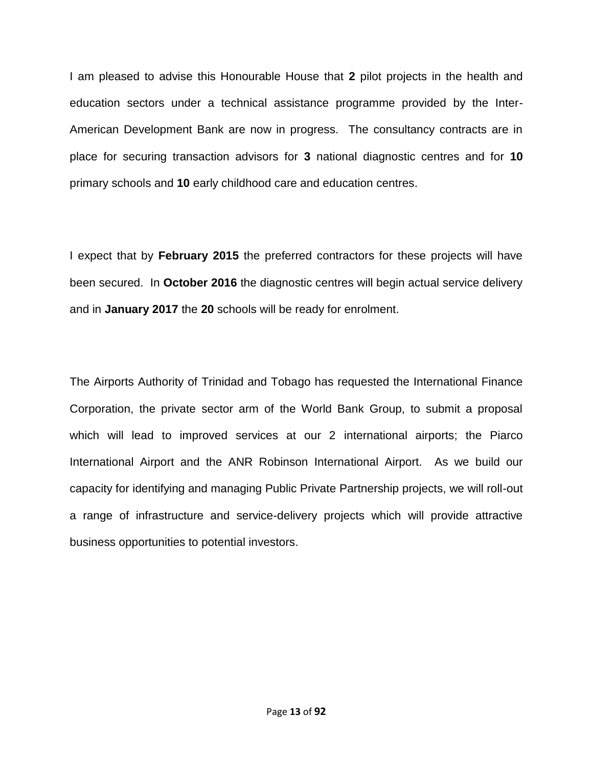I am pleased to advise this Honourable House that **2** pilot projects in the health and education sectors under a technical assistance programme provided by the Inter-American Development Bank are now in progress. The consultancy contracts are in place for securing transaction advisors for **3** national diagnostic centres and for **10** primary schools and **10** early childhood care and education centres.

I expect that by **February 2015** the preferred contractors for these projects will have been secured. In **October 2016** the diagnostic centres will begin actual service delivery and in **January 2017** the **20** schools will be ready for enrolment.

The Airports Authority of Trinidad and Tobago has requested the International Finance Corporation, the private sector arm of the World Bank Group, to submit a proposal which will lead to improved services at our 2 international airports; the Piarco International Airport and the ANR Robinson International Airport. As we build our capacity for identifying and managing Public Private Partnership projects, we will roll-out a range of infrastructure and service-delivery projects which will provide attractive business opportunities to potential investors.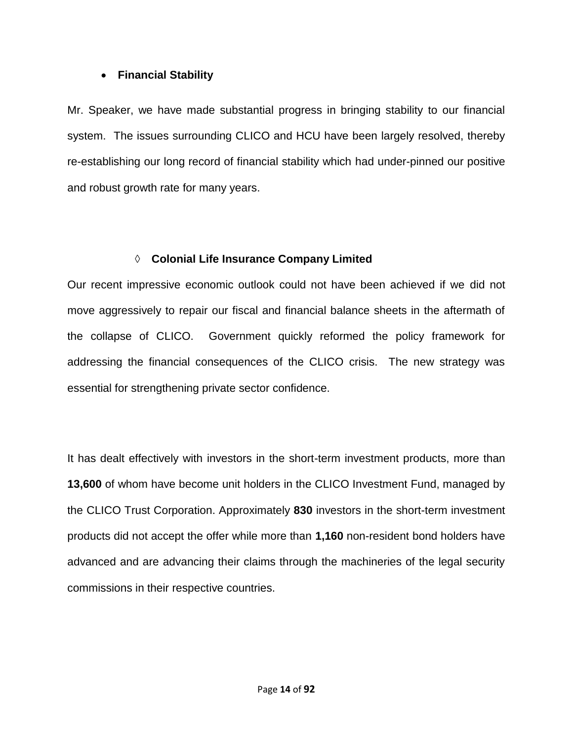- **Financial Stability**

Mr. Speaker, we have made substantial progress in bringing stability to our financial system. The issues surrounding CLICO and HCU have been largely resolved, thereby re-establishing our long record of financial stability which had under-pinned our positive and robust growth rate for many years.

◊ **Colonial Life Insurance Company Limited**

Our recent impressive economic outlook could not have been achieved if we did not move aggressively to repair our fiscal and financial balance sheets in the aftermath of the collapse of CLICO. Government quickly reformed the policy framework for addressing the financial consequences of the CLICO crisis. The new strategy was essential for strengthening private sector confidence.

It has dealt effectively with investors in the short-term investment products, more than **13,600** of whom have become unit holders in the CLICO Investment Fund, managed by the CLICO Trust Corporation. Approximately **830** investors in the short-term investment products did not accept the offer while more than **1,160** non-resident bond holders have advanced and are advancing their claims through the machineries of the legal security commissions in their respective countries.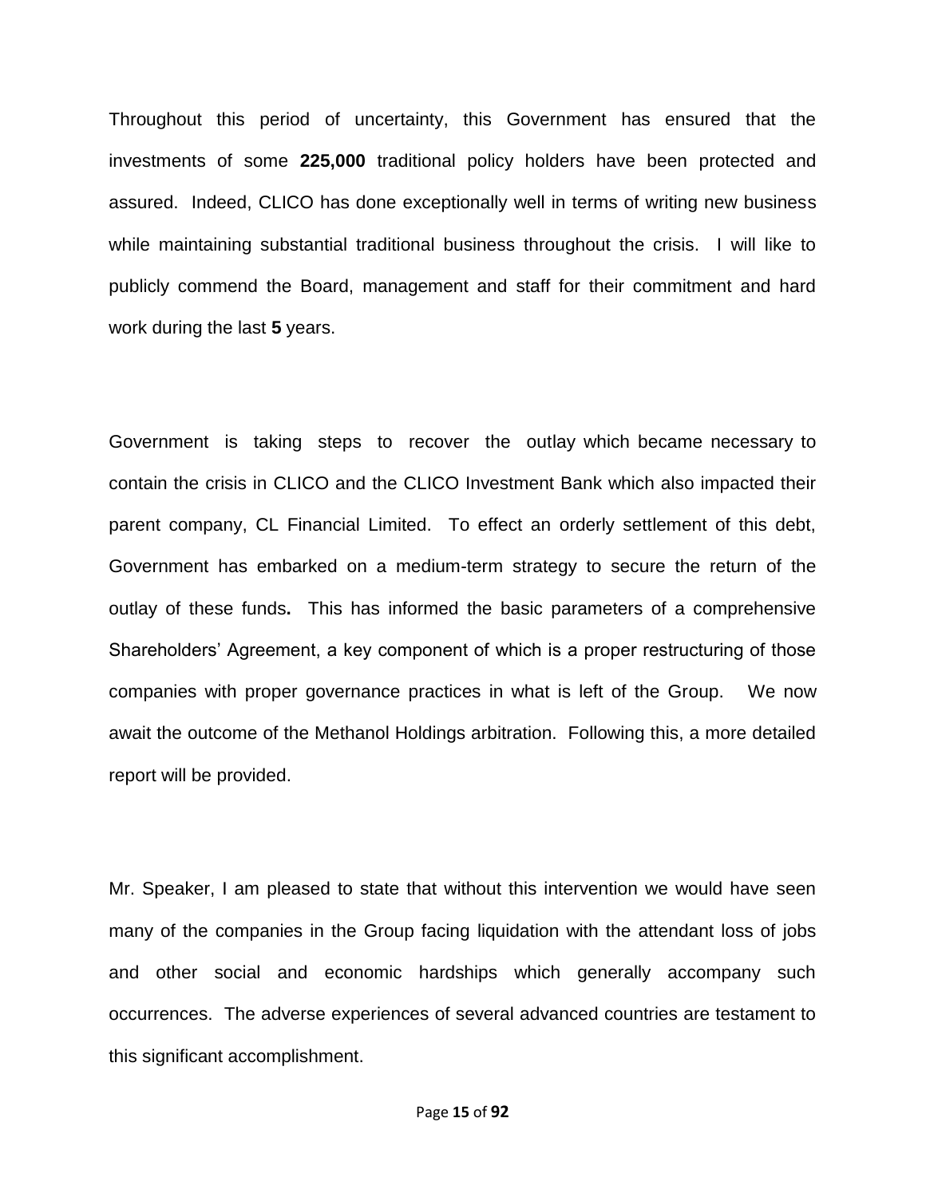Throughout this period of uncertainty, this Government has ensured that the investments of some **225,000** traditional policy holders have been protected and assured. Indeed, CLICO has done exceptionally well in terms of writing new business while maintaining substantial traditional business throughout the crisis. I will like to publicly commend the Board, management and staff for their commitment and hard work during the last **5** years.

Government is taking steps to recover the outlay which became necessary to contain the crisis in CLICO and the CLICO Investment Bank which also impacted their parent company, CL Financial Limited. To effect an orderly settlement of this debt, Government has embarked on a medium-term strategy to secure the return of the outlay of these funds**.** This has informed the basic parameters of a comprehensive Shareholders' Agreement, a key component of which is a proper restructuring of those companies with proper governance practices in what is left of the Group. We now await the outcome of the Methanol Holdings arbitration. Following this, a more detailed report will be provided.

Mr. Speaker, I am pleased to state that without this intervention we would have seen many of the companies in the Group facing liquidation with the attendant loss of jobs and other social and economic hardships which generally accompany such occurrences. The adverse experiences of several advanced countries are testament to this significant accomplishment.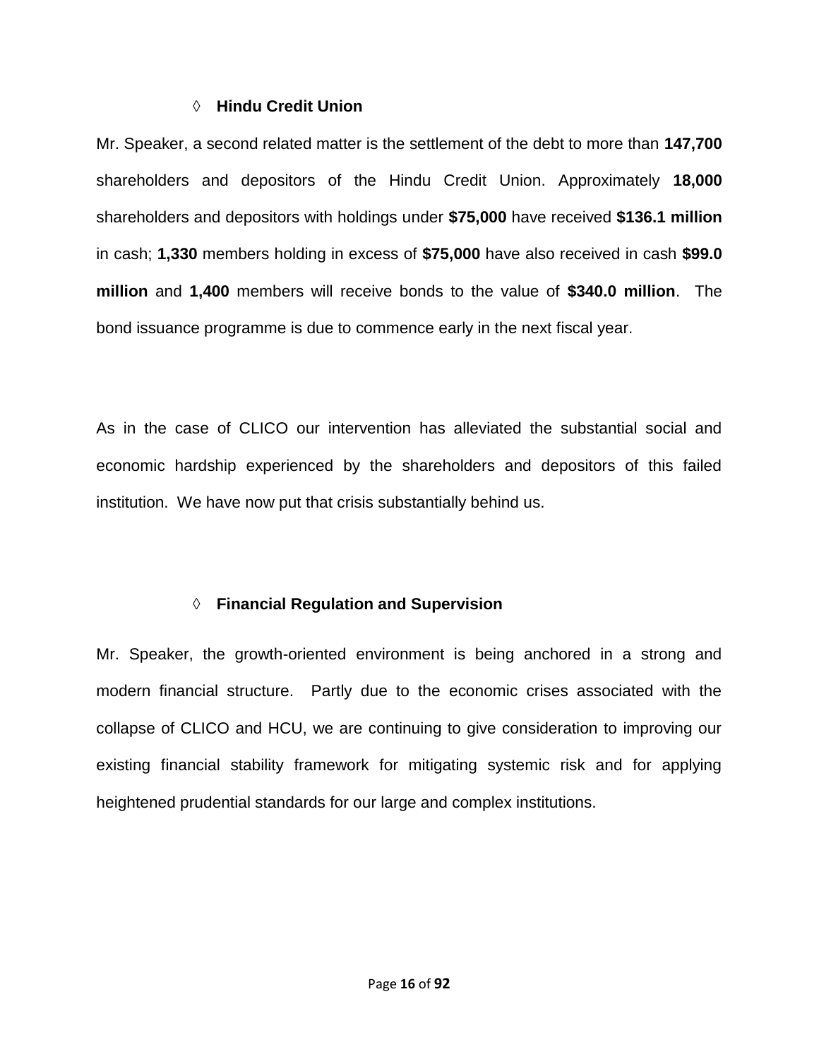### ◊ Hindu Credit Union

Mr. Speaker, a second related matter is the settlement of the debt to more than **147,700** shareholders and depositors of the Hindu Credit Union. Approximately **18,000** shareholders and depositors with holdings under **$75,000** have received **$136.1 million** in cash; **1,330** members holding in excess of **$75,000** have also received in cash **$99.0 million** and **1,400** members will receive bonds to the value of **$340.0 million**. The bond issuance programme is due to commence early in the next fiscal year.

As in the case of CLICO our intervention has alleviated the substantial social and economic hardship experienced by the shareholders and depositors of this failed institution. We have now put that crisis substantially behind us.

### ◊ Financial Regulation and Supervision

Mr. Speaker, the growth-oriented environment is being anchored in a strong and modern financial structure. Partly due to the economic crises associated with the collapse of CLICO and HCU, we are continuing to give consideration to improving our existing financial stability framework for mitigating systemic risk and for applying heightened prudential standards for our large and complex institutions.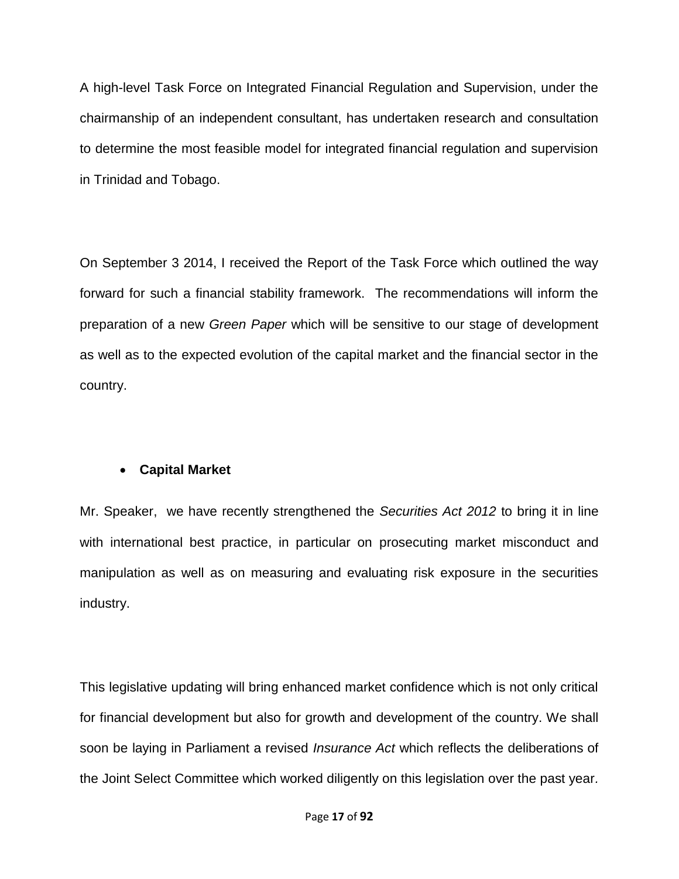A high-level Task Force on Integrated Financial Regulation and Supervision, under the chairmanship of an independent consultant, has undertaken research and consultation to determine the most feasible model for integrated financial regulation and supervision in Trinidad and Tobago.

On September 3 2014, I received the Report of the Task Force which outlined the way forward for such a financial stability framework. The recommendations will inform the preparation of a new *Green Paper* which will be sensitive to our stage of development as well as to the expected evolution of the capital market and the financial sector in the country.

- **Capital Market**

Mr. Speaker, we have recently strengthened the *Securities Act 2012* to bring it in line with international best practice, in particular on prosecuting market misconduct and manipulation as well as on measuring and evaluating risk exposure in the securities industry.

This legislative updating will bring enhanced market confidence which is not only critical for financial development but also for growth and development of the country. We shall soon be laying in Parliament a revised *Insurance Act* which reflects the deliberations of the Joint Select Committee which worked diligently on this legislation over the past year.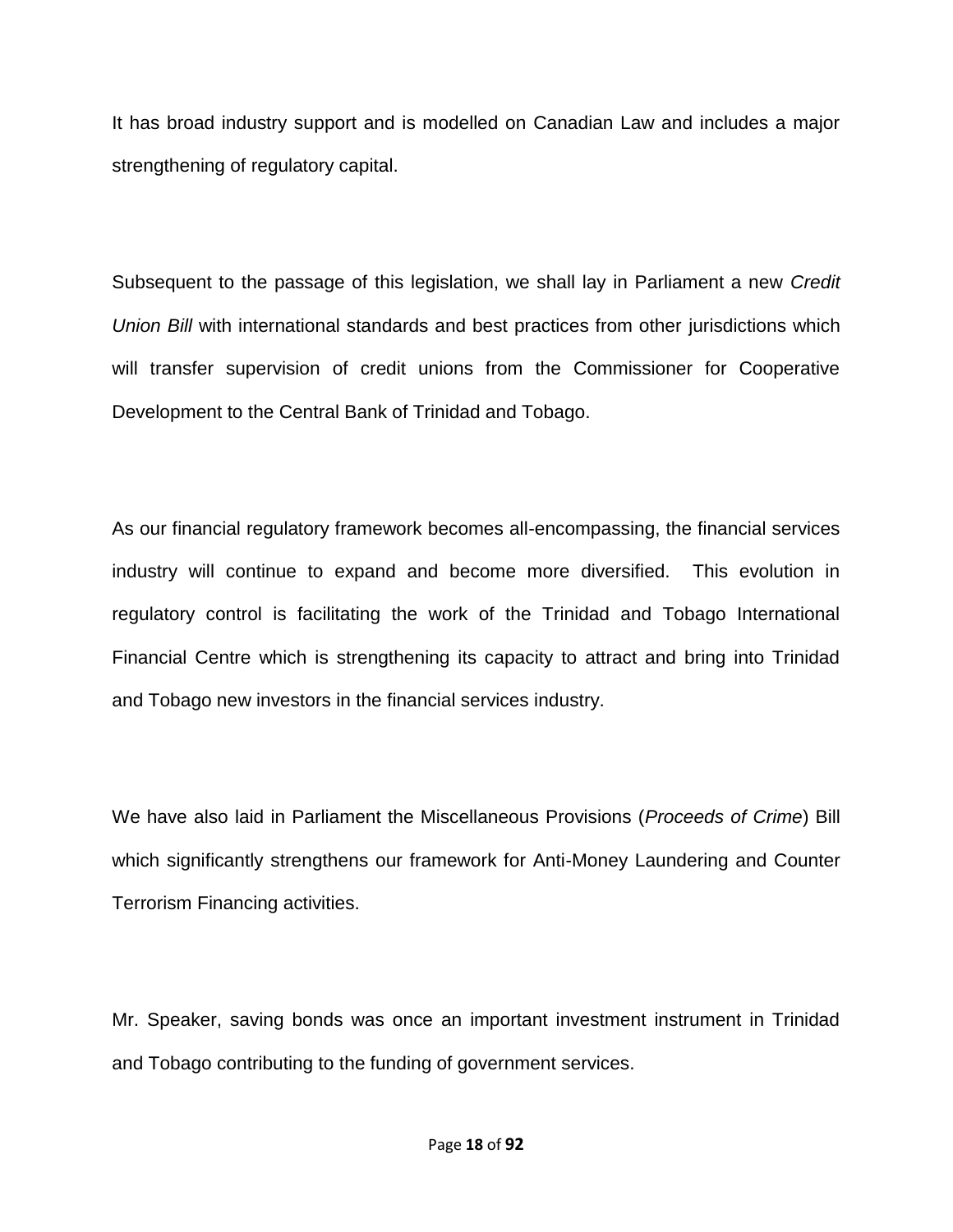It has broad industry support and is modelled on Canadian Law and includes a major strengthening of regulatory capital.

Subsequent to the passage of this legislation, we shall lay in Parliament a new *Credit Union Bill* with international standards and best practices from other jurisdictions which will transfer supervision of credit unions from the Commissioner for Cooperative Development to the Central Bank of Trinidad and Tobago.

As our financial regulatory framework becomes all-encompassing, the financial services industry will continue to expand and become more diversified. This evolution in regulatory control is facilitating the work of the Trinidad and Tobago International Financial Centre which is strengthening its capacity to attract and bring into Trinidad and Tobago new investors in the financial services industry.

We have also laid in Parliament the Miscellaneous Provisions (*Proceeds of Crime*) Bill which significantly strengthens our framework for Anti-Money Laundering and Counter Terrorism Financing activities.

Mr. Speaker, saving bonds was once an important investment instrument in Trinidad and Tobago contributing to the funding of government services.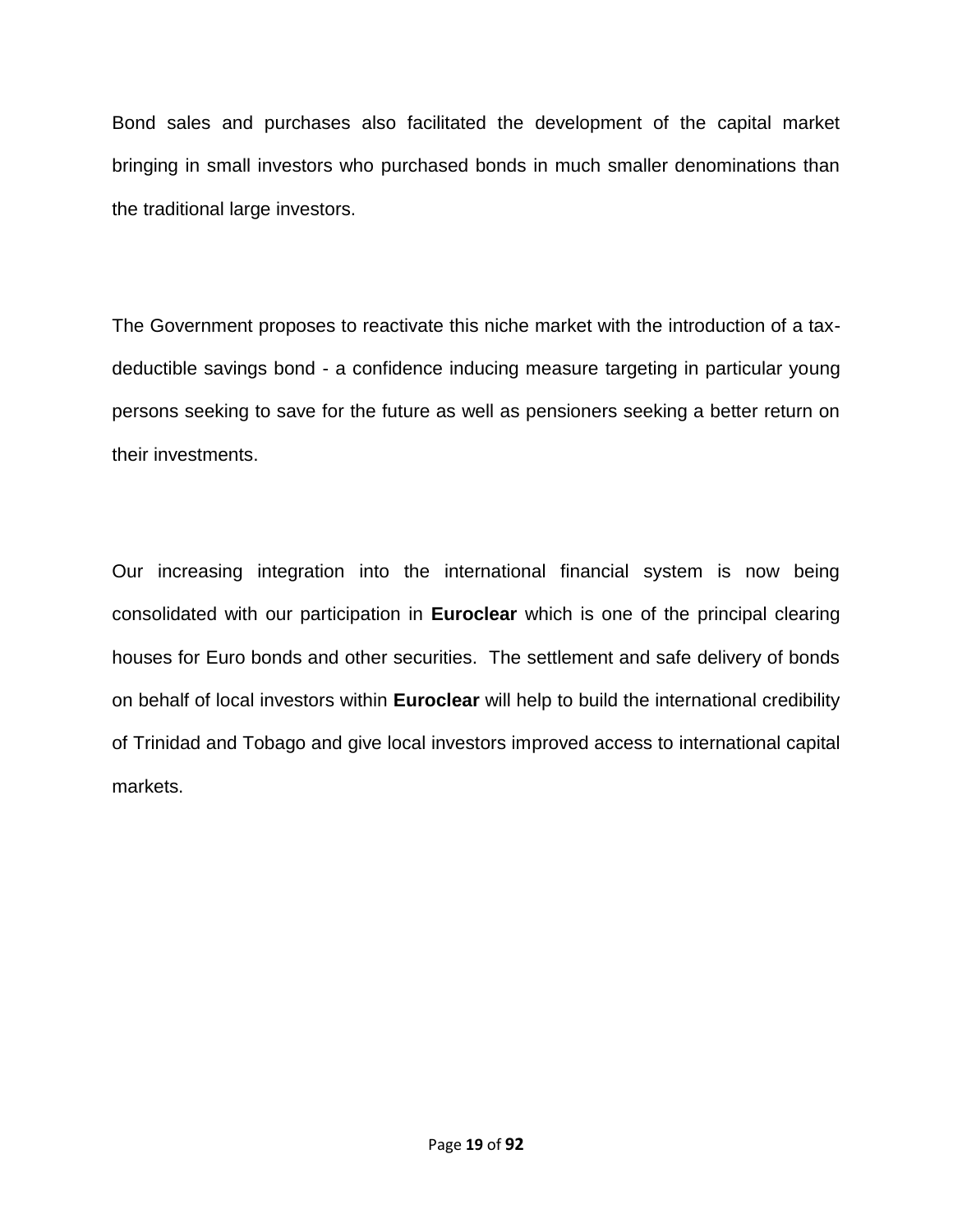Bond sales and purchases also facilitated the development of the capital market bringing in small investors who purchased bonds in much smaller denominations than the traditional large investors.

The Government proposes to reactivate this niche market with the introduction of a tax-deductible savings bond - a confidence inducing measure targeting in particular young persons seeking to save for the future as well as pensioners seeking a better return on their investments.

Our increasing integration into the international financial system is now being consolidated with our participation in **Euroclear** which is one of the principal clearing houses for Euro bonds and other securities. The settlement and safe delivery of bonds on behalf of local investors within **Euroclear** will help to build the international credibility of Trinidad and Tobago and give local investors improved access to international capital markets.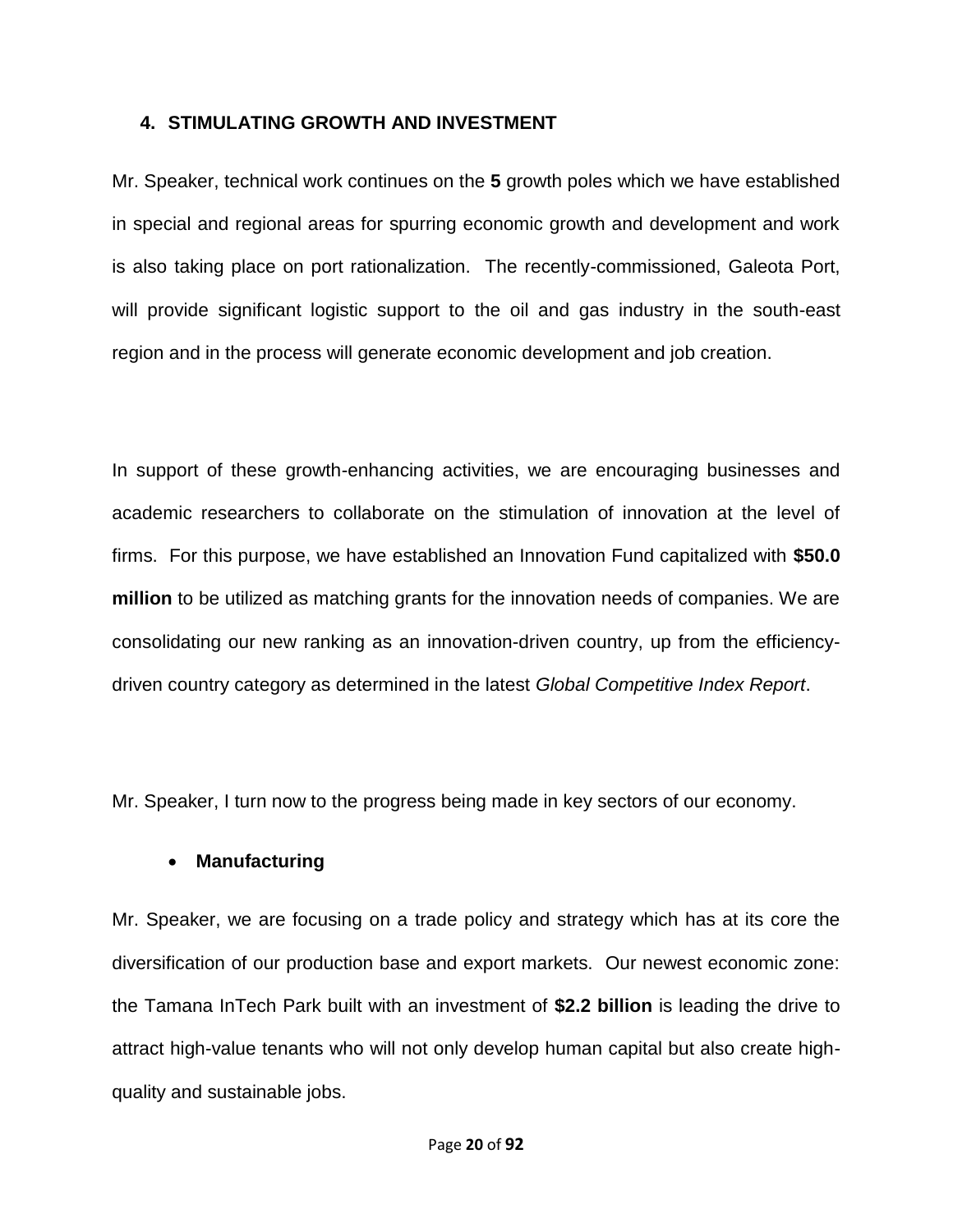## 4. STIMULATING GROWTH AND INVESTMENT

Mr. Speaker, technical work continues on the **5** growth poles which we have established in special and regional areas for spurring economic growth and development and work is also taking place on port rationalization. The recently-commissioned, Galeota Port, will provide significant logistic support to the oil and gas industry in the south-east region and in the process will generate economic development and job creation.

In support of these growth-enhancing activities, we are encouraging businesses and academic researchers to collaborate on the stimulation of innovation at the level of firms. For this purpose, we have established an Innovation Fund capitalized with **$50.0 million** to be utilized as matching grants for the innovation needs of companies. We are consolidating our new ranking as an innovation-driven country, up from the efficiency-driven country category as determined in the latest *Global Competitive Index Report*.

Mr. Speaker, I turn now to the progress being made in key sectors of our economy.

- **Manufacturing**

Mr. Speaker, we are focusing on a trade policy and strategy which has at its core the diversification of our production base and export markets. Our newest economic zone: the Tamana InTech Park built with an investment of **$2.2 billion** is leading the drive to attract high-value tenants who will not only develop human capital but also create high-quality and sustainable jobs.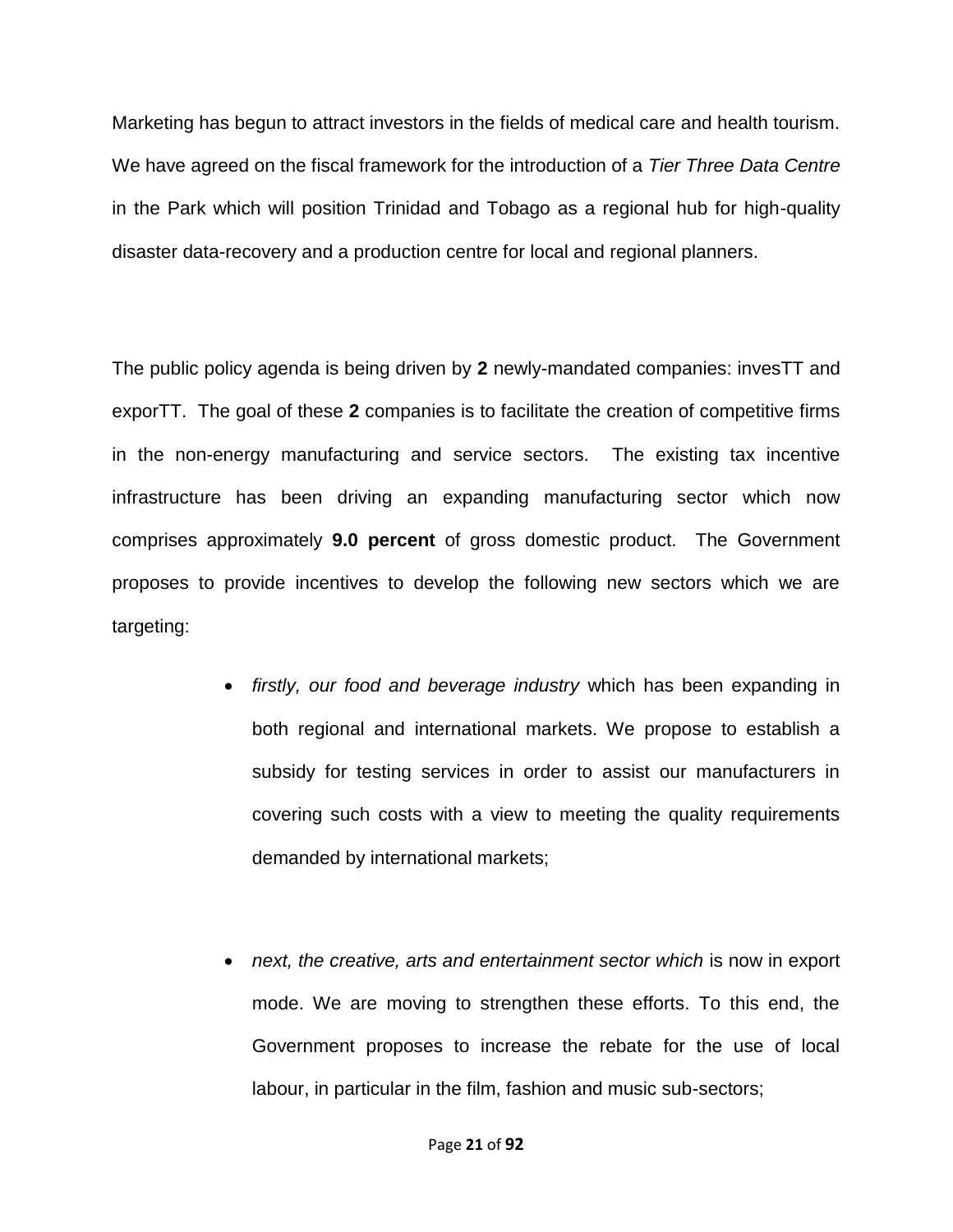Marketing has begun to attract investors in the fields of medical care and health tourism. We have agreed on the fiscal framework for the introduction of a *Tier Three Data Centre* in the Park which will position Trinidad and Tobago as a regional hub for high-quality disaster data-recovery and a production centre for local and regional planners.

The public policy agenda is being driven by **2** newly-mandated companies: invesTT and exporTT. The goal of these **2** companies is to facilitate the creation of competitive firms in the non-energy manufacturing and service sectors. The existing tax incentive infrastructure has been driving an expanding manufacturing sector which now comprises approximately **9.0 percent** of gross domestic product. The Government proposes to provide incentives to develop the following new sectors which we are targeting:

- *firstly, our food and beverage industry* which has been expanding in both regional and international markets. We propose to establish a subsidy for testing services in order to assist our manufacturers in covering such costs with a view to meeting the quality requirements demanded by international markets;

- *next, the creative, arts and entertainment sector which* is now in export mode. We are moving to strengthen these efforts. To this end, the Government proposes to increase the rebate for the use of local labour, in particular in the film, fashion and music sub-sectors;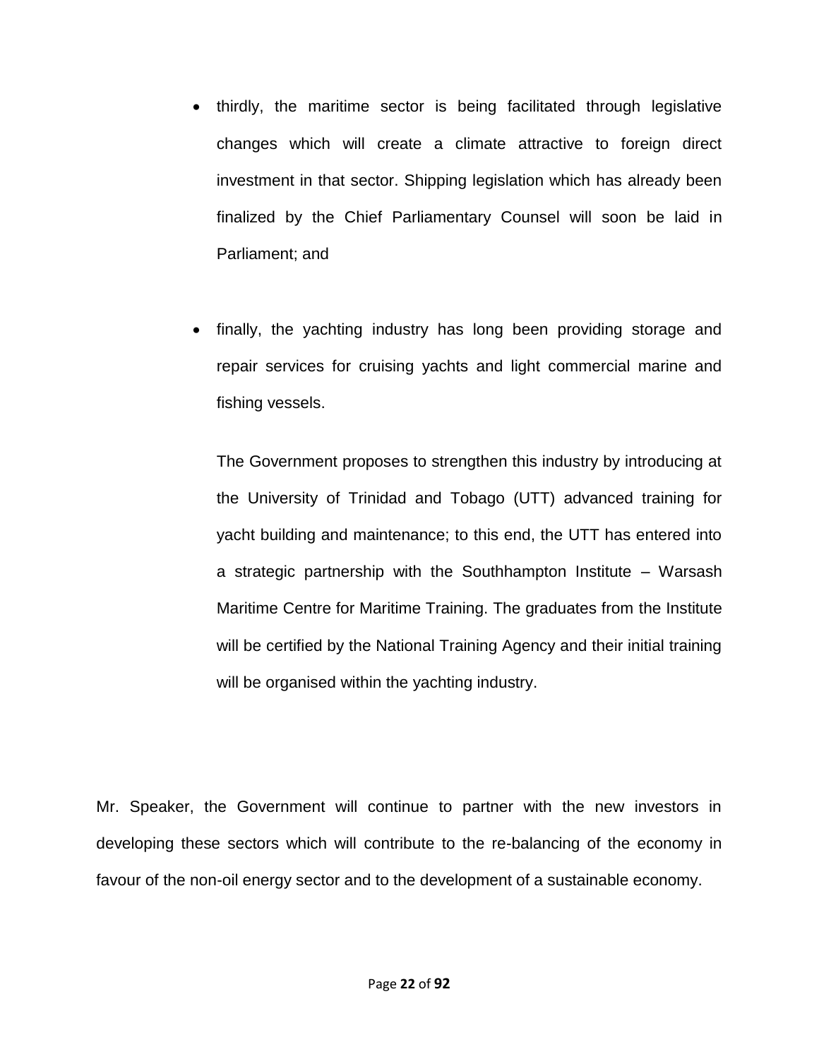- thirdly, the maritime sector is being facilitated through legislative changes which will create a climate attractive to foreign direct investment in that sector. Shipping legislation which has already been finalized by the Chief Parliamentary Counsel will soon be laid in Parliament; and

- finally, the yachting industry has long been providing storage and repair services for cruising yachts and light commercial marine and fishing vessels.

  The Government proposes to strengthen this industry by introducing at the University of Trinidad and Tobago (UTT) advanced training for yacht building and maintenance; to this end, the UTT has entered into a strategic partnership with the Southhampton Institute – Warsash Maritime Centre for Maritime Training. The graduates from the Institute will be certified by the National Training Agency and their initial training will be organised within the yachting industry.

Mr. Speaker, the Government will continue to partner with the new investors in developing these sectors which will contribute to the re-balancing of the economy in favour of the non-oil energy sector and to the development of a sustainable economy.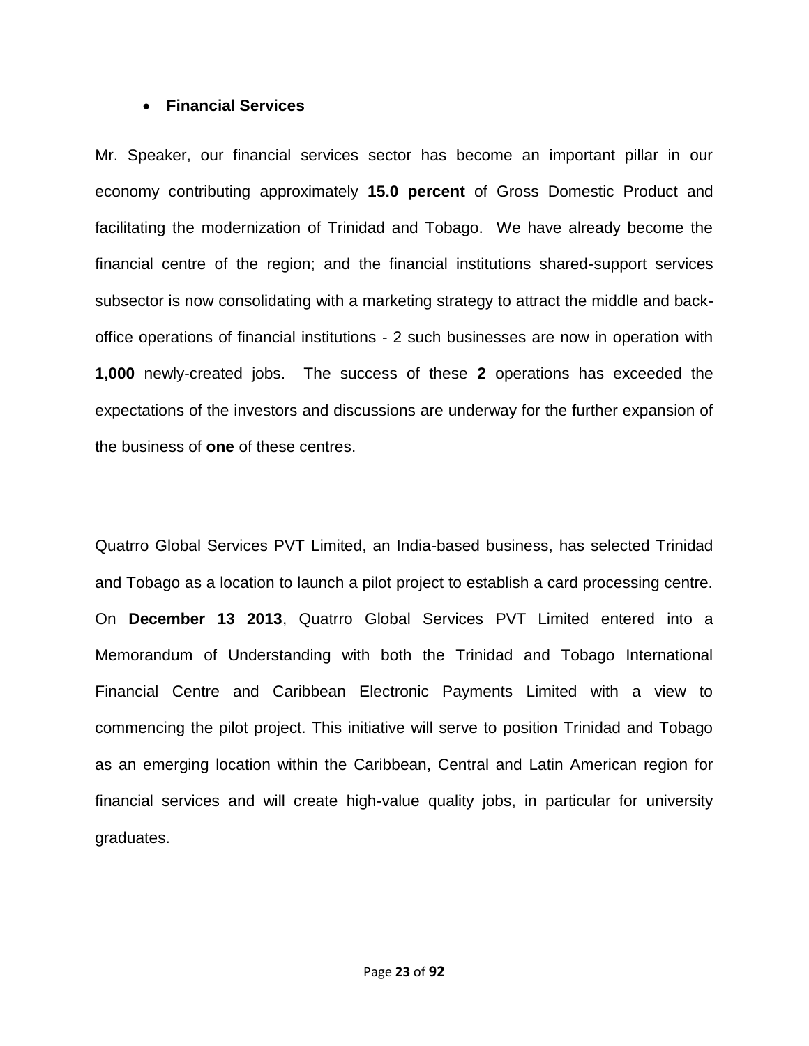- **Financial Services**

Mr. Speaker, our financial services sector has become an important pillar in our economy contributing approximately **15.0 percent** of Gross Domestic Product and facilitating the modernization of Trinidad and Tobago. We have already become the financial centre of the region; and the financial institutions shared-support services subsector is now consolidating with a marketing strategy to attract the middle and back-office operations of financial institutions - 2 such businesses are now in operation with **1,000** newly-created jobs. The success of these **2** operations has exceeded the expectations of the investors and discussions are underway for the further expansion of the business of **one** of these centres.

Quatrro Global Services PVT Limited, an India-based business, has selected Trinidad and Tobago as a location to launch a pilot project to establish a card processing centre. On **December 13 2013**, Quatrro Global Services PVT Limited entered into a Memorandum of Understanding with both the Trinidad and Tobago International Financial Centre and Caribbean Electronic Payments Limited with a view to commencing the pilot project. This initiative will serve to position Trinidad and Tobago as an emerging location within the Caribbean, Central and Latin American region for financial services and will create high-value quality jobs, in particular for university graduates.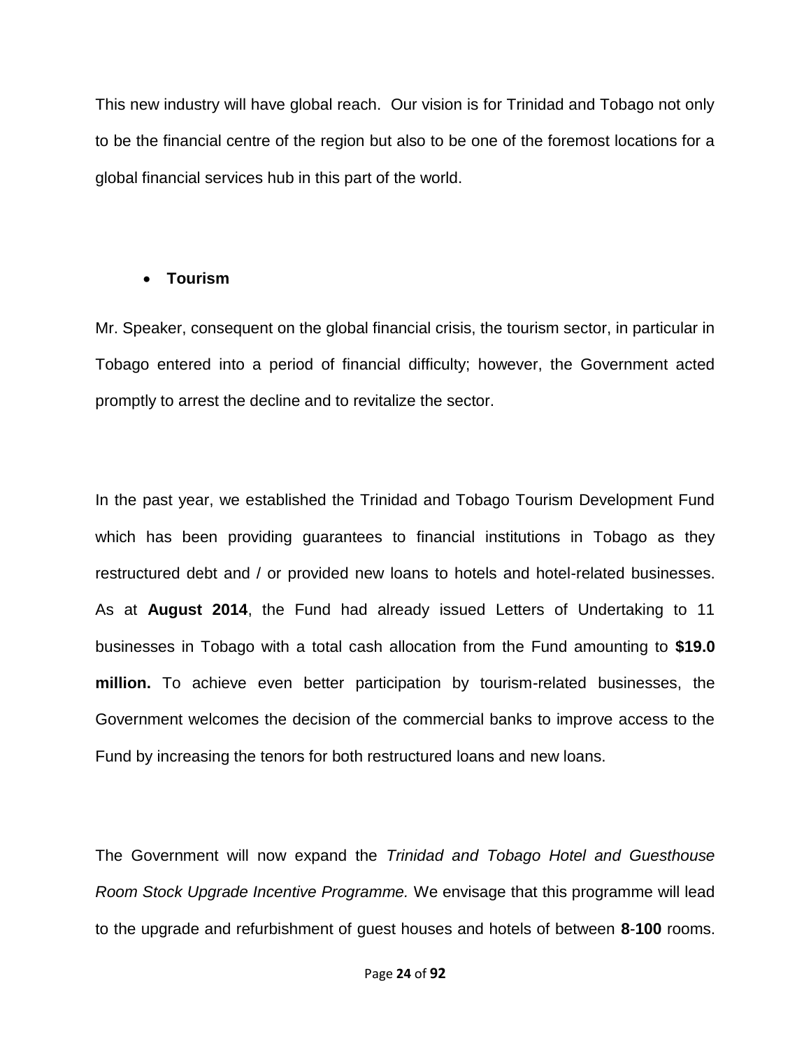This new industry will have global reach. Our vision is for Trinidad and Tobago not only to be the financial centre of the region but also to be one of the foremost locations for a global financial services hub in this part of the world.

- **Tourism**

Mr. Speaker, consequent on the global financial crisis, the tourism sector, in particular in Tobago entered into a period of financial difficulty; however, the Government acted promptly to arrest the decline and to revitalize the sector.

In the past year, we established the Trinidad and Tobago Tourism Development Fund which has been providing guarantees to financial institutions in Tobago as they restructured debt and / or provided new loans to hotels and hotel-related businesses. As at **August 2014**, the Fund had already issued Letters of Undertaking to 11 businesses in Tobago with a total cash allocation from the Fund amounting to **$19.0 million.** To achieve even better participation by tourism-related businesses, the Government welcomes the decision of the commercial banks to improve access to the Fund by increasing the tenors for both restructured loans and new loans.

The Government will now expand the *Trinidad and Tobago Hotel and Guesthouse Room Stock Upgrade Incentive Programme.* We envisage that this programme will lead to the upgrade and refurbishment of guest houses and hotels of between **8**-**100** rooms.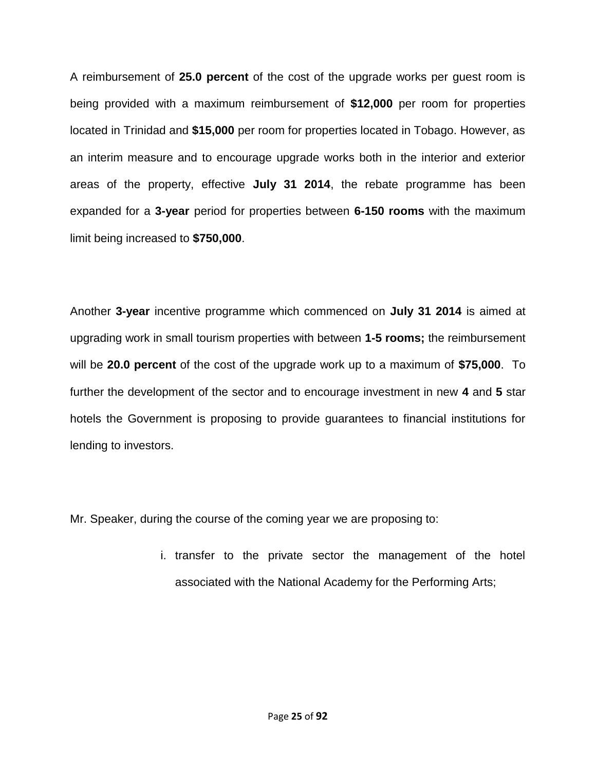A reimbursement of **25.0 percent** of the cost of the upgrade works per guest room is being provided with a maximum reimbursement of **$12,000** per room for properties located in Trinidad and **$15,000** per room for properties located in Tobago. However, as an interim measure and to encourage upgrade works both in the interior and exterior areas of the property, effective **July 31 2014**, the rebate programme has been expanded for a **3-year** period for properties between **6-150 rooms** with the maximum limit being increased to **$750,000**.

Another **3-year** incentive programme which commenced on **July 31 2014** is aimed at upgrading work in small tourism properties with between **1-5 rooms;** the reimbursement will be **20.0 percent** of the cost of the upgrade work up to a maximum of **$75,000**. To further the development of the sector and to encourage investment in new **4** and **5** star hotels the Government is proposing to provide guarantees to financial institutions for lending to investors.

Mr. Speaker, during the course of the coming year we are proposing to:

i. transfer to the private sector the management of the hotel associated with the National Academy for the Performing Arts;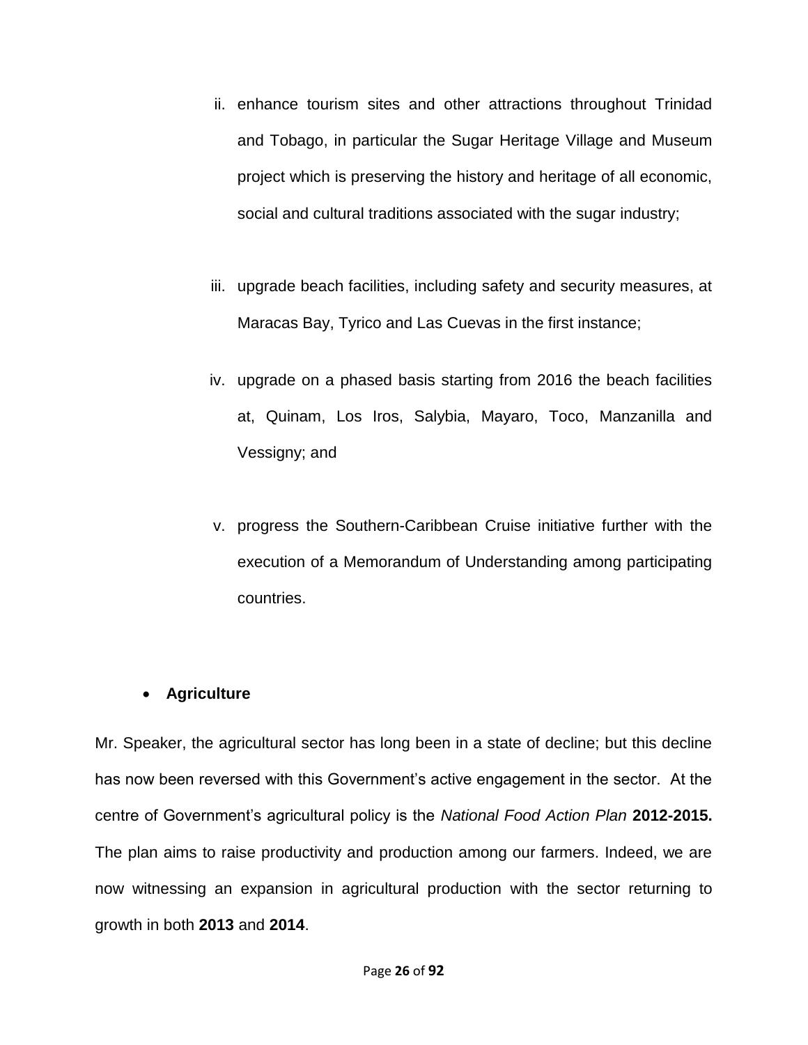ii. enhance tourism sites and other attractions throughout Trinidad and Tobago, in particular the Sugar Heritage Village and Museum project which is preserving the history and heritage of all economic, social and cultural traditions associated with the sugar industry;

iii. upgrade beach facilities, including safety and security measures, at Maracas Bay, Tyrico and Las Cuevas in the first instance;

iv. upgrade on a phased basis starting from 2016 the beach facilities at, Quinam, Los Iros, Salybia, Mayaro, Toco, Manzanilla and Vessigny; and

v. progress the Southern-Caribbean Cruise initiative further with the execution of a Memorandum of Understanding among participating countries.

- **Agriculture**

Mr. Speaker, the agricultural sector has long been in a state of decline; but this decline has now been reversed with this Government's active engagement in the sector. At the centre of Government's agricultural policy is the *National Food Action Plan* **2012-2015.** The plan aims to raise productivity and production among our farmers. Indeed, we are now witnessing an expansion in agricultural production with the sector returning to growth in both **2013** and **2014**.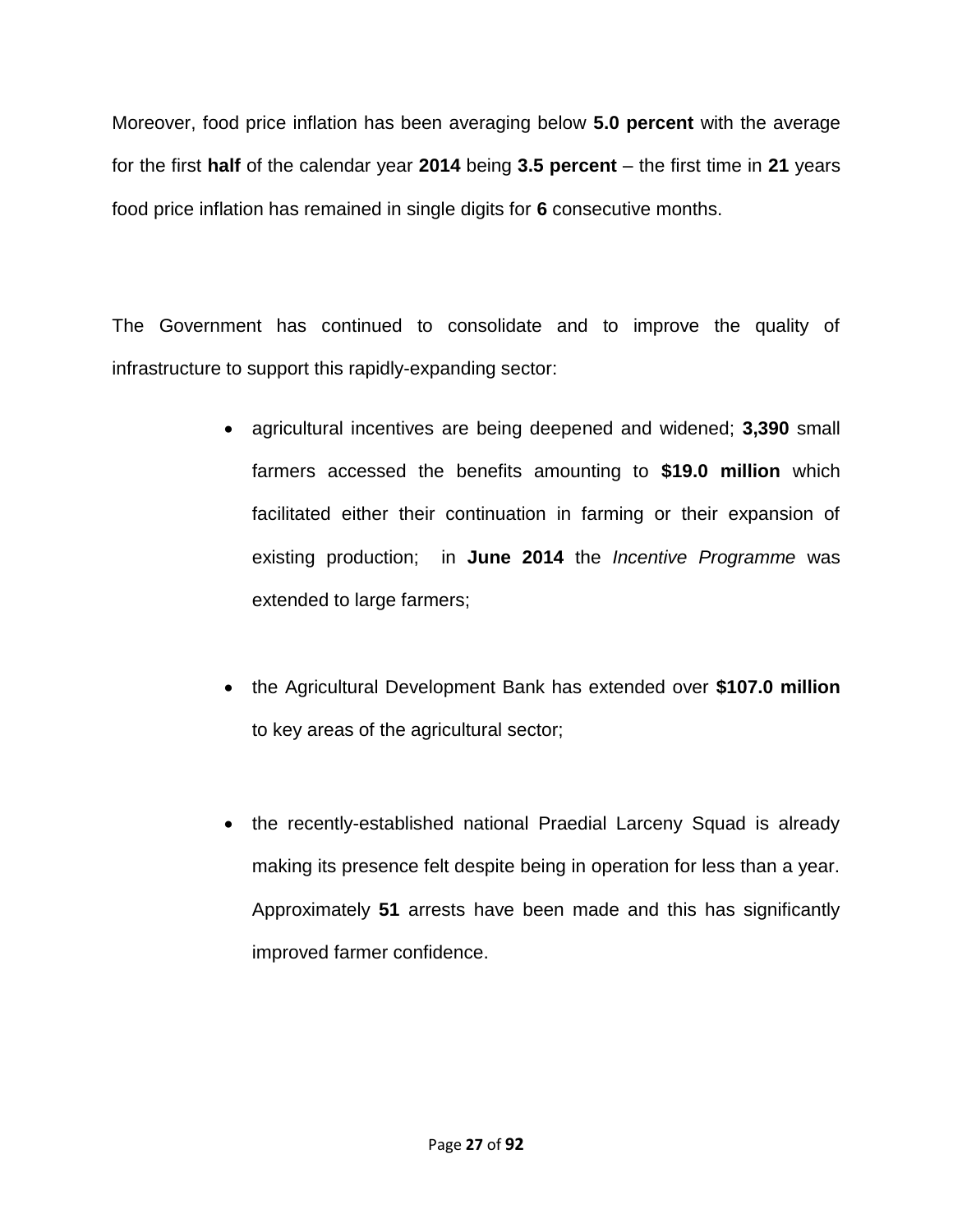Moreover, food price inflation has been averaging below **5.0 percent** with the average for the first **half** of the calendar year **2014** being **3.5 percent** – the first time in **21** years food price inflation has remained in single digits for **6** consecutive months.

The Government has continued to consolidate and to improve the quality of infrastructure to support this rapidly-expanding sector:

- agricultural incentives are being deepened and widened; **3,390** small farmers accessed the benefits amounting to **$19.0 million** which facilitated either their continuation in farming or their expansion of existing production; in **June 2014** the *Incentive Programme* was extended to large farmers;

- the Agricultural Development Bank has extended over **$107.0 million** to key areas of the agricultural sector;

- the recently-established national Praedial Larceny Squad is already making its presence felt despite being in operation for less than a year. Approximately **51** arrests have been made and this has significantly improved farmer confidence.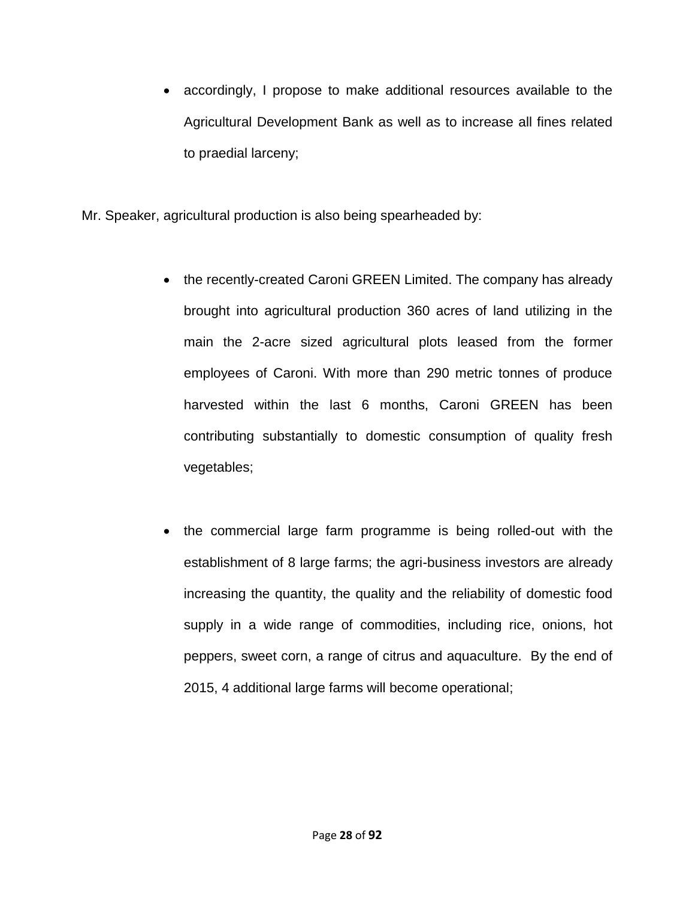- accordingly, I propose to make additional resources available to the Agricultural Development Bank as well as to increase all fines related to praedial larceny;

Mr. Speaker, agricultural production is also being spearheaded by:

- the recently-created Caroni GREEN Limited. The company has already brought into agricultural production 360 acres of land utilizing in the main the 2-acre sized agricultural plots leased from the former employees of Caroni. With more than 290 metric tonnes of produce harvested within the last 6 months, Caroni GREEN has been contributing substantially to domestic consumption of quality fresh vegetables;

- the commercial large farm programme is being rolled-out with the establishment of 8 large farms; the agri-business investors are already increasing the quantity, the quality and the reliability of domestic food supply in a wide range of commodities, including rice, onions, hot peppers, sweet corn, a range of citrus and aquaculture. By the end of 2015, 4 additional large farms will become operational;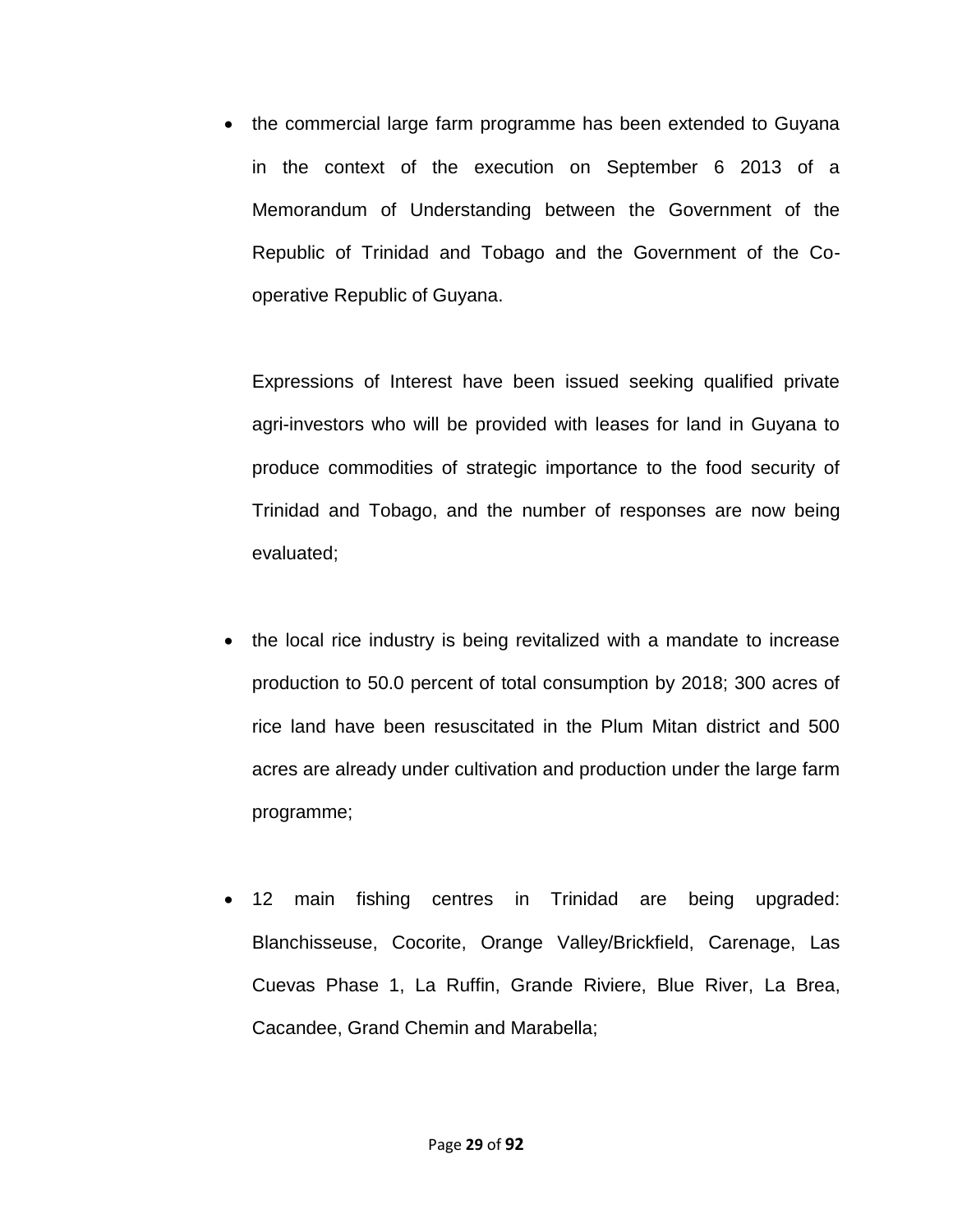- the commercial large farm programme has been extended to Guyana in the context of the execution on September 6 2013 of a Memorandum of Understanding between the Government of the Republic of Trinidad and Tobago and the Government of the Co-operative Republic of Guyana.

  Expressions of Interest have been issued seeking qualified private agri-investors who will be provided with leases for land in Guyana to produce commodities of strategic importance to the food security of Trinidad and Tobago, and the number of responses are now being evaluated;

- the local rice industry is being revitalized with a mandate to increase production to 50.0 percent of total consumption by 2018; 300 acres of rice land have been resuscitated in the Plum Mitan district and 500 acres are already under cultivation and production under the large farm programme;

- 12 main fishing centres in Trinidad are being upgraded: Blanchisseuse, Cocorite, Orange Valley/Brickfield, Carenage, Las Cuevas Phase 1, La Ruffin, Grande Riviere, Blue River, La Brea, Cacandee, Grand Chemin and Marabella;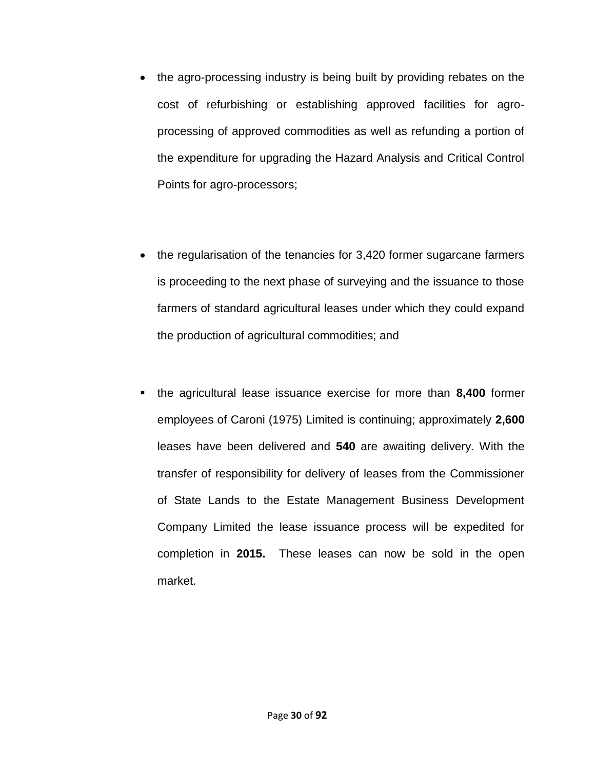- the agro-processing industry is being built by providing rebates on the cost of refurbishing or establishing approved facilities for agro-processing of approved commodities as well as refunding a portion of the expenditure for upgrading the Hazard Analysis and Critical Control Points for agro-processors;

- the regularisation of the tenancies for 3,420 former sugarcane farmers is proceeding to the next phase of surveying and the issuance to those farmers of standard agricultural leases under which they could expand the production of agricultural commodities; and

- the agricultural lease issuance exercise for more than **8,400** former employees of Caroni (1975) Limited is continuing; approximately **2,600** leases have been delivered and **540** are awaiting delivery. With the transfer of responsibility for delivery of leases from the Commissioner of State Lands to the Estate Management Business Development Company Limited the lease issuance process will be expedited for completion in **2015.** These leases can now be sold in the open market.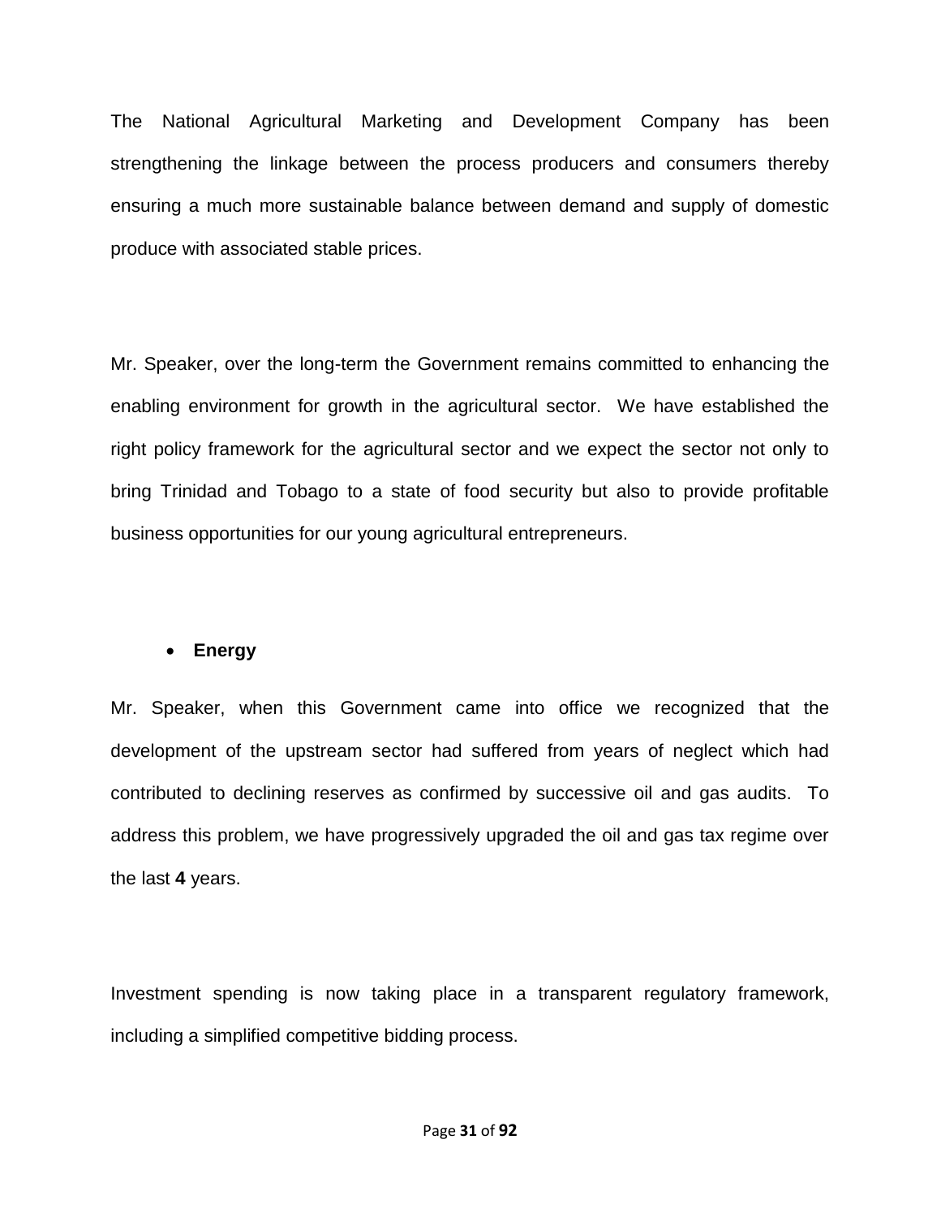The National Agricultural Marketing and Development Company has been strengthening the linkage between the process producers and consumers thereby ensuring a much more sustainable balance between demand and supply of domestic produce with associated stable prices.

Mr. Speaker, over the long-term the Government remains committed to enhancing the enabling environment for growth in the agricultural sector. We have established the right policy framework for the agricultural sector and we expect the sector not only to bring Trinidad and Tobago to a state of food security but also to provide profitable business opportunities for our young agricultural entrepreneurs.

- **Energy**

Mr. Speaker, when this Government came into office we recognized that the development of the upstream sector had suffered from years of neglect which had contributed to declining reserves as confirmed by successive oil and gas audits. To address this problem, we have progressively upgraded the oil and gas tax regime over the last **4** years.

Investment spending is now taking place in a transparent regulatory framework, including a simplified competitive bidding process.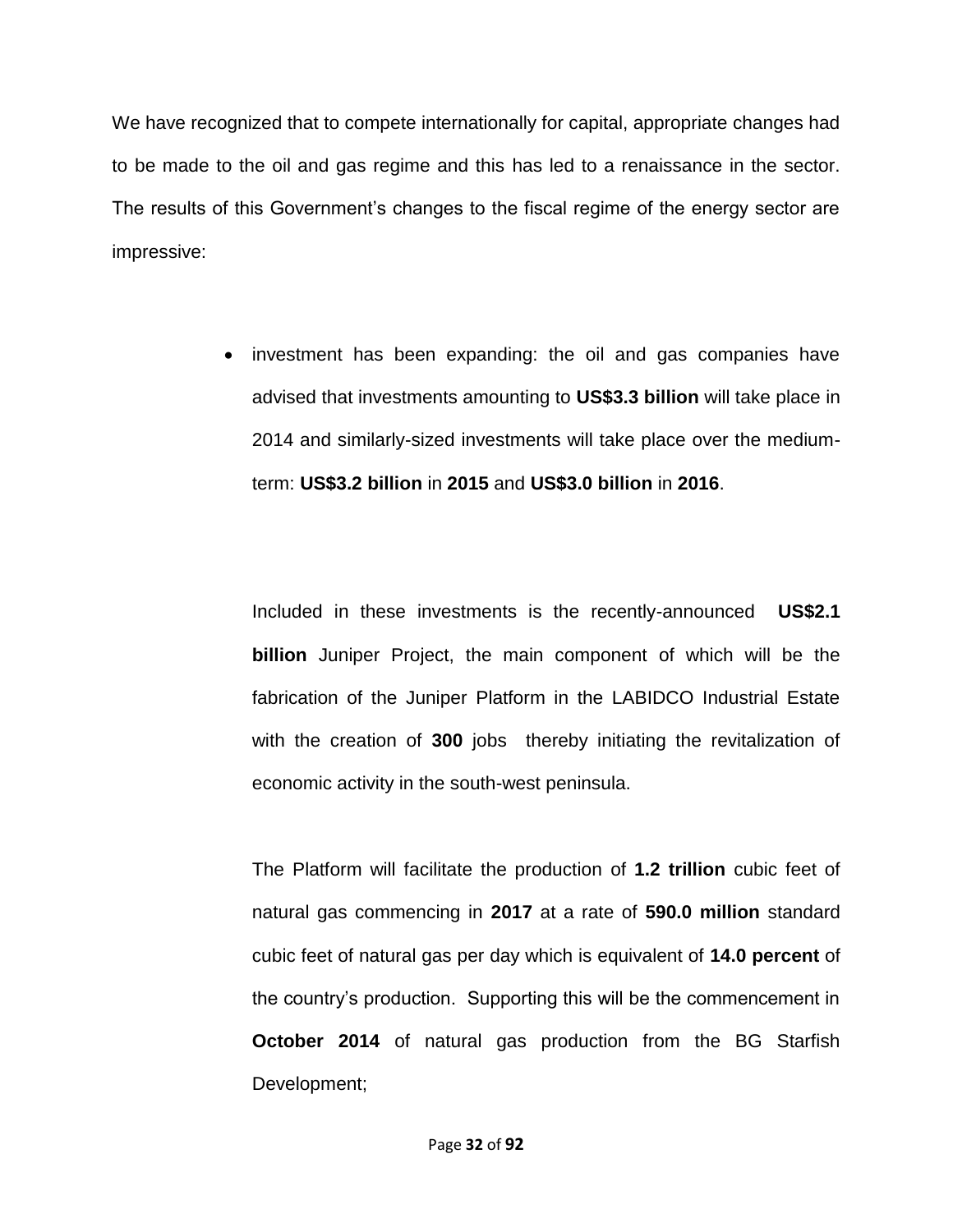We have recognized that to compete internationally for capital, appropriate changes had to be made to the oil and gas regime and this has led to a renaissance in the sector. The results of this Government's changes to the fiscal regime of the energy sector are impressive:

- investment has been expanding: the oil and gas companies have advised that investments amounting to **US$3.3 billion** will take place in 2014 and similarly-sized investments will take place over the medium-term: **US$3.2 billion** in **2015** and **US$3.0 billion** in **2016**.

  Included in these investments is the recently-announced **US$2.1 billion** Juniper Project, the main component of which will be the fabrication of the Juniper Platform in the LABIDCO Industrial Estate with the creation of **300** jobs thereby initiating the revitalization of economic activity in the south-west peninsula.

  The Platform will facilitate the production of **1.2 trillion** cubic feet of natural gas commencing in **2017** at a rate of **590.0 million** standard cubic feet of natural gas per day which is equivalent of **14.0 percent** of the country's production. Supporting this will be the commencement in **October 2014** of natural gas production from the BG Starfish Development;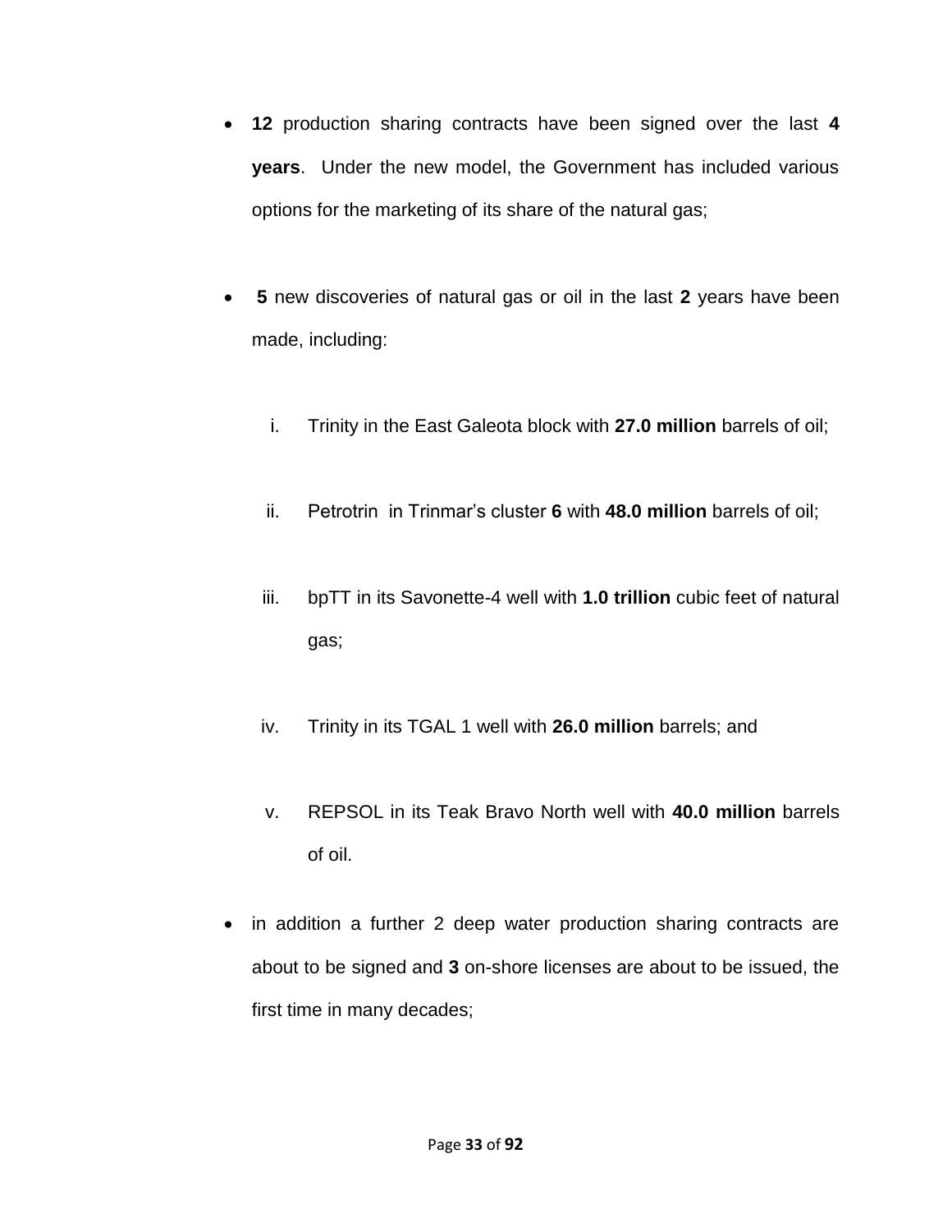- **12** production sharing contracts have been signed over the last **4 years**. Under the new model, the Government has included various options for the marketing of its share of the natural gas;

- **5** new discoveries of natural gas or oil in the last **2** years have been made, including:

    i. Trinity in the East Galeota block with **27.0 million** barrels of oil;

    ii. Petrotrin in Trinmar's cluster **6** with **48.0 million** barrels of oil;

    iii. bpTT in its Savonette-4 well with **1.0 trillion** cubic feet of natural gas;

    iv. Trinity in its TGAL 1 well with **26.0 million** barrels; and

    v. REPSOL in its Teak Bravo North well with **40.0 million** barrels of oil.

- in addition a further 2 deep water production sharing contracts are about to be signed and **3** on-shore licenses are about to be issued, the first time in many decades;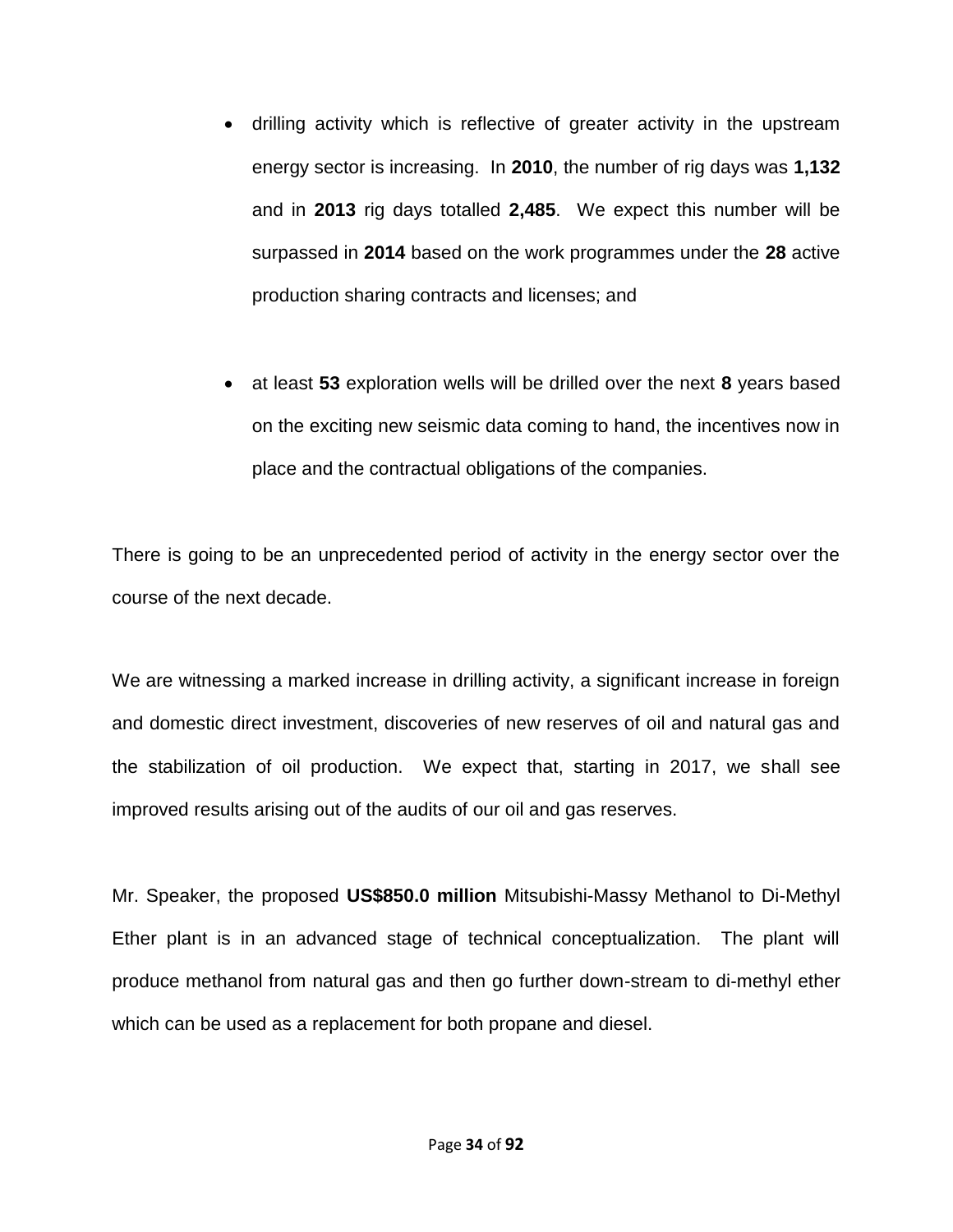- drilling activity which is reflective of greater activity in the upstream energy sector is increasing. In **2010**, the number of rig days was **1,132** and in **2013** rig days totalled **2,485**. We expect this number will be surpassed in **2014** based on the work programmes under the **28** active production sharing contracts and licenses; and

- at least **53** exploration wells will be drilled over the next **8** years based on the exciting new seismic data coming to hand, the incentives now in place and the contractual obligations of the companies.

There is going to be an unprecedented period of activity in the energy sector over the course of the next decade.

We are witnessing a marked increase in drilling activity, a significant increase in foreign and domestic direct investment, discoveries of new reserves of oil and natural gas and the stabilization of oil production. We expect that, starting in 2017, we shall see improved results arising out of the audits of our oil and gas reserves.

Mr. Speaker, the proposed **US$850.0 million** Mitsubishi-Massy Methanol to Di-Methyl Ether plant is in an advanced stage of technical conceptualization. The plant will produce methanol from natural gas and then go further down-stream to di-methyl ether which can be used as a replacement for both propane and diesel.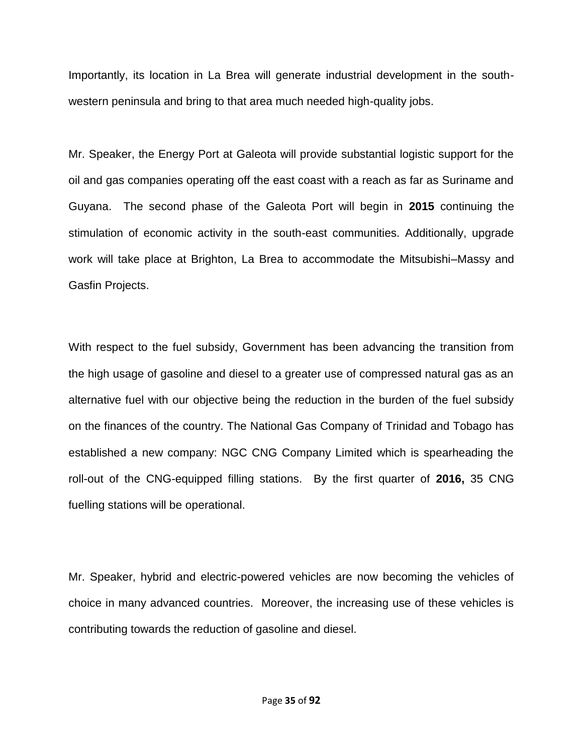Importantly, its location in La Brea will generate industrial development in the south-western peninsula and bring to that area much needed high-quality jobs.

Mr. Speaker, the Energy Port at Galeota will provide substantial logistic support for the oil and gas companies operating off the east coast with a reach as far as Suriname and Guyana. The second phase of the Galeota Port will begin in **2015** continuing the stimulation of economic activity in the south-east communities. Additionally, upgrade work will take place at Brighton, La Brea to accommodate the Mitsubishi–Massy and Gasfin Projects.

With respect to the fuel subsidy, Government has been advancing the transition from the high usage of gasoline and diesel to a greater use of compressed natural gas as an alternative fuel with our objective being the reduction in the burden of the fuel subsidy on the finances of the country. The National Gas Company of Trinidad and Tobago has established a new company: NGC CNG Company Limited which is spearheading the roll-out of the CNG-equipped filling stations. By the first quarter of **2016,** 35 CNG fuelling stations will be operational.

Mr. Speaker, hybrid and electric-powered vehicles are now becoming the vehicles of choice in many advanced countries. Moreover, the increasing use of these vehicles is contributing towards the reduction of gasoline and diesel.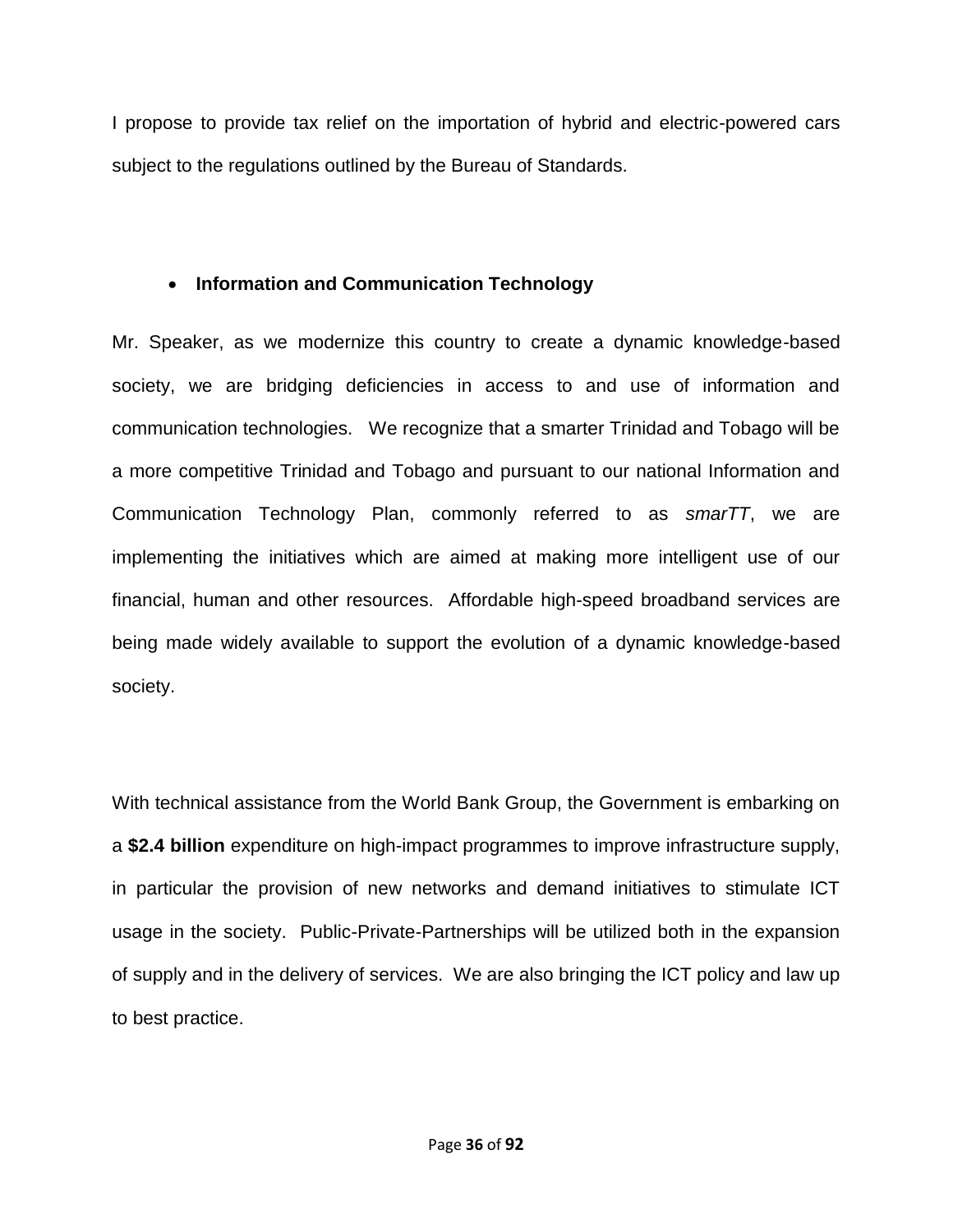I propose to provide tax relief on the importation of hybrid and electric-powered cars subject to the regulations outlined by the Bureau of Standards.

- **Information and Communication Technology**

Mr. Speaker, as we modernize this country to create a dynamic knowledge-based society, we are bridging deficiencies in access to and use of information and communication technologies. We recognize that a smarter Trinidad and Tobago will be a more competitive Trinidad and Tobago and pursuant to our national Information and Communication Technology Plan, commonly referred to as *smarTT*, we are implementing the initiatives which are aimed at making more intelligent use of our financial, human and other resources. Affordable high-speed broadband services are being made widely available to support the evolution of a dynamic knowledge-based society.

With technical assistance from the World Bank Group, the Government is embarking on a **$2.4 billion** expenditure on high-impact programmes to improve infrastructure supply, in particular the provision of new networks and demand initiatives to stimulate ICT usage in the society. Public-Private-Partnerships will be utilized both in the expansion of supply and in the delivery of services. We are also bringing the ICT policy and law up to best practice.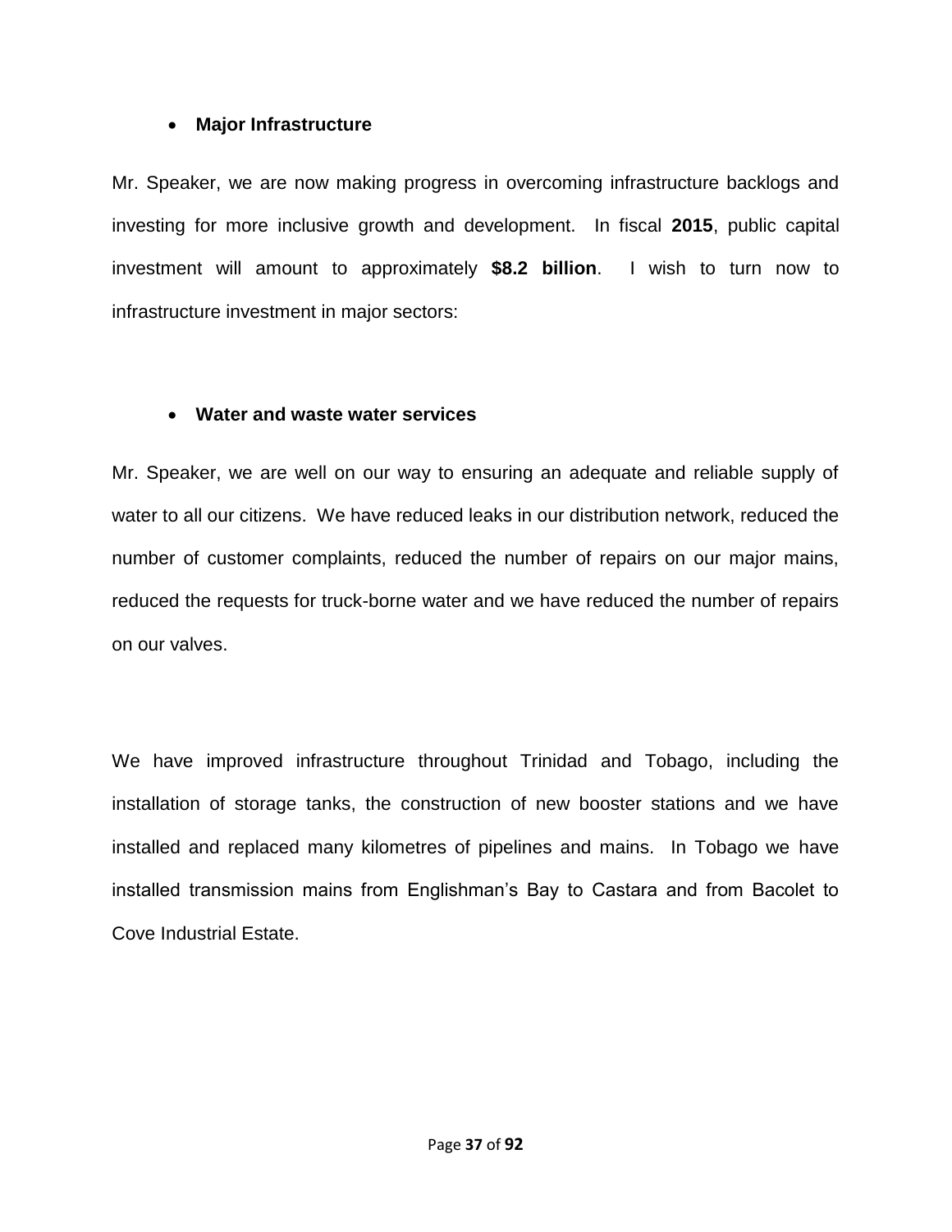- **Major Infrastructure**

Mr. Speaker, we are now making progress in overcoming infrastructure backlogs and investing for more inclusive growth and development. In fiscal **2015**, public capital investment will amount to approximately **$8.2 billion**. I wish to turn now to infrastructure investment in major sectors:

- **Water and waste water services**

Mr. Speaker, we are well on our way to ensuring an adequate and reliable supply of water to all our citizens. We have reduced leaks in our distribution network, reduced the number of customer complaints, reduced the number of repairs on our major mains, reduced the requests for truck-borne water and we have reduced the number of repairs on our valves.

We have improved infrastructure throughout Trinidad and Tobago, including the installation of storage tanks, the construction of new booster stations and we have installed and replaced many kilometres of pipelines and mains. In Tobago we have installed transmission mains from Englishman's Bay to Castara and from Bacolet to Cove Industrial Estate.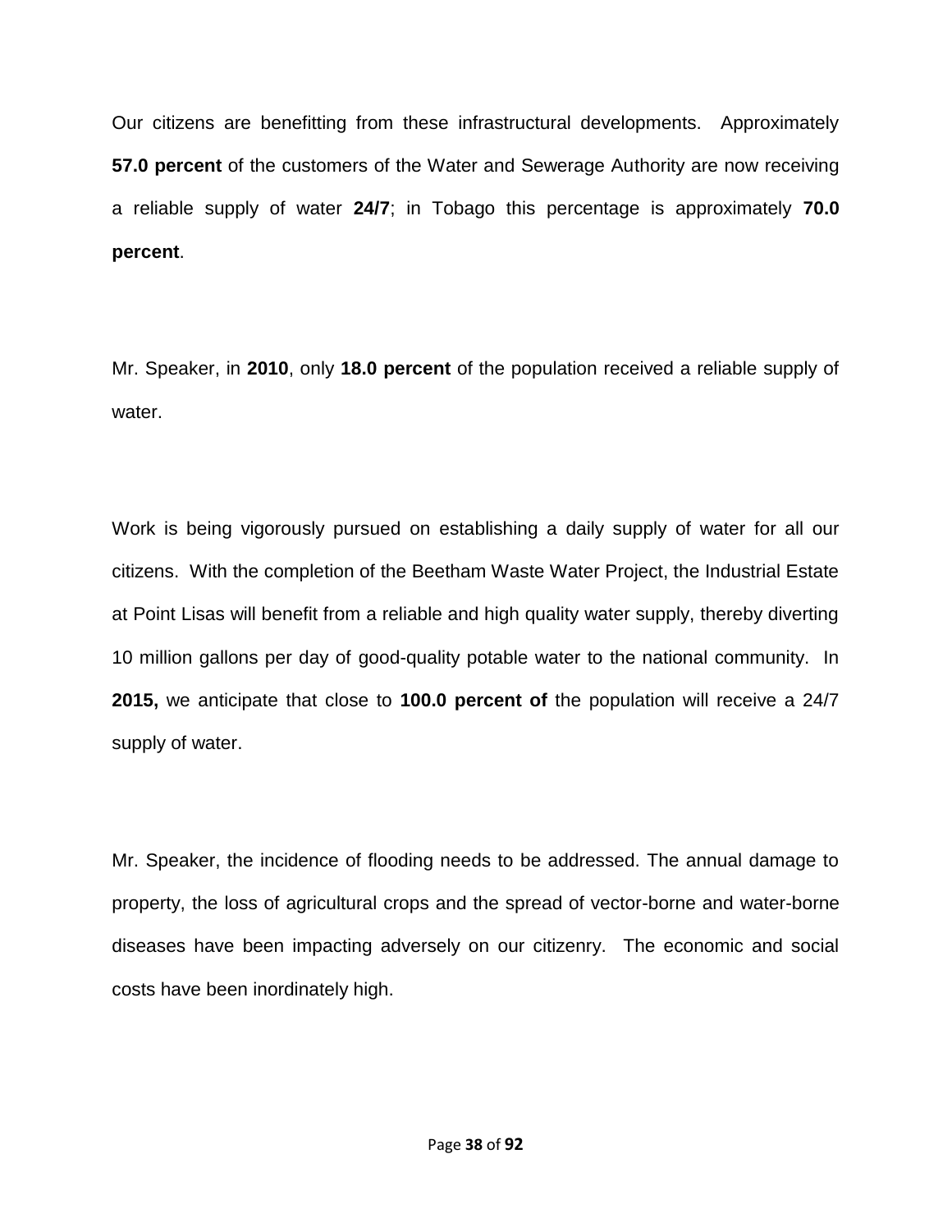Our citizens are benefitting from these infrastructural developments. Approximately **57.0 percent** of the customers of the Water and Sewerage Authority are now receiving a reliable supply of water **24/7**; in Tobago this percentage is approximately **70.0 percent**.

Mr. Speaker, in **2010**, only **18.0 percent** of the population received a reliable supply of water.

Work is being vigorously pursued on establishing a daily supply of water for all our citizens. With the completion of the Beetham Waste Water Project, the Industrial Estate at Point Lisas will benefit from a reliable and high quality water supply, thereby diverting 10 million gallons per day of good-quality potable water to the national community. In **2015,** we anticipate that close to **100.0 percent of** the population will receive a 24/7 supply of water.

Mr. Speaker, the incidence of flooding needs to be addressed. The annual damage to property, the loss of agricultural crops and the spread of vector-borne and water-borne diseases have been impacting adversely on our citizenry. The economic and social costs have been inordinately high.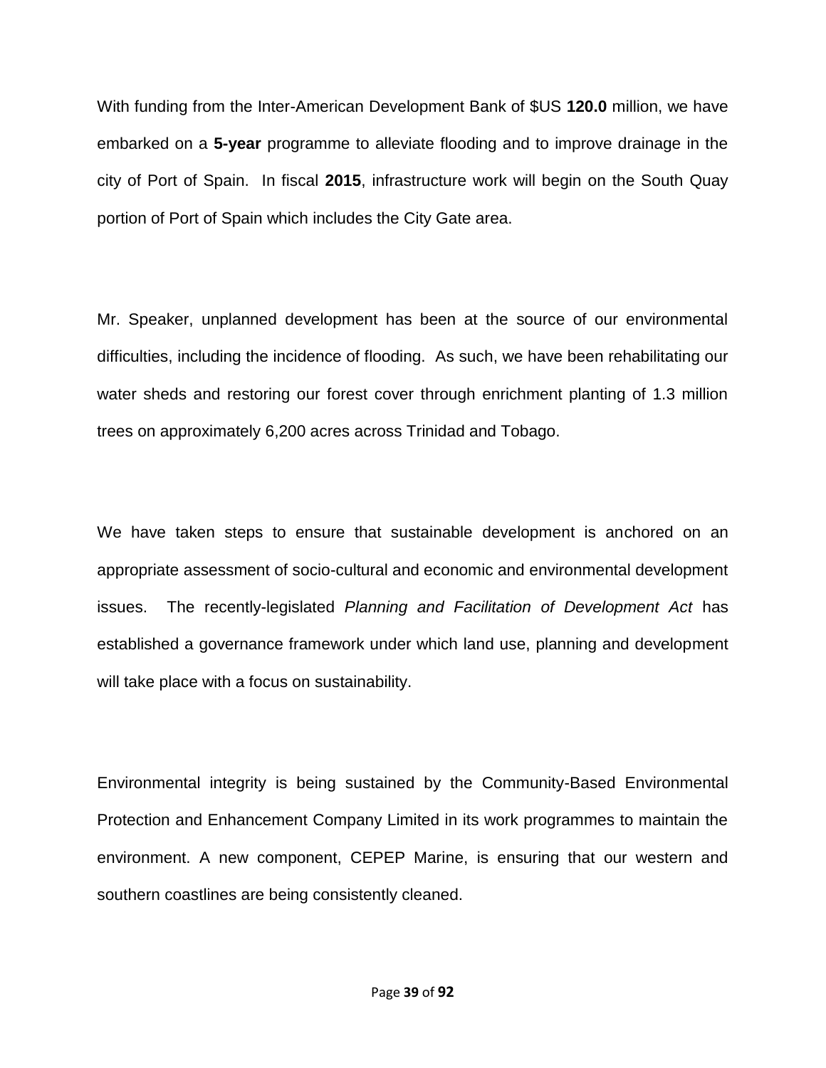With funding from the Inter-American Development Bank of $US **120.0** million, we have embarked on a **5-year** programme to alleviate flooding and to improve drainage in the city of Port of Spain. In fiscal **2015**, infrastructure work will begin on the South Quay portion of Port of Spain which includes the City Gate area.

Mr. Speaker, unplanned development has been at the source of our environmental difficulties, including the incidence of flooding. As such, we have been rehabilitating our water sheds and restoring our forest cover through enrichment planting of 1.3 million trees on approximately 6,200 acres across Trinidad and Tobago.

We have taken steps to ensure that sustainable development is anchored on an appropriate assessment of socio-cultural and economic and environmental development issues. The recently-legislated *Planning and Facilitation of Development Act* has established a governance framework under which land use, planning and development will take place with a focus on sustainability.

Environmental integrity is being sustained by the Community-Based Environmental Protection and Enhancement Company Limited in its work programmes to maintain the environment. A new component, CEPEP Marine, is ensuring that our western and southern coastlines are being consistently cleaned.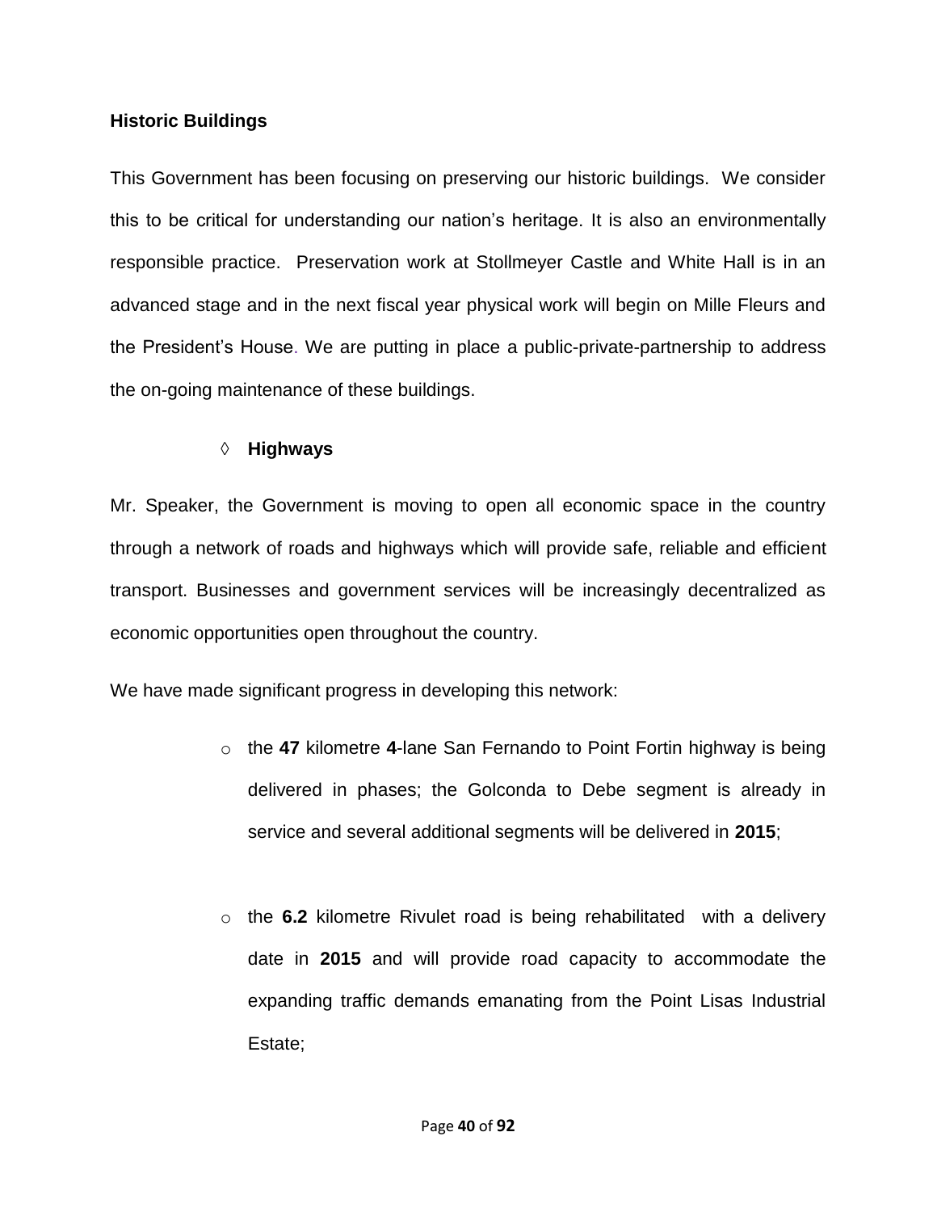**Historic Buildings**

This Government has been focusing on preserving our historic buildings. We consider this to be critical for understanding our nation's heritage. It is also an environmentally responsible practice. Preservation work at Stollmeyer Castle and White Hall is in an advanced stage and in the next fiscal year physical work will begin on Mille Fleurs and the President's House. We are putting in place a public-private-partnership to address the on-going maintenance of these buildings.

◊ **Highways**

Mr. Speaker, the Government is moving to open all economic space in the country through a network of roads and highways which will provide safe, reliable and efficient transport. Businesses and government services will be increasingly decentralized as economic opportunities open throughout the country.

We have made significant progress in developing this network:

- the **47** kilometre **4**-lane San Fernando to Point Fortin highway is being delivered in phases; the Golconda to Debe segment is already in service and several additional segments will be delivered in **2015**;

- the **6.2** kilometre Rivulet road is being rehabilitated with a delivery date in **2015** and will provide road capacity to accommodate the expanding traffic demands emanating from the Point Lisas Industrial Estate;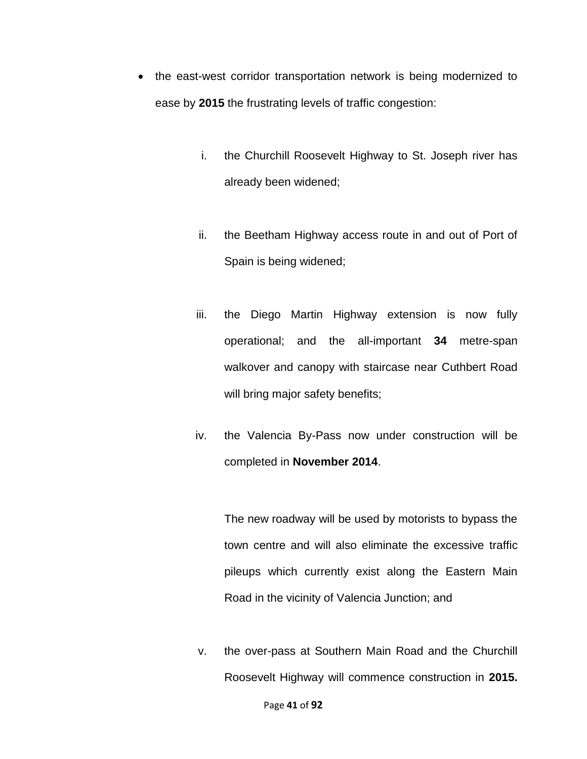- the east-west corridor transportation network is being modernized to ease by **2015** the frustrating levels of traffic congestion:

  i. the Churchill Roosevelt Highway to St. Joseph river has already been widened;

  ii. the Beetham Highway access route in and out of Port of Spain is being widened;

  iii. the Diego Martin Highway extension is now fully operational; and the all-important **34** metre-span walkover and canopy with staircase near Cuthbert Road will bring major safety benefits;

  iv. the Valencia By-Pass now under construction will be completed in **November 2014**.

     The new roadway will be used by motorists to bypass the town centre and will also eliminate the excessive traffic pileups which currently exist along the Eastern Main Road in the vicinity of Valencia Junction; and

  v. the over-pass at Southern Main Road and the Churchill Roosevelt Highway will commence construction in **2015.**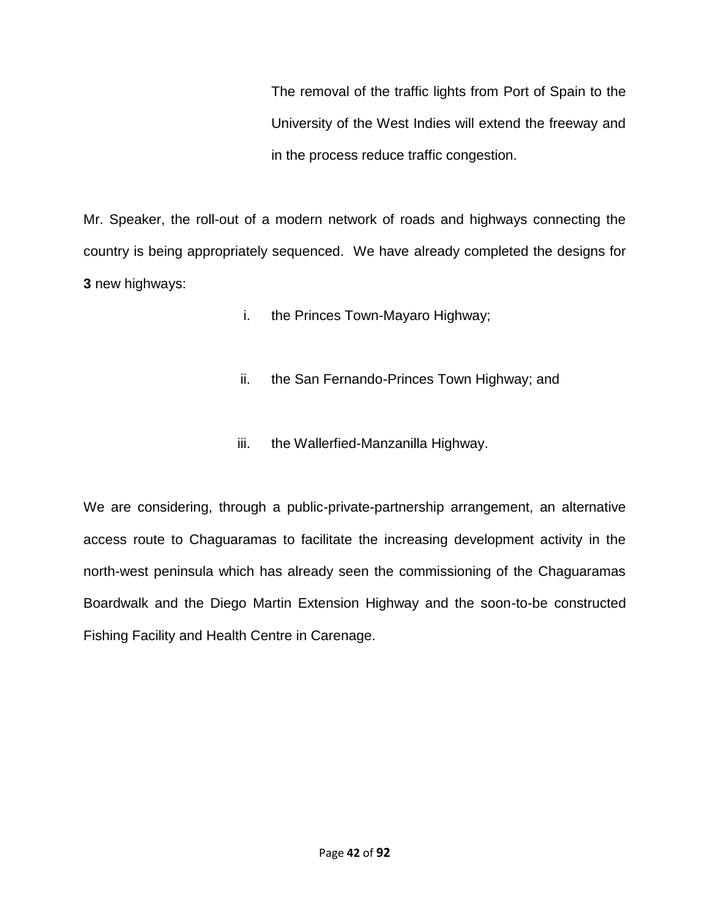The removal of the traffic lights from Port of Spain to the University of the West Indies will extend the freeway and in the process reduce traffic congestion.

Mr. Speaker, the roll-out of a modern network of roads and highways connecting the country is being appropriately sequenced. We have already completed the designs for **3** new highways:

i. the Princes Town-Mayaro Highway;

ii. the San Fernando-Princes Town Highway; and

iii. the Wallerfied-Manzanilla Highway.

We are considering, through a public-private-partnership arrangement, an alternative access route to Chaguaramas to facilitate the increasing development activity in the north-west peninsula which has already seen the commissioning of the Chaguaramas Boardwalk and the Diego Martin Extension Highway and the soon-to-be constructed Fishing Facility and Health Centre in Carenage.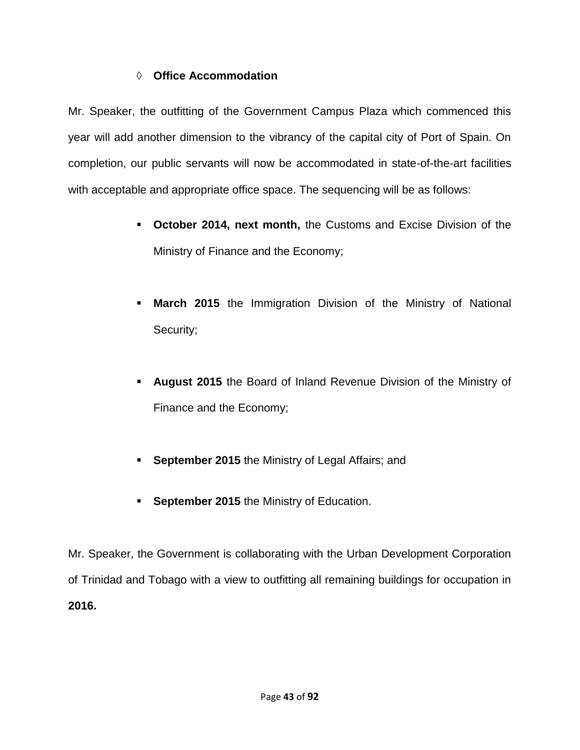◊ **Office Accommodation**

Mr. Speaker, the outfitting of the Government Campus Plaza which commenced this year will add another dimension to the vibrancy of the capital city of Port of Spain. On completion, our public servants will now be accommodated in state-of-the-art facilities with acceptable and appropriate office space. The sequencing will be as follows:

- **October 2014, next month,** the Customs and Excise Division of the Ministry of Finance and the Economy;
- **March 2015** the Immigration Division of the Ministry of National Security;
- **August 2015** the Board of Inland Revenue Division of the Ministry of Finance and the Economy;
- **September 2015** the Ministry of Legal Affairs; and
- **September 2015** the Ministry of Education.

Mr. Speaker, the Government is collaborating with the Urban Development Corporation of Trinidad and Tobago with a view to outfitting all remaining buildings for occupation in **2016.**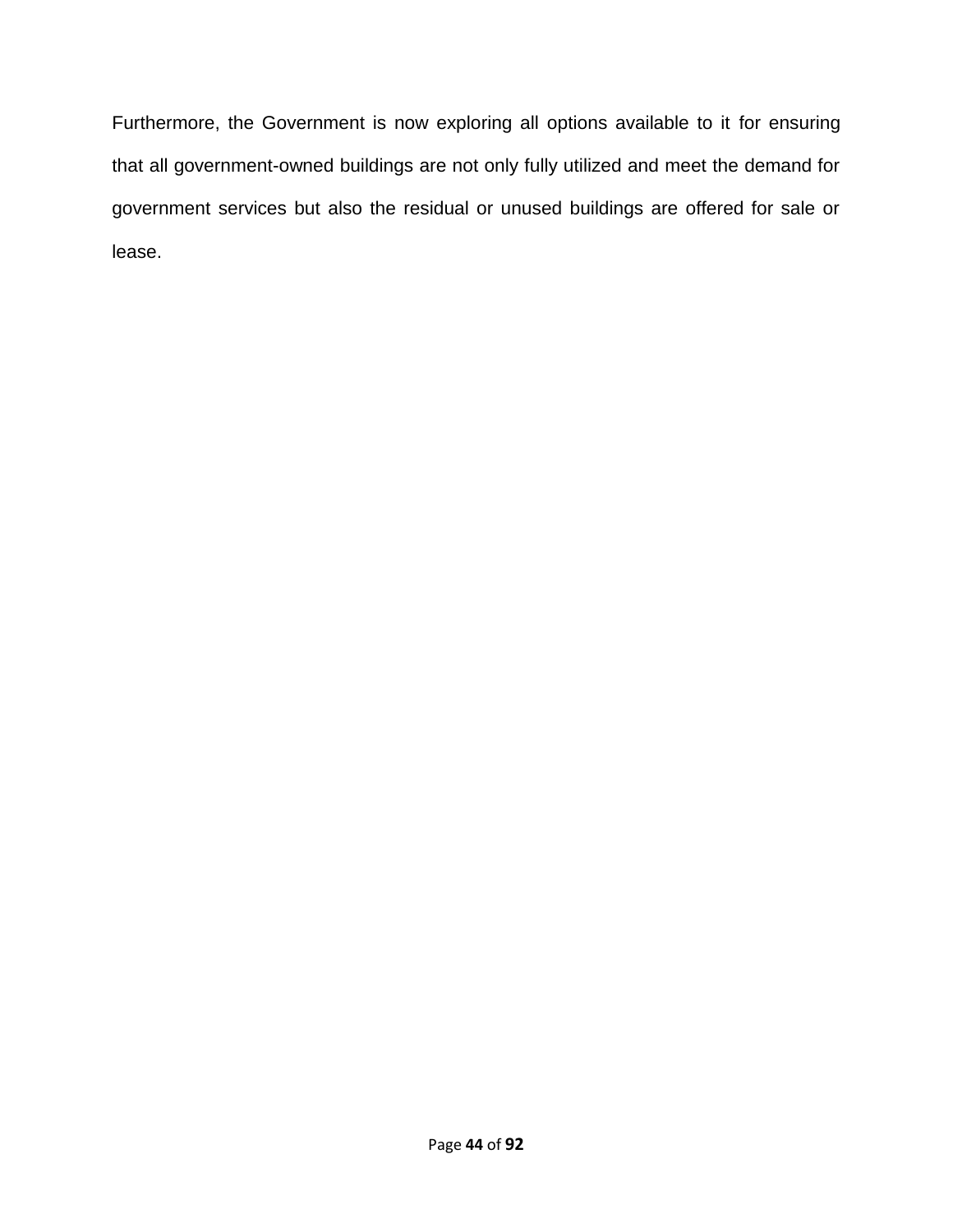Furthermore, the Government is now exploring all options available to it for ensuring that all government-owned buildings are not only fully utilized and meet the demand for government services but also the residual or unused buildings are offered for sale or lease.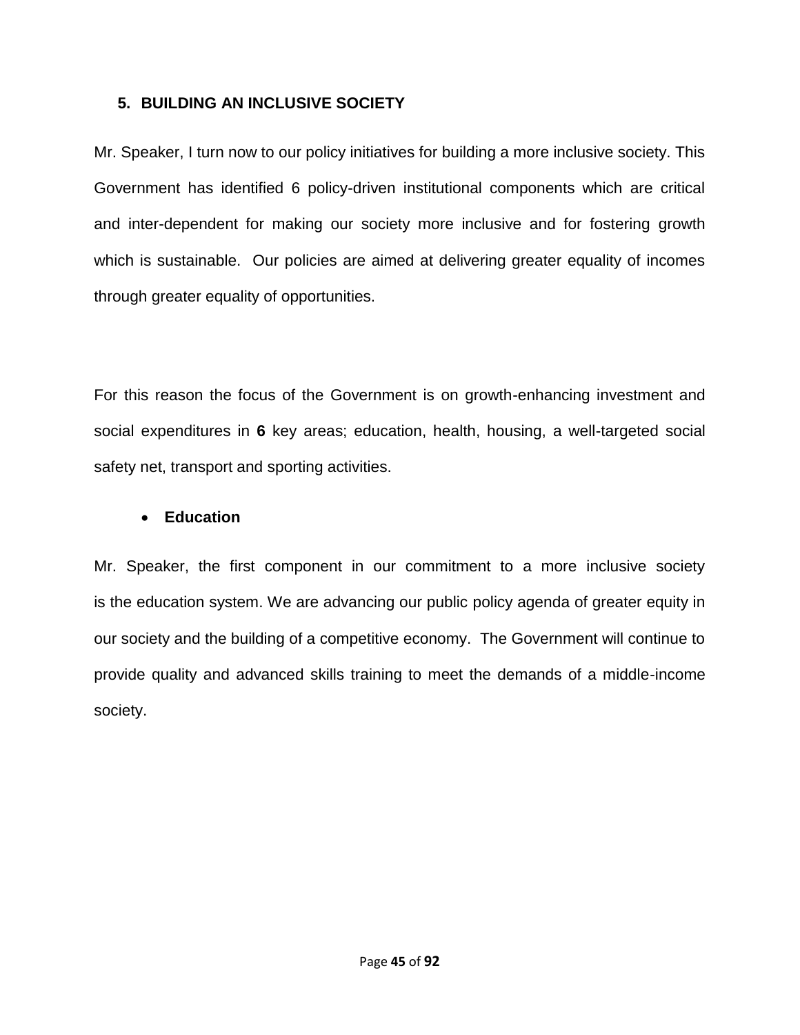## 5. BUILDING AN INCLUSIVE SOCIETY

Mr. Speaker, I turn now to our policy initiatives for building a more inclusive society. This Government has identified 6 policy-driven institutional components which are critical and inter-dependent for making our society more inclusive and for fostering growth which is sustainable. Our policies are aimed at delivering greater equality of incomes through greater equality of opportunities.

For this reason the focus of the Government is on growth-enhancing investment and social expenditures in **6** key areas; education, health, housing, a well-targeted social safety net, transport and sporting activities.

- **Education**

Mr. Speaker, the first component in our commitment to a more inclusive society is the education system. We are advancing our public policy agenda of greater equity in our society and the building of a competitive economy. The Government will continue to provide quality and advanced skills training to meet the demands of a middle-income society.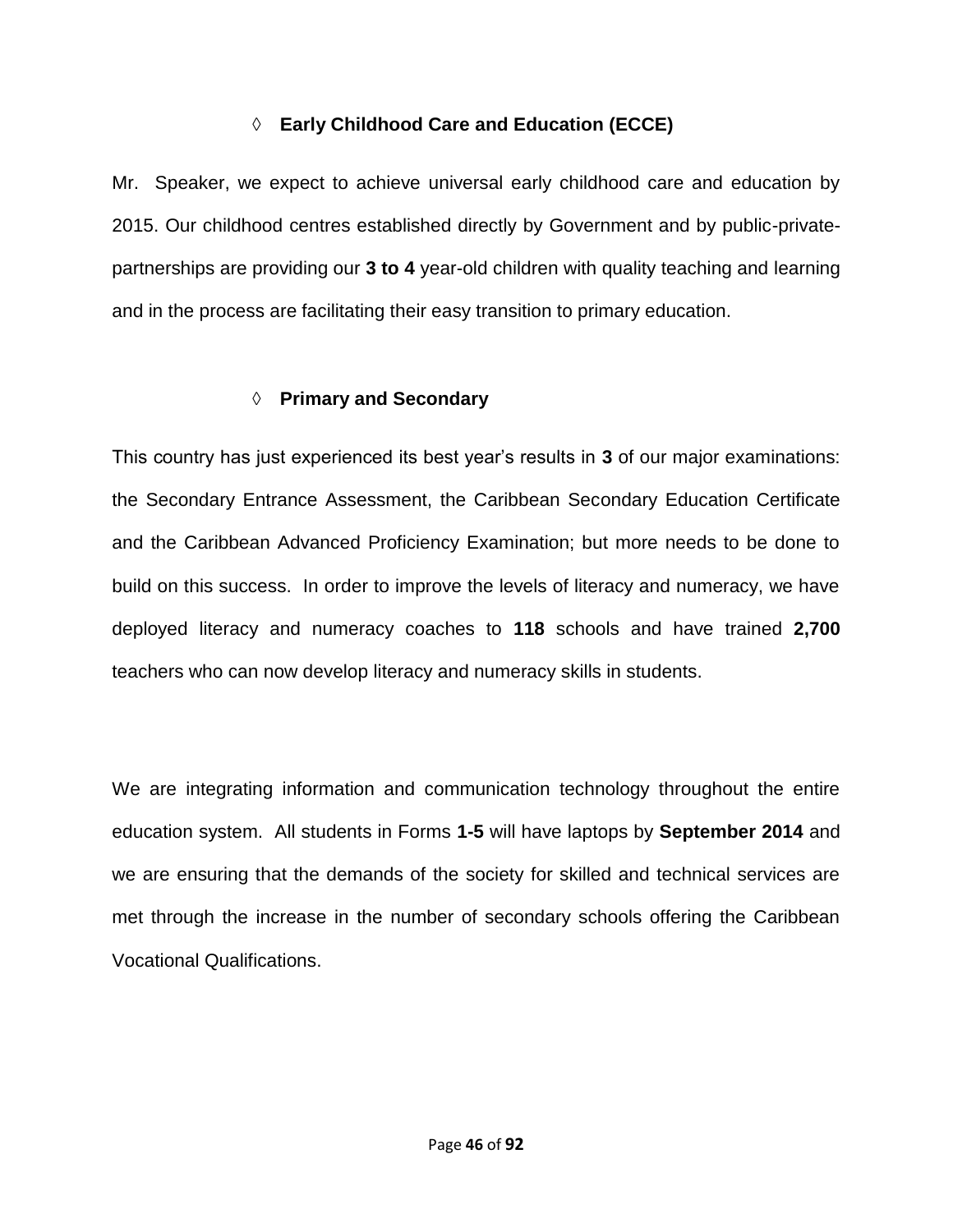### ◊ Early Childhood Care and Education (ECCE)

Mr. Speaker, we expect to achieve universal early childhood care and education by 2015. Our childhood centres established directly by Government and by public-private-partnerships are providing our **3 to 4** year-old children with quality teaching and learning and in the process are facilitating their easy transition to primary education.

### ◊ Primary and Secondary

This country has just experienced its best year's results in **3** of our major examinations: the Secondary Entrance Assessment, the Caribbean Secondary Education Certificate and the Caribbean Advanced Proficiency Examination; but more needs to be done to build on this success. In order to improve the levels of literacy and numeracy, we have deployed literacy and numeracy coaches to **118** schools and have trained **2,700** teachers who can now develop literacy and numeracy skills in students.

We are integrating information and communication technology throughout the entire education system. All students in Forms **1-5** will have laptops by **September 2014** and we are ensuring that the demands of the society for skilled and technical services are met through the increase in the number of secondary schools offering the Caribbean Vocational Qualifications.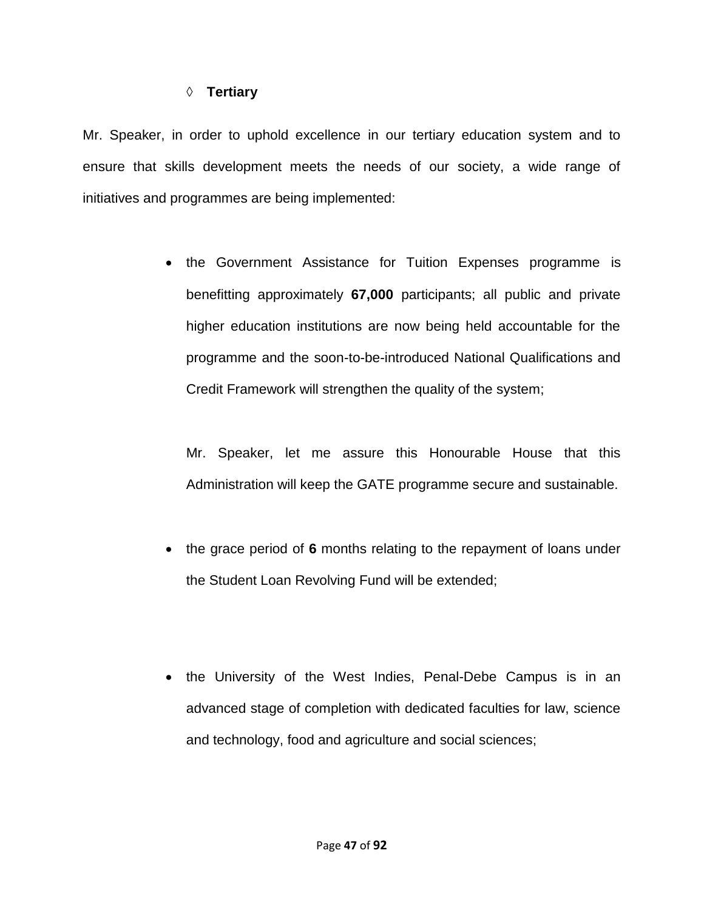◊ **Tertiary**

Mr. Speaker, in order to uphold excellence in our tertiary education system and to ensure that skills development meets the needs of our society, a wide range of initiatives and programmes are being implemented:

- the Government Assistance for Tuition Expenses programme is benefitting approximately **67,000** participants; all public and private higher education institutions are now being held accountable for the programme and the soon-to-be-introduced National Qualifications and Credit Framework will strengthen the quality of the system;

  Mr. Speaker, let me assure this Honourable House that this Administration will keep the GATE programme secure and sustainable.

- the grace period of **6** months relating to the repayment of loans under the Student Loan Revolving Fund will be extended;

- the University of the West Indies, Penal-Debe Campus is in an advanced stage of completion with dedicated faculties for law, science and technology, food and agriculture and social sciences;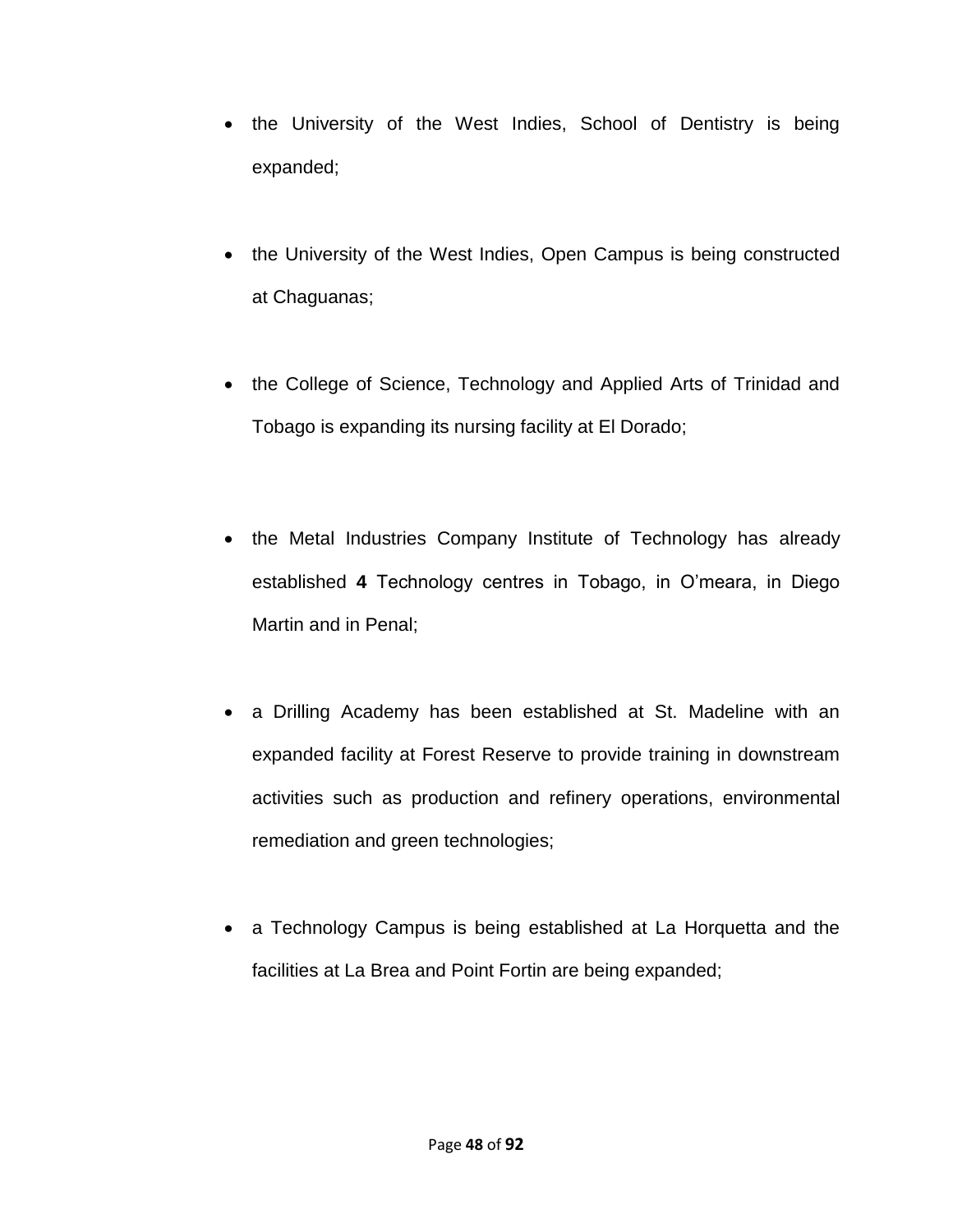- the University of the West Indies, School of Dentistry is being expanded;

- the University of the West Indies, Open Campus is being constructed at Chaguanas;

- the College of Science, Technology and Applied Arts of Trinidad and Tobago is expanding its nursing facility at El Dorado;

- the Metal Industries Company Institute of Technology has already established **4** Technology centres in Tobago, in O'meara, in Diego Martin and in Penal;

- a Drilling Academy has been established at St. Madeline with an expanded facility at Forest Reserve to provide training in downstream activities such as production and refinery operations, environmental remediation and green technologies;

- a Technology Campus is being established at La Horquetta and the facilities at La Brea and Point Fortin are being expanded;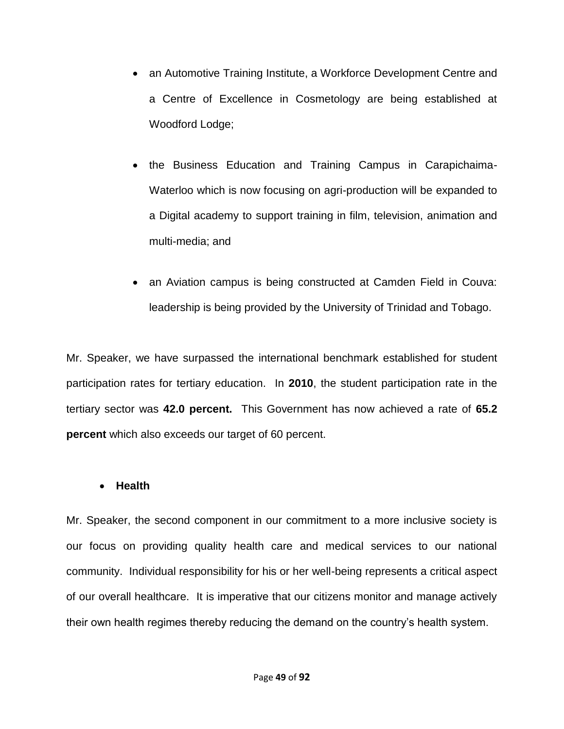- an Automotive Training Institute, a Workforce Development Centre and a Centre of Excellence in Cosmetology are being established at Woodford Lodge;

- the Business Education and Training Campus in Carapichaima-Waterloo which is now focusing on agri-production will be expanded to a Digital academy to support training in film, television, animation and multi-media; and

- an Aviation campus is being constructed at Camden Field in Couva: leadership is being provided by the University of Trinidad and Tobago.

Mr. Speaker, we have surpassed the international benchmark established for student participation rates for tertiary education. In **2010**, the student participation rate in the tertiary sector was **42.0 percent.** This Government has now achieved a rate of **65.2 percent** which also exceeds our target of 60 percent.

- **Health**

Mr. Speaker, the second component in our commitment to a more inclusive society is our focus on providing quality health care and medical services to our national community. Individual responsibility for his or her well-being represents a critical aspect of our overall healthcare. It is imperative that our citizens monitor and manage actively their own health regimes thereby reducing the demand on the country's health system.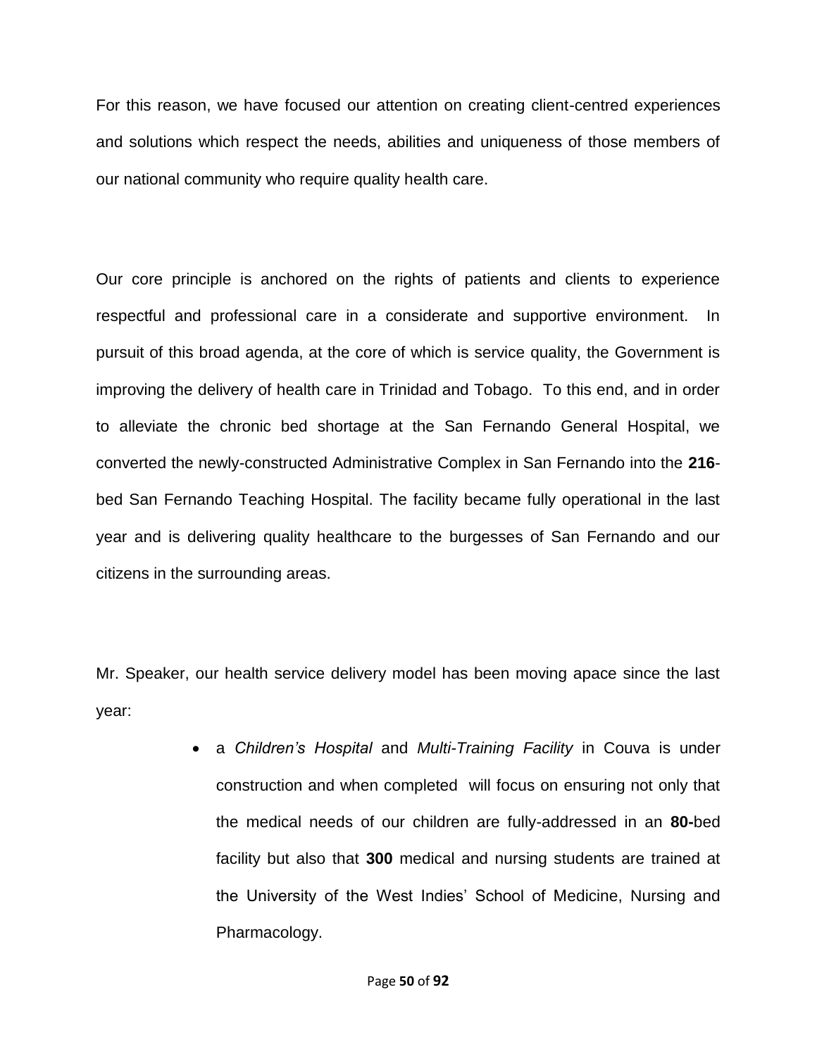For this reason, we have focused our attention on creating client-centred experiences and solutions which respect the needs, abilities and uniqueness of those members of our national community who require quality health care.

Our core principle is anchored on the rights of patients and clients to experience respectful and professional care in a considerate and supportive environment. In pursuit of this broad agenda, at the core of which is service quality, the Government is improving the delivery of health care in Trinidad and Tobago. To this end, and in order to alleviate the chronic bed shortage at the San Fernando General Hospital, we converted the newly-constructed Administrative Complex in San Fernando into the **216**-bed San Fernando Teaching Hospital. The facility became fully operational in the last year and is delivering quality healthcare to the burgesses of San Fernando and our citizens in the surrounding areas.

Mr. Speaker, our health service delivery model has been moving apace since the last year:

- a *Children's Hospital* and *Multi-Training Facility* in Couva is under construction and when completed will focus on ensuring not only that the medical needs of our children are fully-addressed in an **80-**bed facility but also that **300** medical and nursing students are trained at the University of the West Indies' School of Medicine, Nursing and Pharmacology.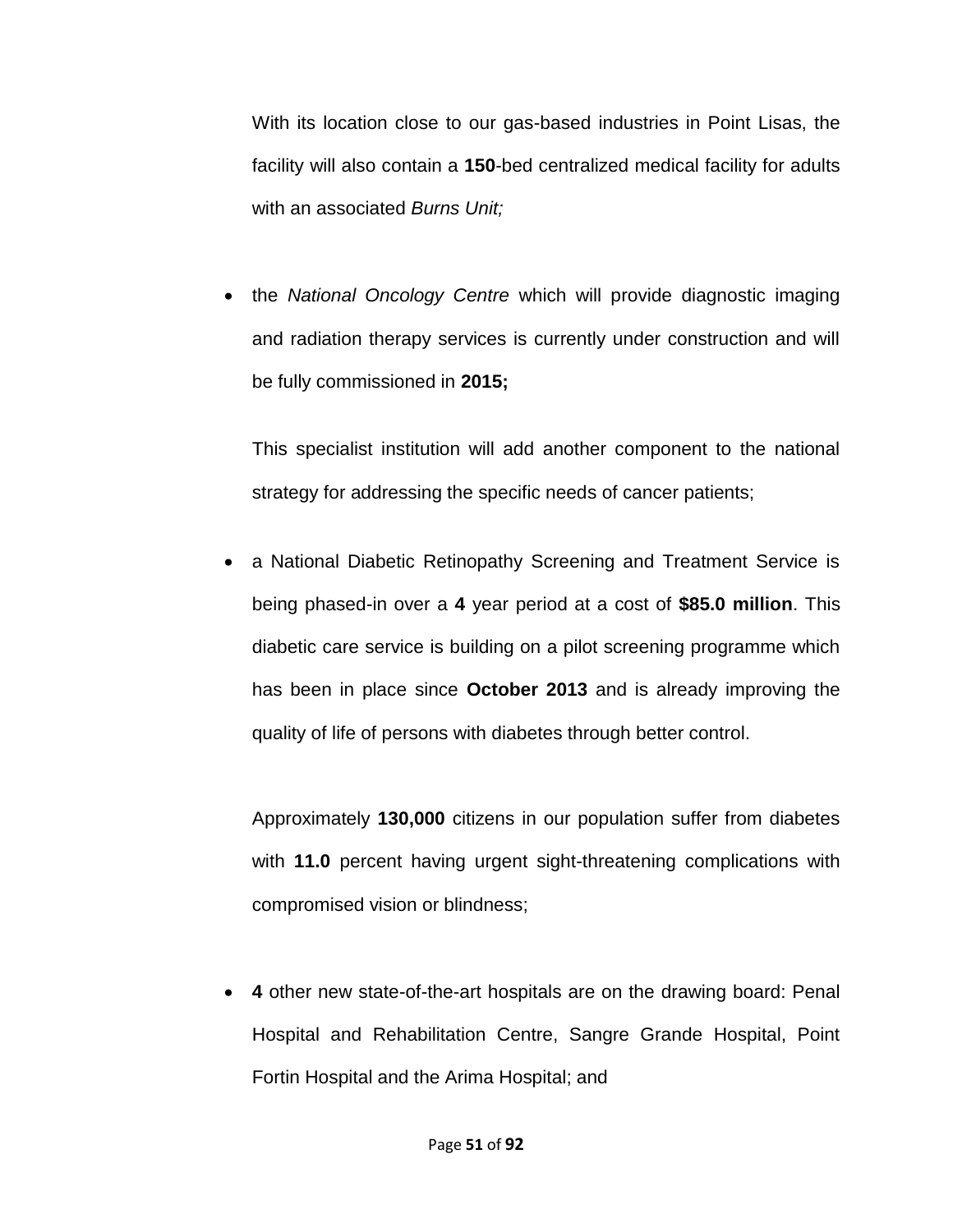With its location close to our gas-based industries in Point Lisas, the facility will also contain a **150**-bed centralized medical facility for adults with an associated *Burns Unit;*

- the *National Oncology Centre* which will provide diagnostic imaging and radiation therapy services is currently under construction and will be fully commissioned in **2015;**

  This specialist institution will add another component to the national strategy for addressing the specific needs of cancer patients;

- a National Diabetic Retinopathy Screening and Treatment Service is being phased-in over a **4** year period at a cost of **$85.0 million**. This diabetic care service is building on a pilot screening programme which has been in place since **October 2013** and is already improving the quality of life of persons with diabetes through better control.

  Approximately **130,000** citizens in our population suffer from diabetes with **11.0** percent having urgent sight-threatening complications with compromised vision or blindness;

- **4** other new state-of-the-art hospitals are on the drawing board: Penal Hospital and Rehabilitation Centre, Sangre Grande Hospital, Point Fortin Hospital and the Arima Hospital; and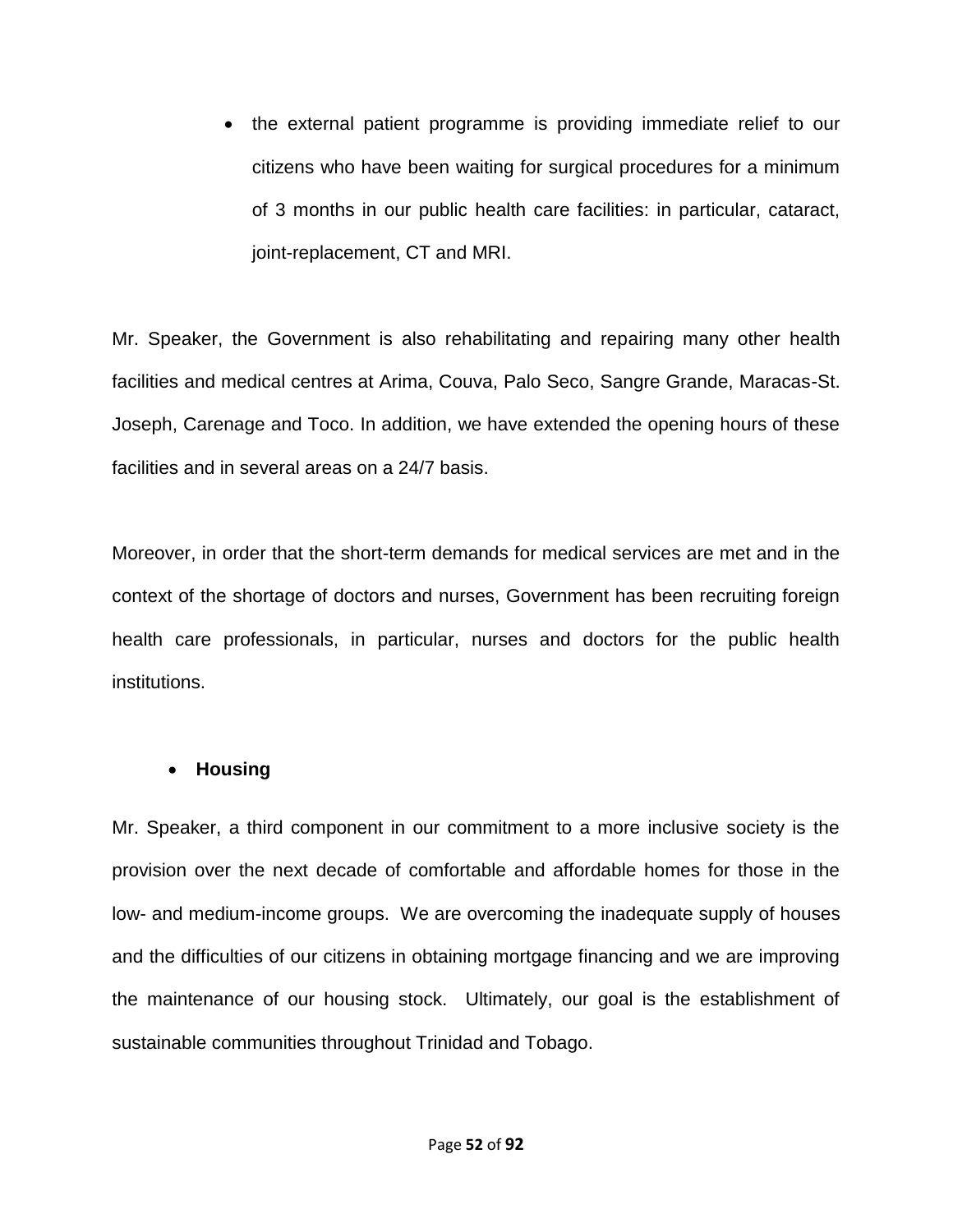- the external patient programme is providing immediate relief to our citizens who have been waiting for surgical procedures for a minimum of 3 months in our public health care facilities: in particular, cataract, joint-replacement, CT and MRI.

Mr. Speaker, the Government is also rehabilitating and repairing many other health facilities and medical centres at Arima, Couva, Palo Seco, Sangre Grande, Maracas-St. Joseph, Carenage and Toco. In addition, we have extended the opening hours of these facilities and in several areas on a 24/7 basis.

Moreover, in order that the short-term demands for medical services are met and in the context of the shortage of doctors and nurses, Government has been recruiting foreign health care professionals, in particular, nurses and doctors for the public health institutions.

- **Housing**

Mr. Speaker, a third component in our commitment to a more inclusive society is the provision over the next decade of comfortable and affordable homes for those in the low- and medium-income groups. We are overcoming the inadequate supply of houses and the difficulties of our citizens in obtaining mortgage financing and we are improving the maintenance of our housing stock. Ultimately, our goal is the establishment of sustainable communities throughout Trinidad and Tobago.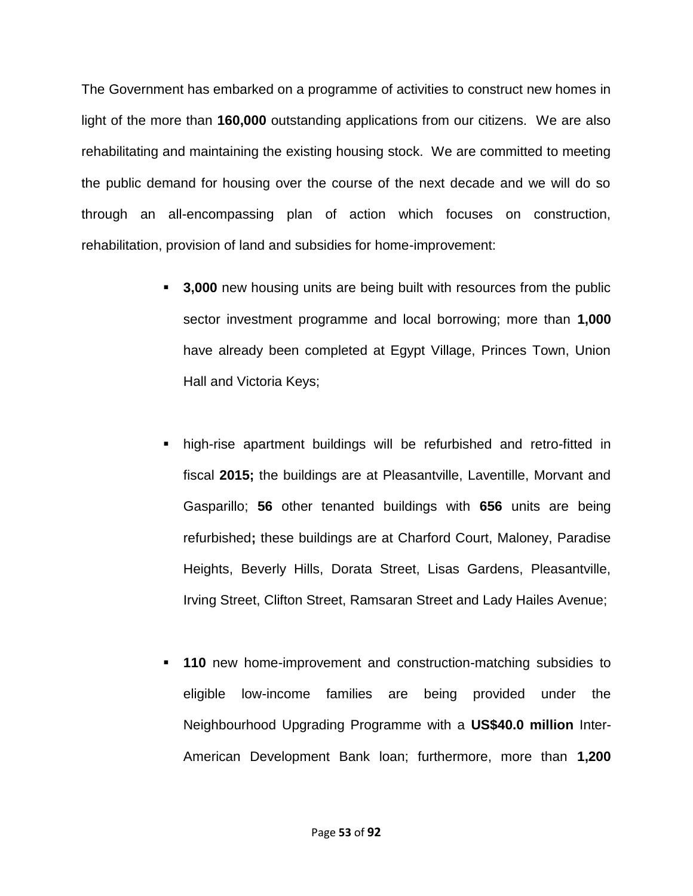The Government has embarked on a programme of activities to construct new homes in light of the more than **160,000** outstanding applications from our citizens. We are also rehabilitating and maintaining the existing housing stock. We are committed to meeting the public demand for housing over the course of the next decade and we will do so through an all-encompassing plan of action which focuses on construction, rehabilitation, provision of land and subsidies for home-improvement:

- **3,000** new housing units are being built with resources from the public sector investment programme and local borrowing; more than **1,000** have already been completed at Egypt Village, Princes Town, Union Hall and Victoria Keys;

- high-rise apartment buildings will be refurbished and retro-fitted in fiscal **2015;** the buildings are at Pleasantville, Laventille, Morvant and Gasparillo; **56** other tenanted buildings with **656** units are being refurbished**;** these buildings are at Charford Court, Maloney, Paradise Heights, Beverly Hills, Dorata Street, Lisas Gardens, Pleasantville, Irving Street, Clifton Street, Ramsaran Street and Lady Hailes Avenue;

- **110** new home-improvement and construction-matching subsidies to eligible low-income families are being provided under the Neighbourhood Upgrading Programme with a **US$40.0 million** Inter-American Development Bank loan; furthermore, more than **1,200**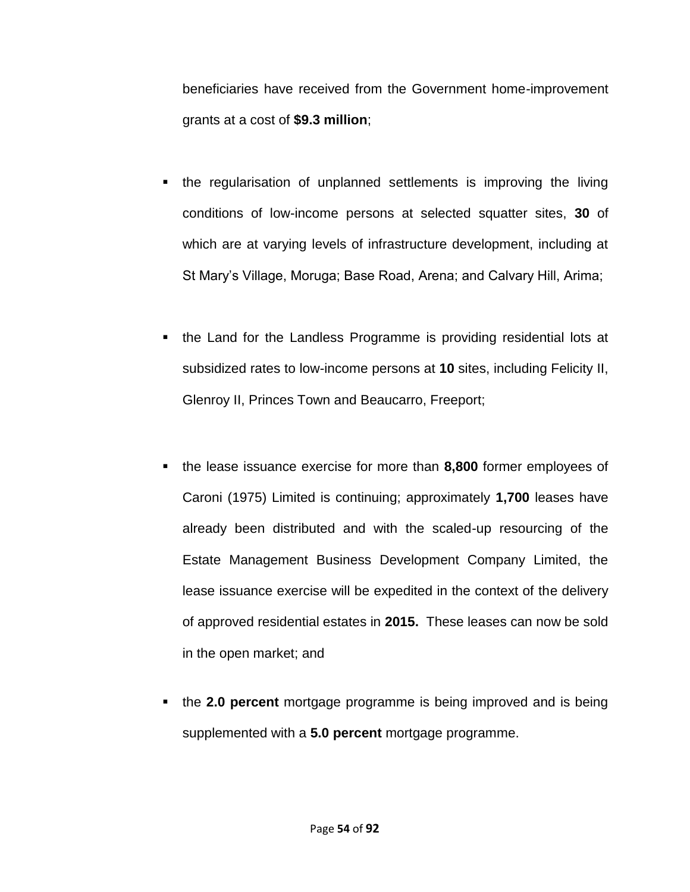beneficiaries have received from the Government home-improvement grants at a cost of **$9.3 million**;

- the regularisation of unplanned settlements is improving the living conditions of low-income persons at selected squatter sites, **30** of which are at varying levels of infrastructure development, including at St Mary's Village, Moruga; Base Road, Arena; and Calvary Hill, Arima;

- the Land for the Landless Programme is providing residential lots at subsidized rates to low-income persons at **10** sites, including Felicity II, Glenroy II, Princes Town and Beaucarro, Freeport;

- the lease issuance exercise for more than **8,800** former employees of Caroni (1975) Limited is continuing; approximately **1,700** leases have already been distributed and with the scaled-up resourcing of the Estate Management Business Development Company Limited, the lease issuance exercise will be expedited in the context of the delivery of approved residential estates in **2015.** These leases can now be sold in the open market; and

- the **2.0 percent** mortgage programme is being improved and is being supplemented with a **5.0 percent** mortgage programme.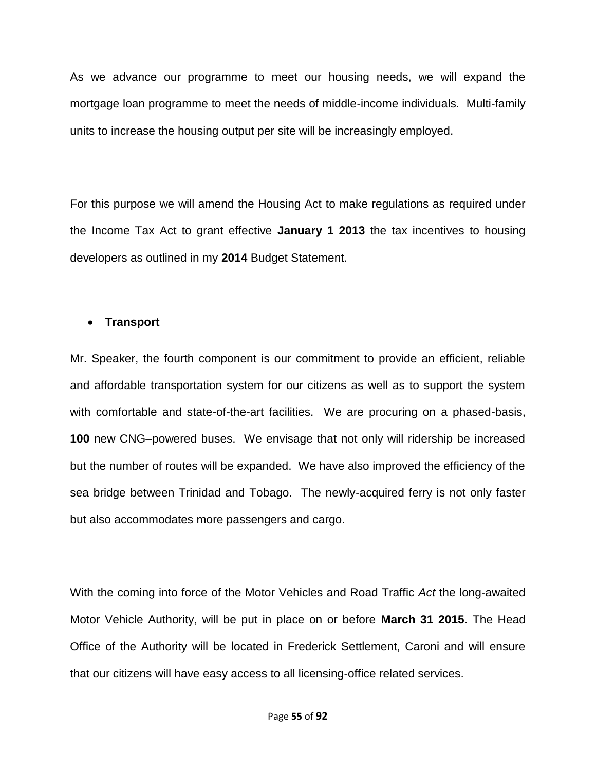As we advance our programme to meet our housing needs, we will expand the mortgage loan programme to meet the needs of middle-income individuals. Multi-family units to increase the housing output per site will be increasingly employed.

For this purpose we will amend the Housing Act to make regulations as required under the Income Tax Act to grant effective **January 1 2013** the tax incentives to housing developers as outlined in my **2014** Budget Statement.

- **Transport**

Mr. Speaker, the fourth component is our commitment to provide an efficient, reliable and affordable transportation system for our citizens as well as to support the system with comfortable and state-of-the-art facilities. We are procuring on a phased-basis, **100** new CNG–powered buses. We envisage that not only will ridership be increased but the number of routes will be expanded. We have also improved the efficiency of the sea bridge between Trinidad and Tobago. The newly-acquired ferry is not only faster but also accommodates more passengers and cargo.

With the coming into force of the Motor Vehicles and Road Traffic *Act* the long-awaited Motor Vehicle Authority, will be put in place on or before **March 31 2015**. The Head Office of the Authority will be located in Frederick Settlement, Caroni and will ensure that our citizens will have easy access to all licensing-office related services.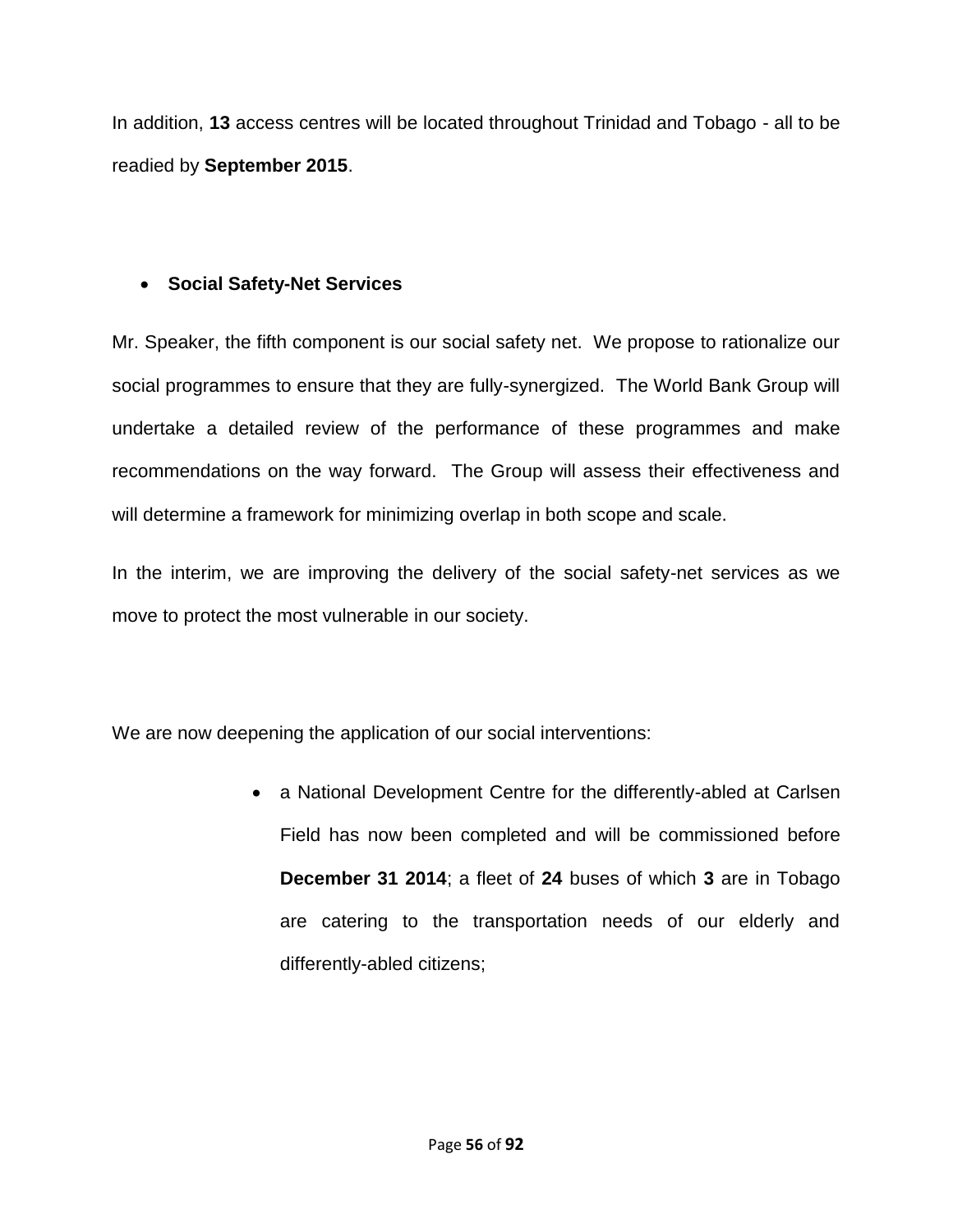In addition, **13** access centres will be located throughout Trinidad and Tobago - all to be readied by **September 2015**.

- **Social Safety-Net Services**

Mr. Speaker, the fifth component is our social safety net. We propose to rationalize our social programmes to ensure that they are fully-synergized. The World Bank Group will undertake a detailed review of the performance of these programmes and make recommendations on the way forward. The Group will assess their effectiveness and will determine a framework for minimizing overlap in both scope and scale.

In the interim, we are improving the delivery of the social safety-net services as we move to protect the most vulnerable in our society.

We are now deepening the application of our social interventions:

- a National Development Centre for the differently-abled at Carlsen Field has now been completed and will be commissioned before **December 31 2014**; a fleet of **24** buses of which **3** are in Tobago are catering to the transportation needs of our elderly and differently-abled citizens;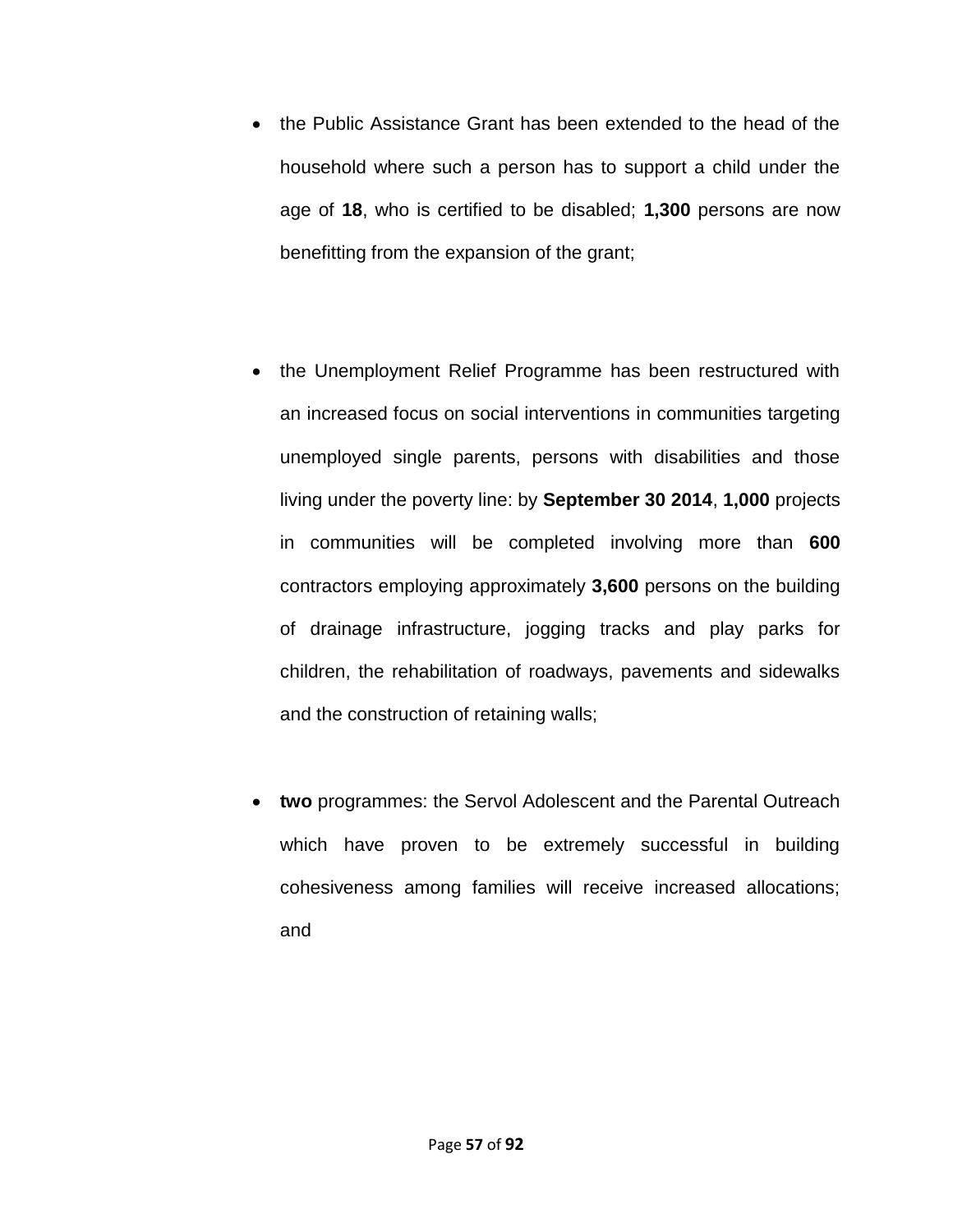- the Public Assistance Grant has been extended to the head of the household where such a person has to support a child under the age of **18**, who is certified to be disabled; **1,300** persons are now benefitting from the expansion of the grant;

- the Unemployment Relief Programme has been restructured with an increased focus on social interventions in communities targeting unemployed single parents, persons with disabilities and those living under the poverty line: by **September 30 2014**, **1,000** projects in communities will be completed involving more than **600** contractors employing approximately **3,600** persons on the building of drainage infrastructure, jogging tracks and play parks for children, the rehabilitation of roadways, pavements and sidewalks and the construction of retaining walls;

- **two** programmes: the Servol Adolescent and the Parental Outreach which have proven to be extremely successful in building cohesiveness among families will receive increased allocations; and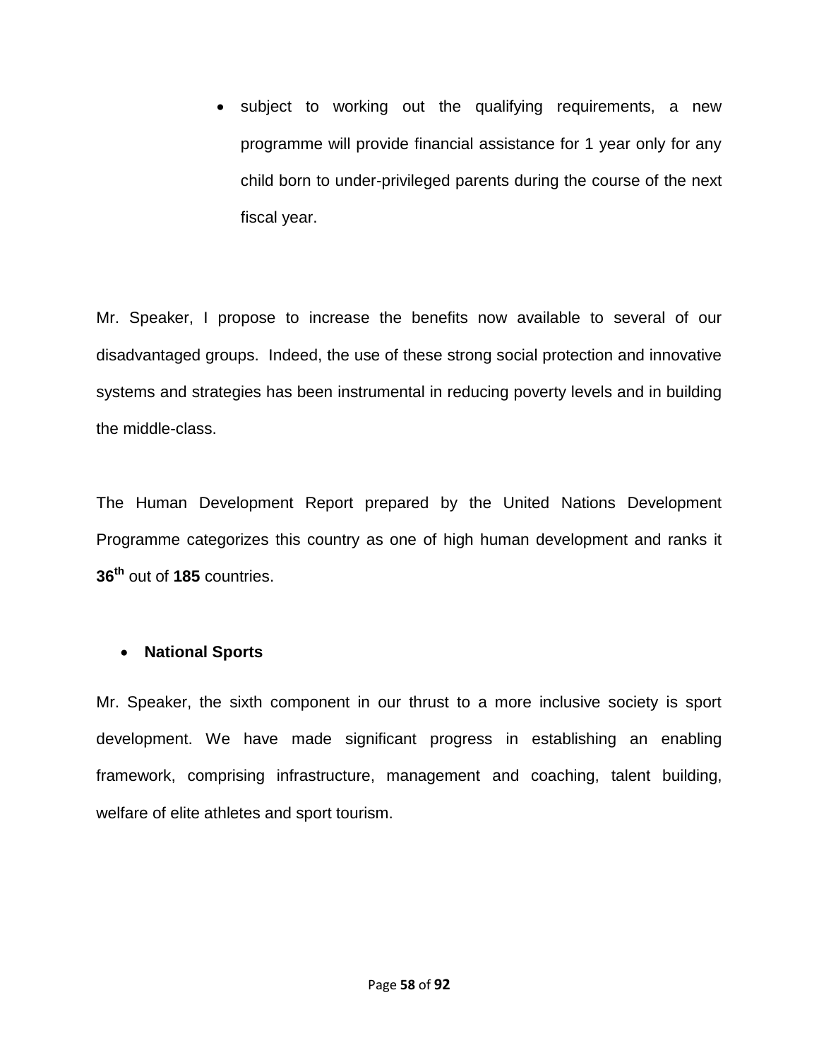- subject to working out the qualifying requirements, a new programme will provide financial assistance for 1 year only for any child born to under-privileged parents during the course of the next fiscal year.

Mr. Speaker, I propose to increase the benefits now available to several of our disadvantaged groups. Indeed, the use of these strong social protection and innovative systems and strategies has been instrumental in reducing poverty levels and in building the middle-class.

The Human Development Report prepared by the United Nations Development Programme categorizes this country as one of high human development and ranks it **36th** out of **185** countries.

- **National Sports**

Mr. Speaker, the sixth component in our thrust to a more inclusive society is sport development. We have made significant progress in establishing an enabling framework, comprising infrastructure, management and coaching, talent building, welfare of elite athletes and sport tourism.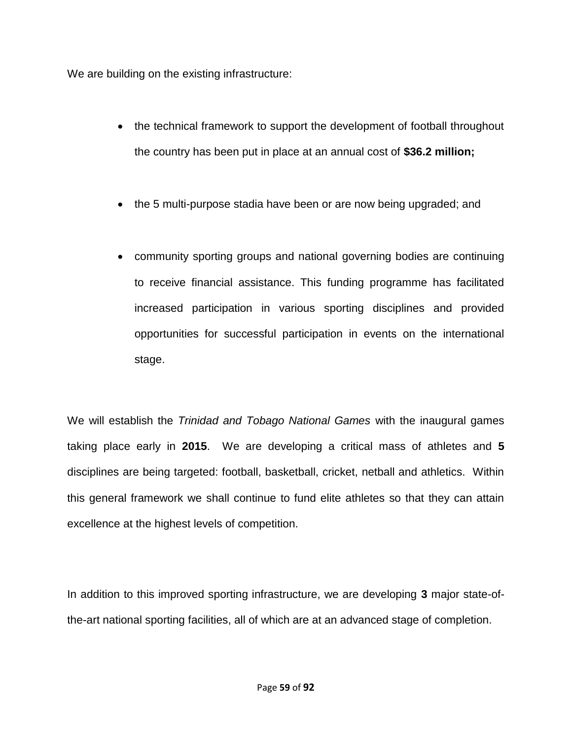We are building on the existing infrastructure:

- the technical framework to support the development of football throughout the country has been put in place at an annual cost of **$36.2 million;**
- the 5 multi-purpose stadia have been or are now being upgraded; and
- community sporting groups and national governing bodies are continuing to receive financial assistance. This funding programme has facilitated increased participation in various sporting disciplines and provided opportunities for successful participation in events on the international stage.

We will establish the *Trinidad and Tobago National Games* with the inaugural games taking place early in **2015**. We are developing a critical mass of athletes and **5** disciplines are being targeted: football, basketball, cricket, netball and athletics. Within this general framework we shall continue to fund elite athletes so that they can attain excellence at the highest levels of competition.

In addition to this improved sporting infrastructure, we are developing **3** major state-of-the-art national sporting facilities, all of which are at an advanced stage of completion.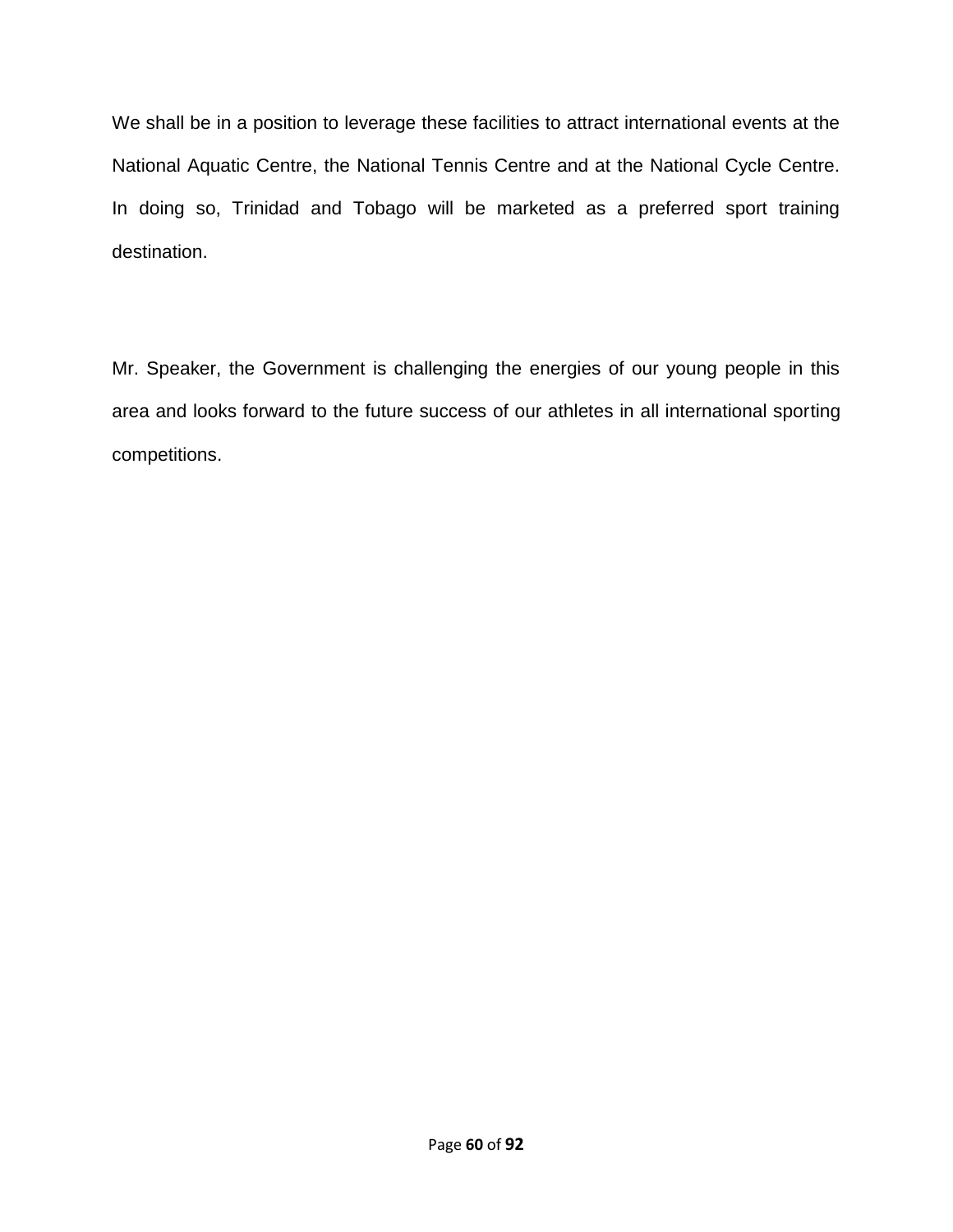We shall be in a position to leverage these facilities to attract international events at the National Aquatic Centre, the National Tennis Centre and at the National Cycle Centre. In doing so, Trinidad and Tobago will be marketed as a preferred sport training destination.

Mr. Speaker, the Government is challenging the energies of our young people in this area and looks forward to the future success of our athletes in all international sporting competitions.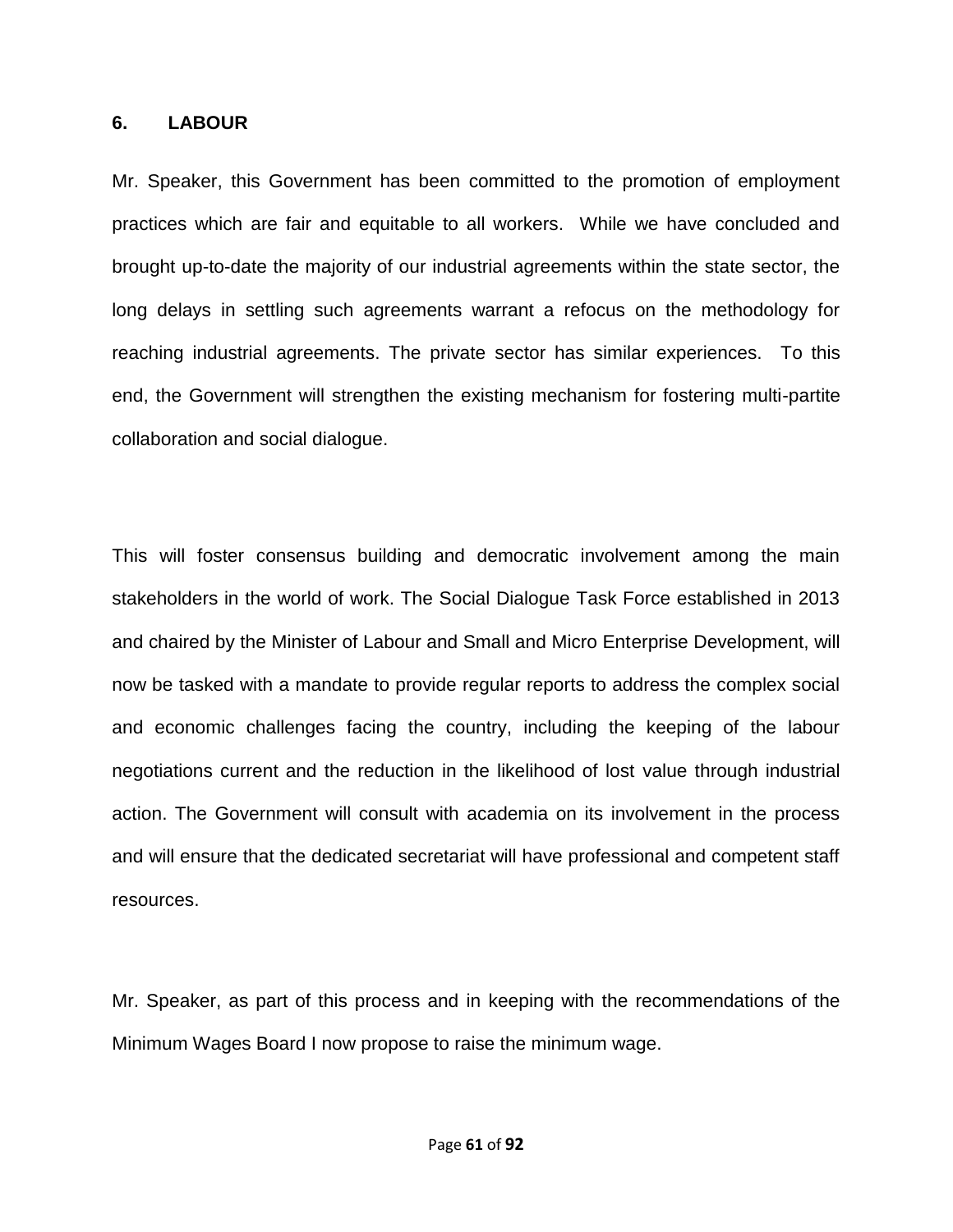## 6. LABOUR

Mr. Speaker, this Government has been committed to the promotion of employment practices which are fair and equitable to all workers. While we have concluded and brought up-to-date the majority of our industrial agreements within the state sector, the long delays in settling such agreements warrant a refocus on the methodology for reaching industrial agreements. The private sector has similar experiences. To this end, the Government will strengthen the existing mechanism for fostering multi-partite collaboration and social dialogue.

This will foster consensus building and democratic involvement among the main stakeholders in the world of work. The Social Dialogue Task Force established in 2013 and chaired by the Minister of Labour and Small and Micro Enterprise Development, will now be tasked with a mandate to provide regular reports to address the complex social and economic challenges facing the country, including the keeping of the labour negotiations current and the reduction in the likelihood of lost value through industrial action. The Government will consult with academia on its involvement in the process and will ensure that the dedicated secretariat will have professional and competent staff resources.

Mr. Speaker, as part of this process and in keeping with the recommendations of the Minimum Wages Board I now propose to raise the minimum wage.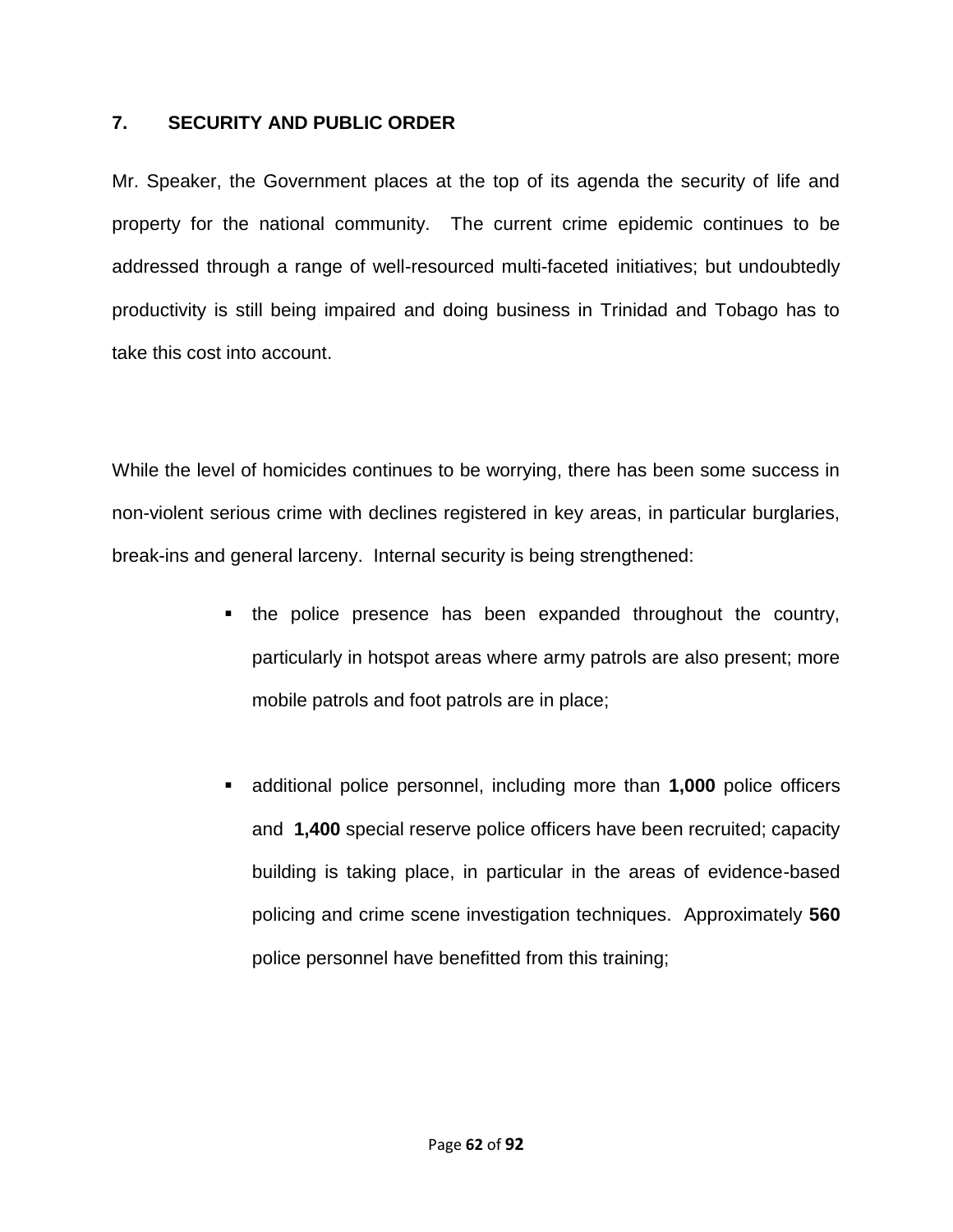## 7. SECURITY AND PUBLIC ORDER

Mr. Speaker, the Government places at the top of its agenda the security of life and property for the national community. The current crime epidemic continues to be addressed through a range of well-resourced multi-faceted initiatives; but undoubtedly productivity is still being impaired and doing business in Trinidad and Tobago has to take this cost into account.

While the level of homicides continues to be worrying, there has been some success in non-violent serious crime with declines registered in key areas, in particular burglaries, break-ins and general larceny. Internal security is being strengthened:

- the police presence has been expanded throughout the country, particularly in hotspot areas where army patrols are also present; more mobile patrols and foot patrols are in place;

- additional police personnel, including more than **1,000** police officers and **1,400** special reserve police officers have been recruited; capacity building is taking place, in particular in the areas of evidence-based policing and crime scene investigation techniques. Approximately **560** police personnel have benefitted from this training;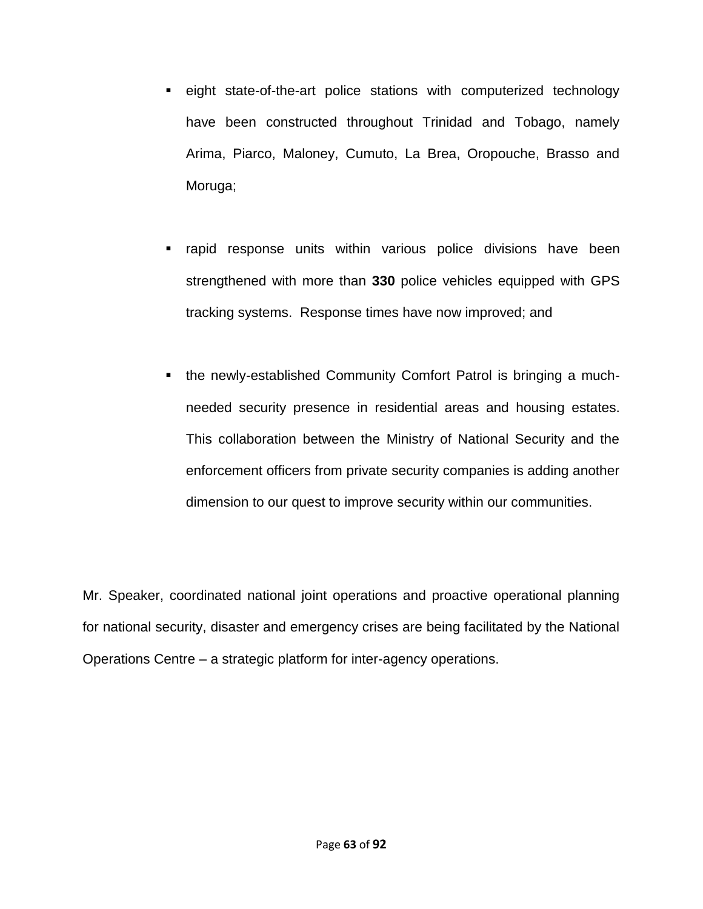- eight state-of-the-art police stations with computerized technology have been constructed throughout Trinidad and Tobago, namely Arima, Piarco, Maloney, Cumuto, La Brea, Oropouche, Brasso and Moruga;

- rapid response units within various police divisions have been strengthened with more than **330** police vehicles equipped with GPS tracking systems. Response times have now improved; and

- the newly-established Community Comfort Patrol is bringing a much-needed security presence in residential areas and housing estates. This collaboration between the Ministry of National Security and the enforcement officers from private security companies is adding another dimension to our quest to improve security within our communities.

Mr. Speaker, coordinated national joint operations and proactive operational planning for national security, disaster and emergency crises are being facilitated by the National Operations Centre – a strategic platform for inter-agency operations.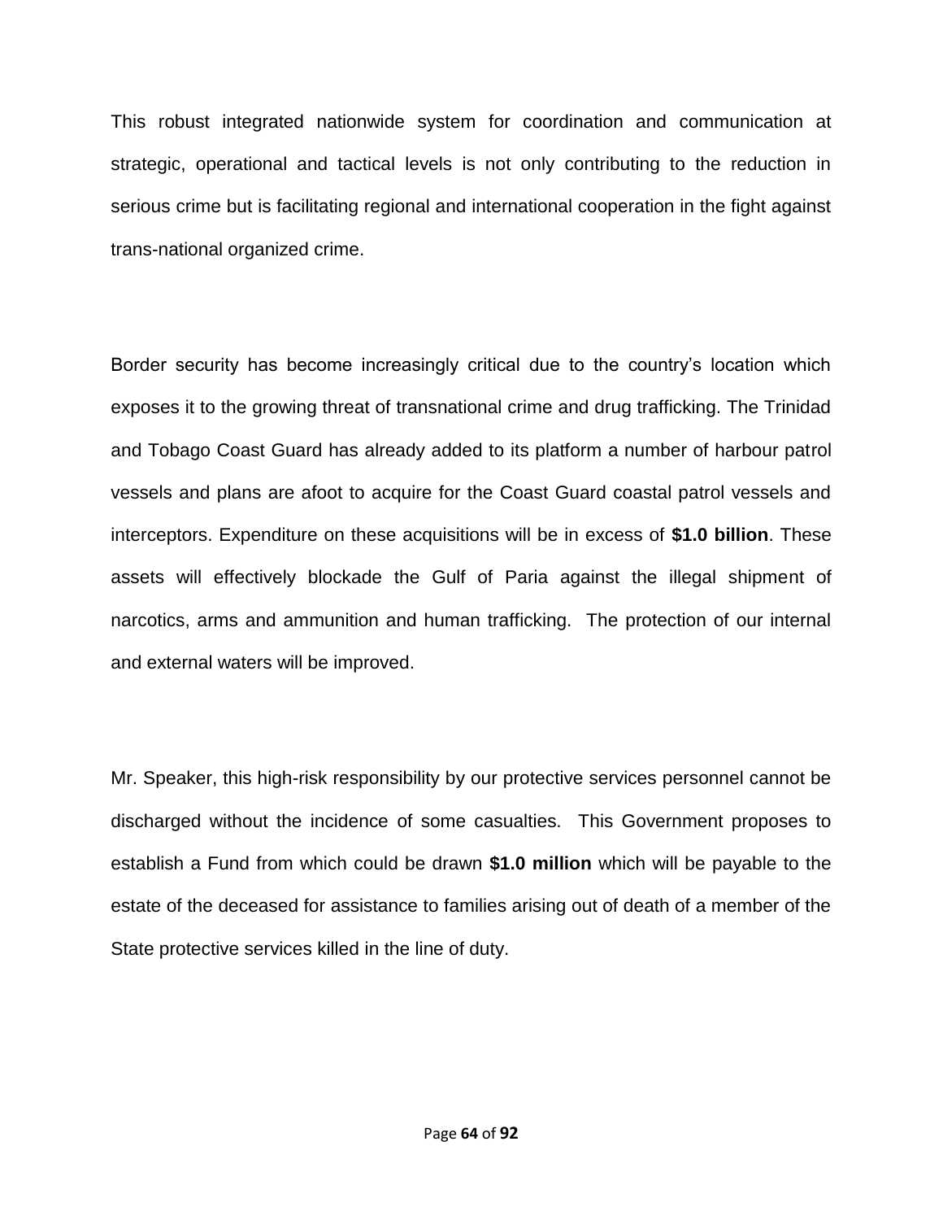This robust integrated nationwide system for coordination and communication at strategic, operational and tactical levels is not only contributing to the reduction in serious crime but is facilitating regional and international cooperation in the fight against trans-national organized crime.

Border security has become increasingly critical due to the country's location which exposes it to the growing threat of transnational crime and drug trafficking. The Trinidad and Tobago Coast Guard has already added to its platform a number of harbour patrol vessels and plans are afoot to acquire for the Coast Guard coastal patrol vessels and interceptors. Expenditure on these acquisitions will be in excess of **$1.0 billion**. These assets will effectively blockade the Gulf of Paria against the illegal shipment of narcotics, arms and ammunition and human trafficking. The protection of our internal and external waters will be improved.

Mr. Speaker, this high-risk responsibility by our protective services personnel cannot be discharged without the incidence of some casualties. This Government proposes to establish a Fund from which could be drawn **$1.0 million** which will be payable to the estate of the deceased for assistance to families arising out of death of a member of the State protective services killed in the line of duty.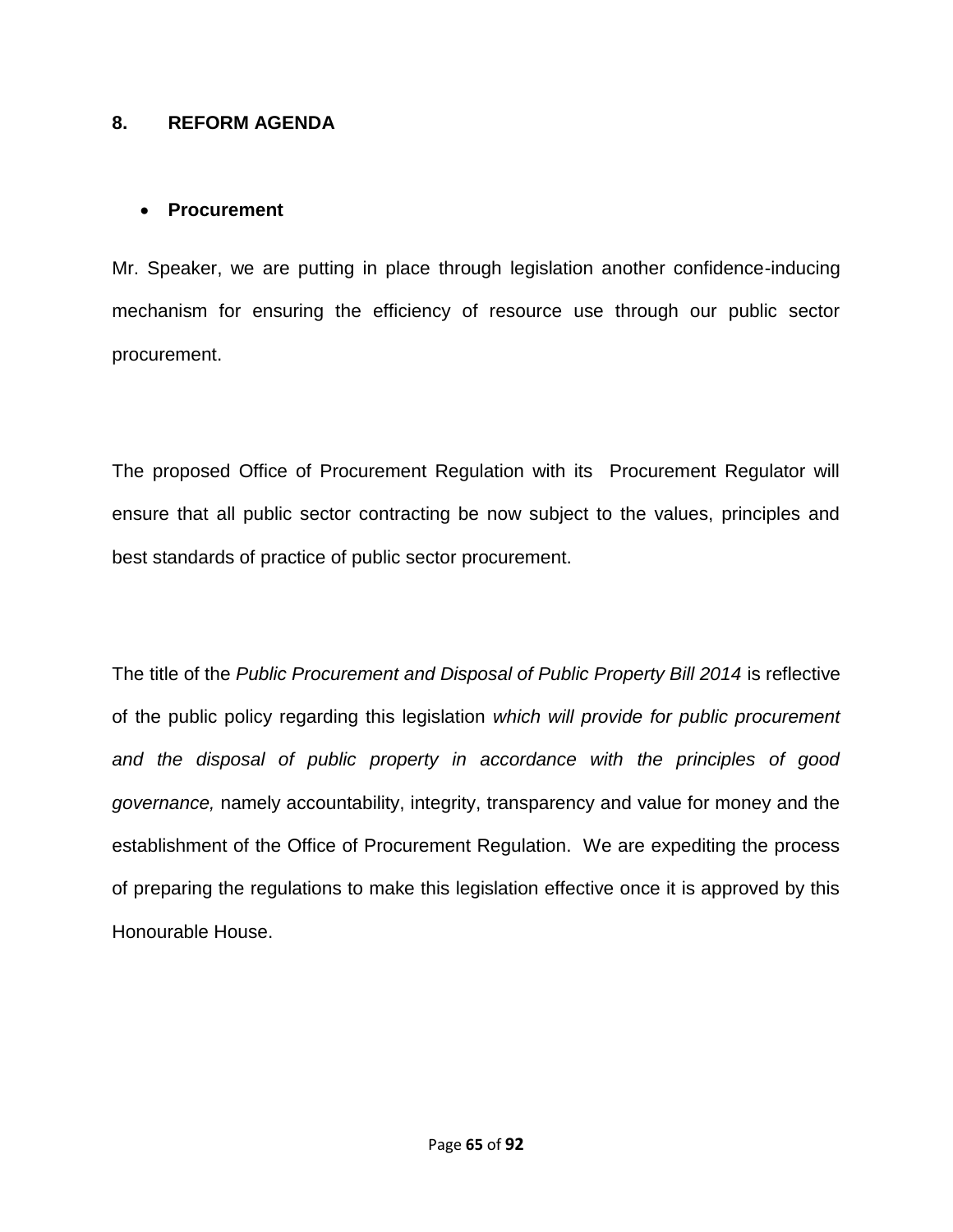## 8. REFORM AGENDA

- **Procurement**

Mr. Speaker, we are putting in place through legislation another confidence-inducing mechanism for ensuring the efficiency of resource use through our public sector procurement.

The proposed Office of Procurement Regulation with its Procurement Regulator will ensure that all public sector contracting be now subject to the values, principles and best standards of practice of public sector procurement.

The title of the *Public Procurement and Disposal of Public Property Bill 2014* is reflective of the public policy regarding this legislation *which will provide for public procurement and the disposal of public property in accordance with the principles of good governance,* namely accountability, integrity, transparency and value for money and the establishment of the Office of Procurement Regulation. We are expediting the process of preparing the regulations to make this legislation effective once it is approved by this Honourable House.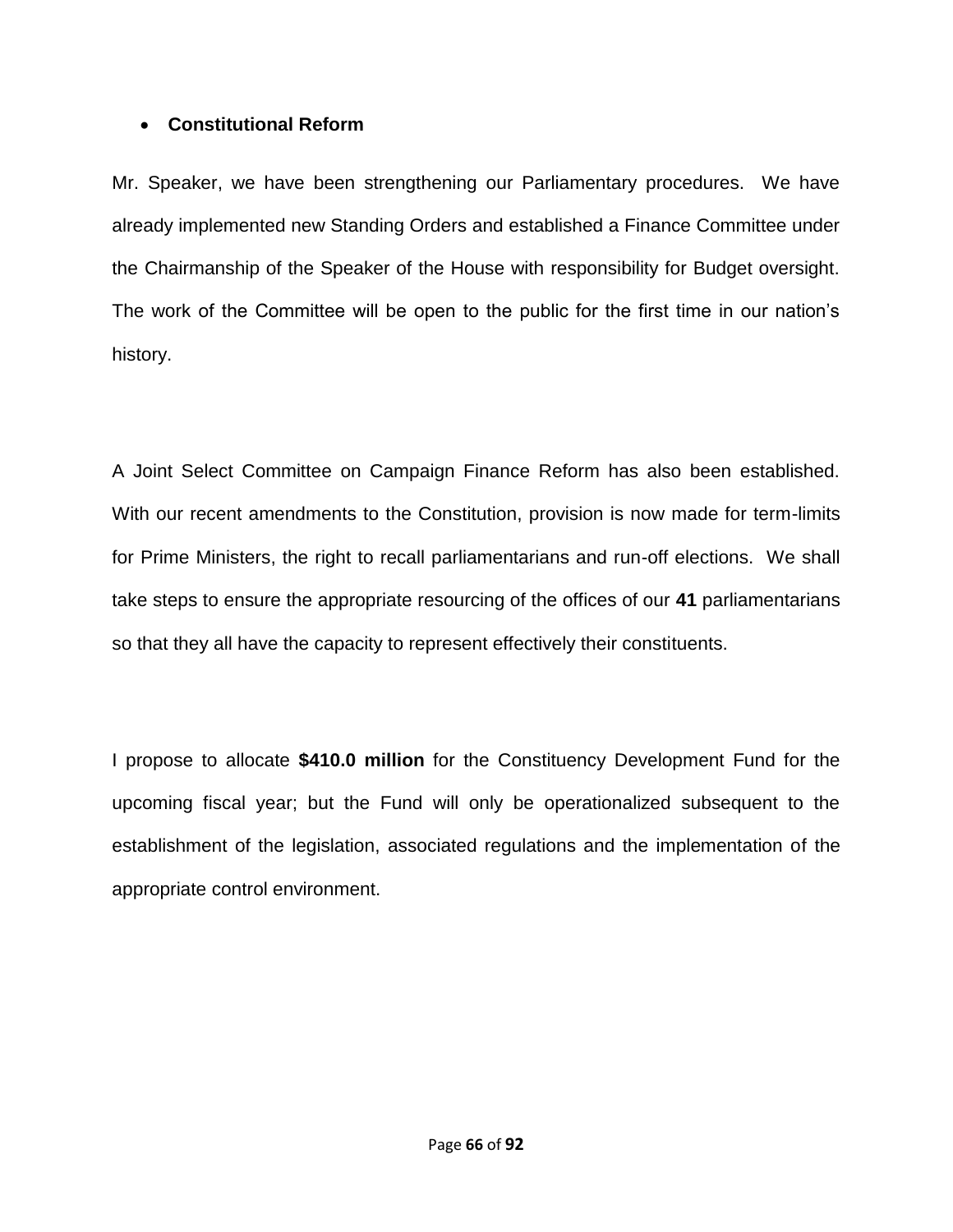- **Constitutional Reform**

Mr. Speaker, we have been strengthening our Parliamentary procedures. We have already implemented new Standing Orders and established a Finance Committee under the Chairmanship of the Speaker of the House with responsibility for Budget oversight. The work of the Committee will be open to the public for the first time in our nation's history.

A Joint Select Committee on Campaign Finance Reform has also been established. With our recent amendments to the Constitution, provision is now made for term-limits for Prime Ministers, the right to recall parliamentarians and run-off elections. We shall take steps to ensure the appropriate resourcing of the offices of our **41** parliamentarians so that they all have the capacity to represent effectively their constituents.

I propose to allocate **$410.0 million** for the Constituency Development Fund for the upcoming fiscal year; but the Fund will only be operationalized subsequent to the establishment of the legislation, associated regulations and the implementation of the appropriate control environment.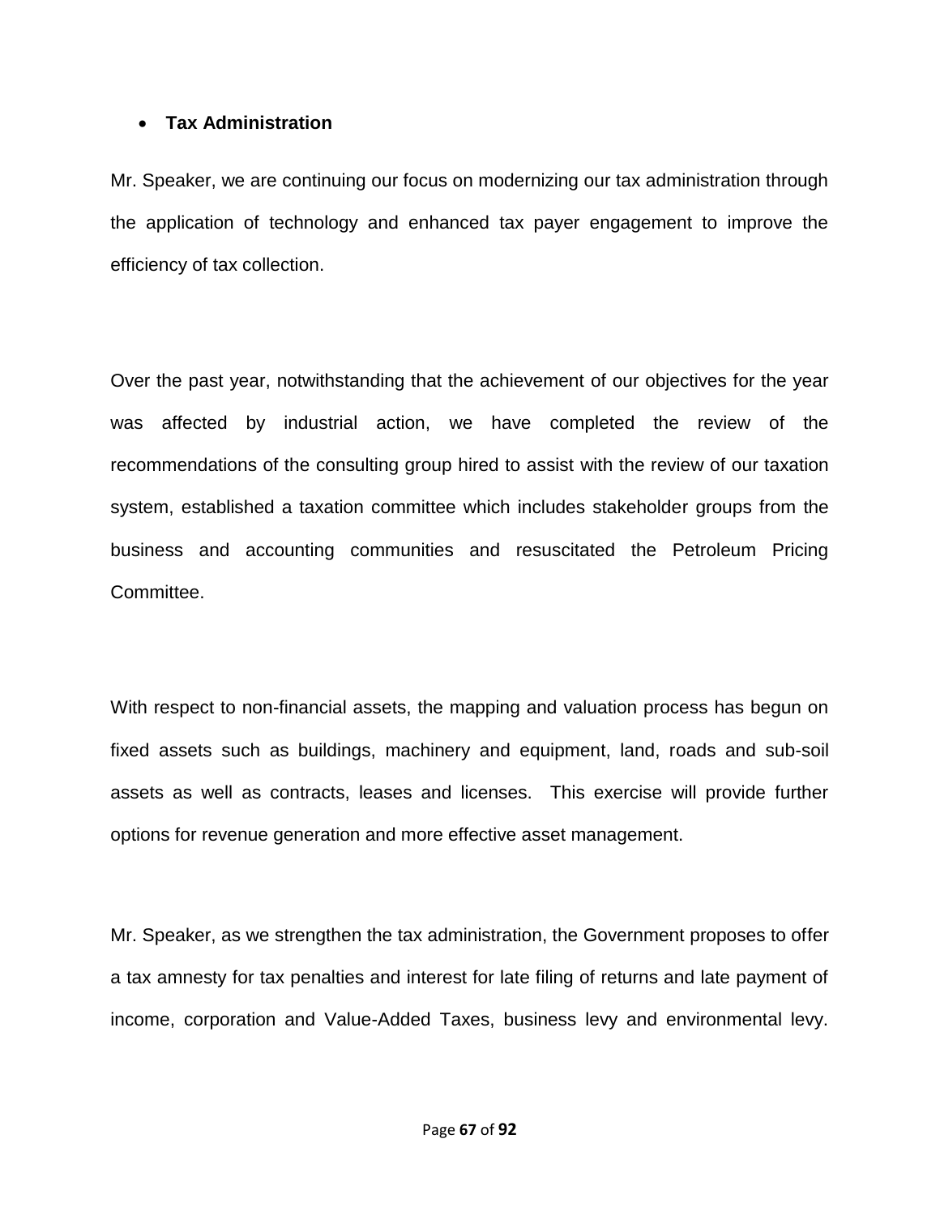- **Tax Administration**

Mr. Speaker, we are continuing our focus on modernizing our tax administration through the application of technology and enhanced tax payer engagement to improve the efficiency of tax collection.

Over the past year, notwithstanding that the achievement of our objectives for the year was affected by industrial action, we have completed the review of the recommendations of the consulting group hired to assist with the review of our taxation system, established a taxation committee which includes stakeholder groups from the business and accounting communities and resuscitated the Petroleum Pricing Committee.

With respect to non-financial assets, the mapping and valuation process has begun on fixed assets such as buildings, machinery and equipment, land, roads and sub-soil assets as well as contracts, leases and licenses. This exercise will provide further options for revenue generation and more effective asset management.

Mr. Speaker, as we strengthen the tax administration, the Government proposes to offer a tax amnesty for tax penalties and interest for late filing of returns and late payment of income, corporation and Value-Added Taxes, business levy and environmental levy.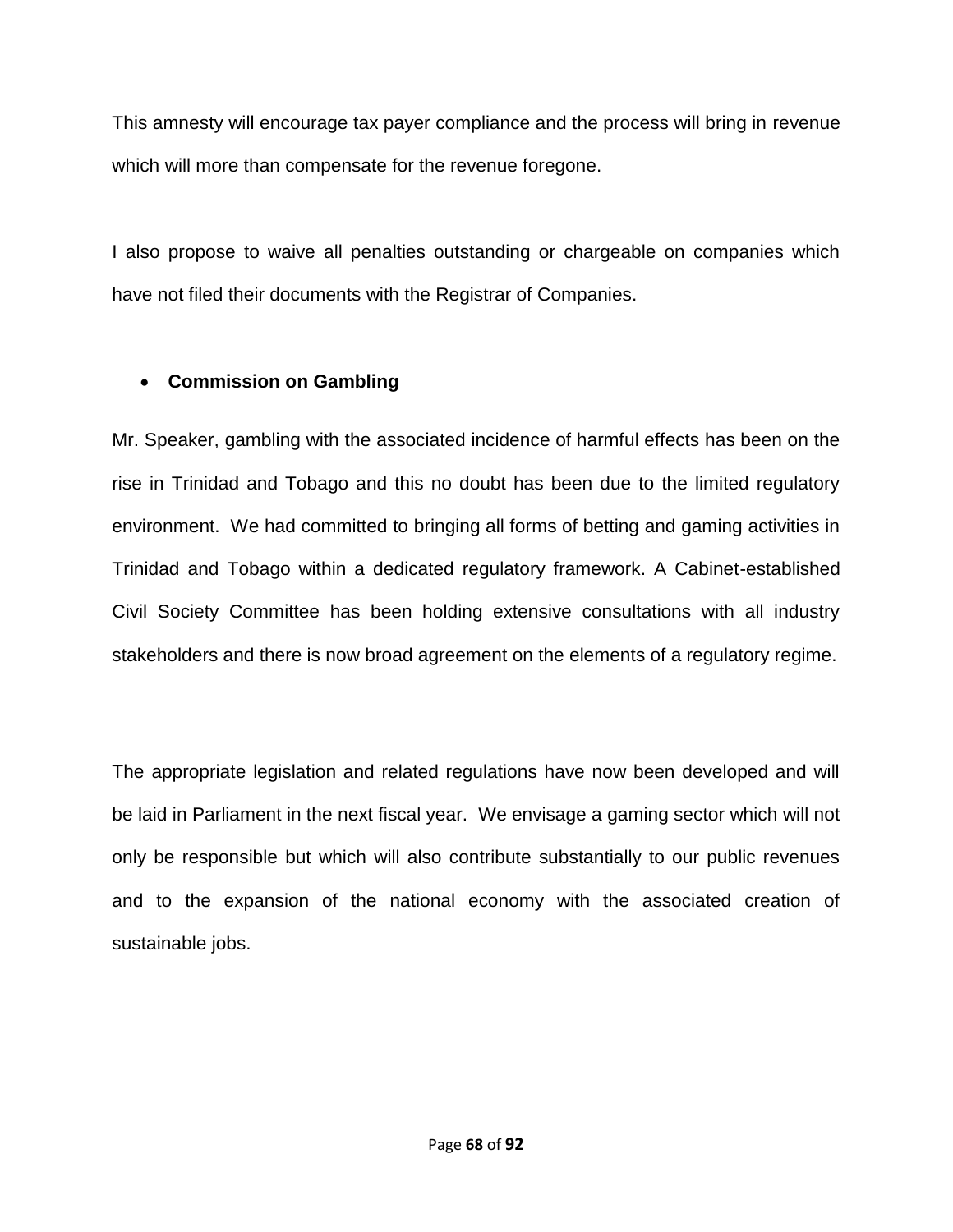This amnesty will encourage tax payer compliance and the process will bring in revenue which will more than compensate for the revenue foregone.

I also propose to waive all penalties outstanding or chargeable on companies which have not filed their documents with the Registrar of Companies.

- **Commission on Gambling**

Mr. Speaker, gambling with the associated incidence of harmful effects has been on the rise in Trinidad and Tobago and this no doubt has been due to the limited regulatory environment. We had committed to bringing all forms of betting and gaming activities in Trinidad and Tobago within a dedicated regulatory framework. A Cabinet-established Civil Society Committee has been holding extensive consultations with all industry stakeholders and there is now broad agreement on the elements of a regulatory regime.

The appropriate legislation and related regulations have now been developed and will be laid in Parliament in the next fiscal year. We envisage a gaming sector which will not only be responsible but which will also contribute substantially to our public revenues and to the expansion of the national economy with the associated creation of sustainable jobs.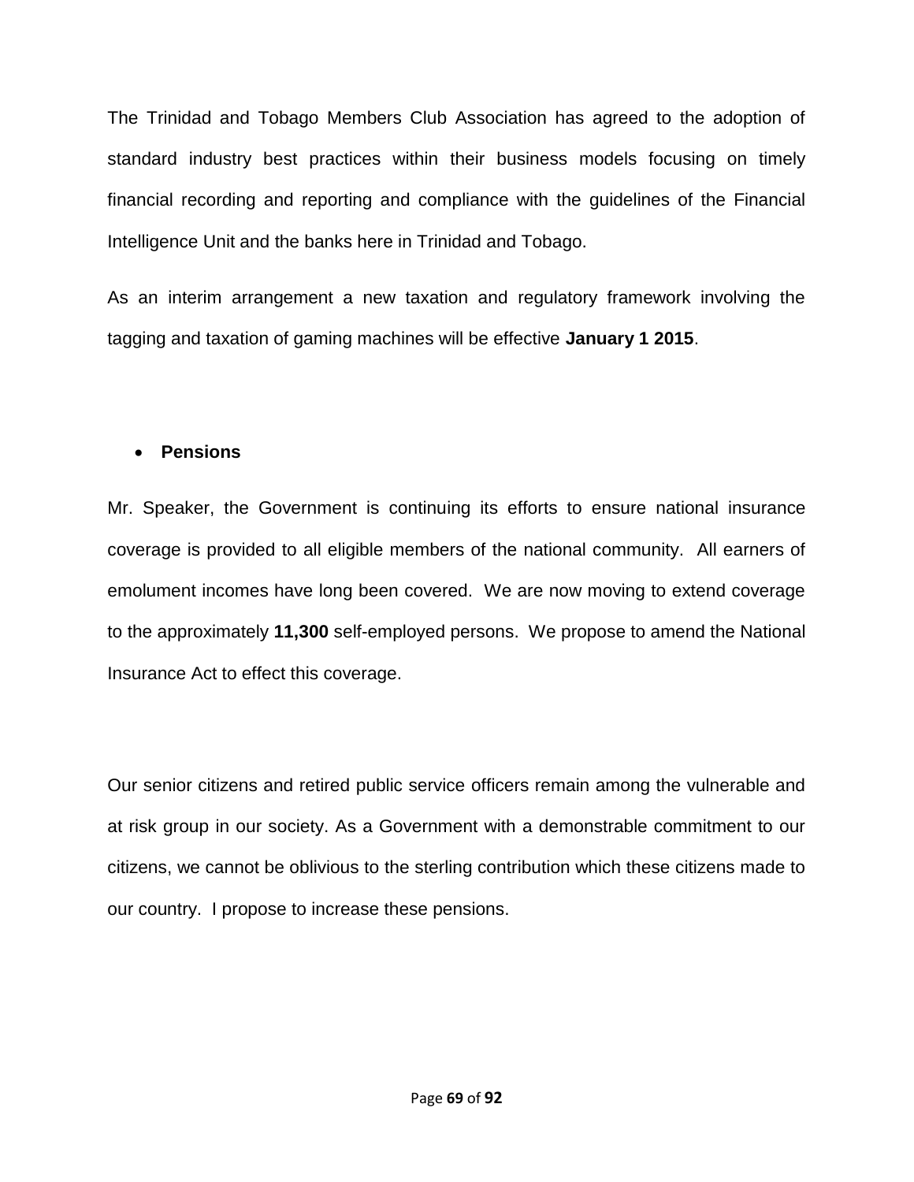The Trinidad and Tobago Members Club Association has agreed to the adoption of standard industry best practices within their business models focusing on timely financial recording and reporting and compliance with the guidelines of the Financial Intelligence Unit and the banks here in Trinidad and Tobago.

As an interim arrangement a new taxation and regulatory framework involving the tagging and taxation of gaming machines will be effective **January 1 2015**.

- **Pensions**

Mr. Speaker, the Government is continuing its efforts to ensure national insurance coverage is provided to all eligible members of the national community. All earners of emolument incomes have long been covered. We are now moving to extend coverage to the approximately **11,300** self-employed persons. We propose to amend the National Insurance Act to effect this coverage.

Our senior citizens and retired public service officers remain among the vulnerable and at risk group in our society. As a Government with a demonstrable commitment to our citizens, we cannot be oblivious to the sterling contribution which these citizens made to our country. I propose to increase these pensions.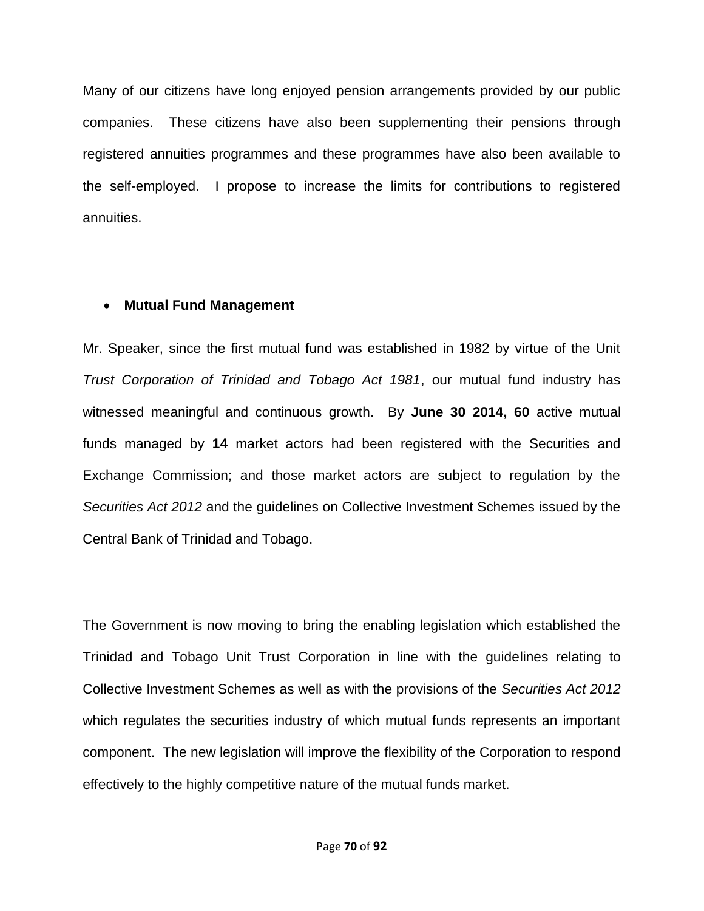Many of our citizens have long enjoyed pension arrangements provided by our public companies. These citizens have also been supplementing their pensions through registered annuities programmes and these programmes have also been available to the self-employed. I propose to increase the limits for contributions to registered annuities.

- **Mutual Fund Management**

Mr. Speaker, since the first mutual fund was established in 1982 by virtue of the Unit *Trust Corporation of Trinidad and Tobago Act 1981*, our mutual fund industry has witnessed meaningful and continuous growth. By **June 30 2014, 60** active mutual funds managed by **14** market actors had been registered with the Securities and Exchange Commission; and those market actors are subject to regulation by the *Securities Act 2012* and the guidelines on Collective Investment Schemes issued by the Central Bank of Trinidad and Tobago.

The Government is now moving to bring the enabling legislation which established the Trinidad and Tobago Unit Trust Corporation in line with the guidelines relating to Collective Investment Schemes as well as with the provisions of the *Securities Act 2012* which regulates the securities industry of which mutual funds represents an important component. The new legislation will improve the flexibility of the Corporation to respond effectively to the highly competitive nature of the mutual funds market.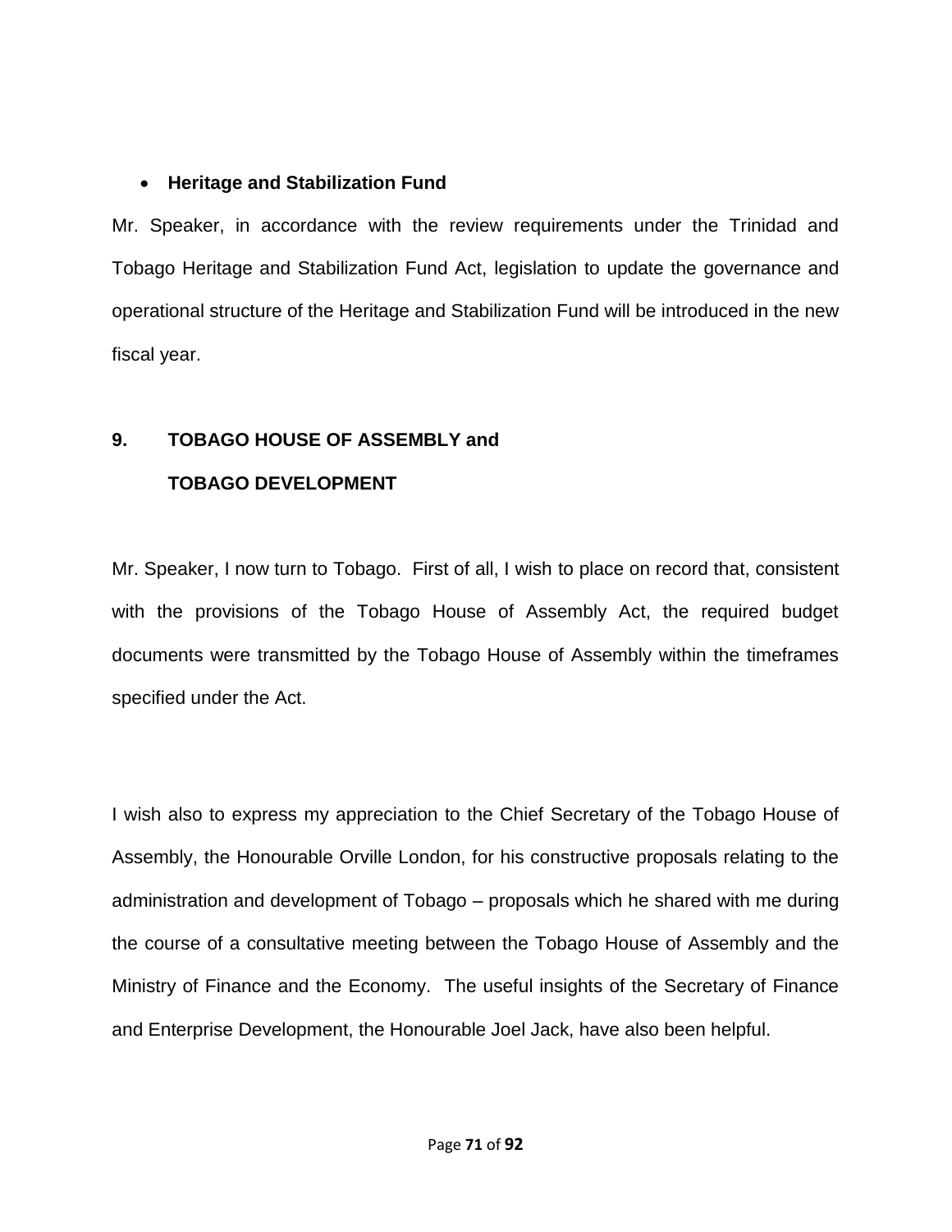- **Heritage and Stabilization Fund**

Mr. Speaker, in accordance with the review requirements under the Trinidad and Tobago Heritage and Stabilization Fund Act, legislation to update the governance and operational structure of the Heritage and Stabilization Fund will be introduced in the new fiscal year.

## 9. TOBAGO HOUSE OF ASSEMBLY and TOBAGO DEVELOPMENT

Mr. Speaker, I now turn to Tobago. First of all, I wish to place on record that, consistent with the provisions of the Tobago House of Assembly Act, the required budget documents were transmitted by the Tobago House of Assembly within the timeframes specified under the Act.

I wish also to express my appreciation to the Chief Secretary of the Tobago House of Assembly, the Honourable Orville London, for his constructive proposals relating to the administration and development of Tobago – proposals which he shared with me during the course of a consultative meeting between the Tobago House of Assembly and the Ministry of Finance and the Economy. The useful insights of the Secretary of Finance and Enterprise Development, the Honourable Joel Jack, have also been helpful.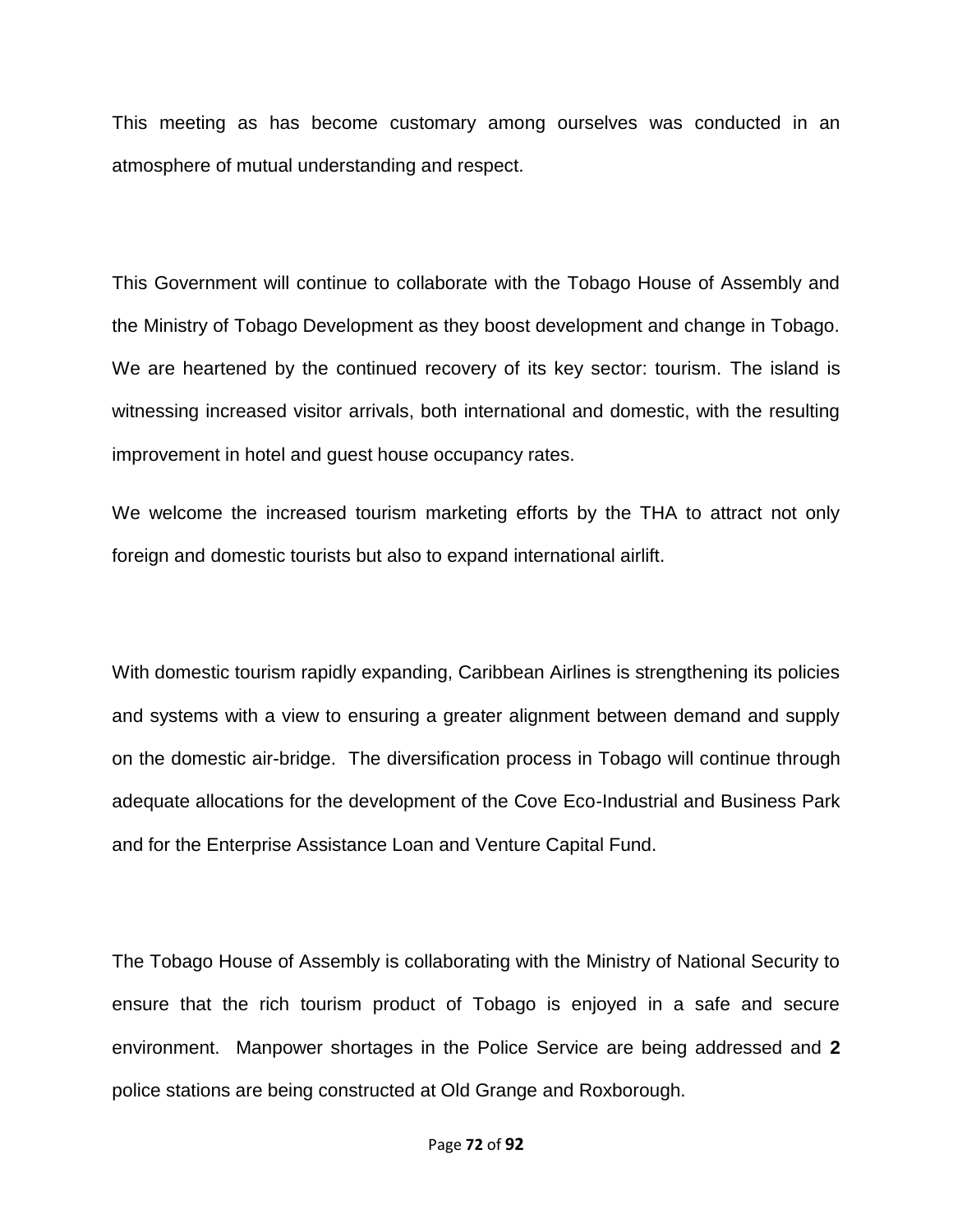This meeting as has become customary among ourselves was conducted in an atmosphere of mutual understanding and respect.

This Government will continue to collaborate with the Tobago House of Assembly and the Ministry of Tobago Development as they boost development and change in Tobago. We are heartened by the continued recovery of its key sector: tourism. The island is witnessing increased visitor arrivals, both international and domestic, with the resulting improvement in hotel and guest house occupancy rates.

We welcome the increased tourism marketing efforts by the THA to attract not only foreign and domestic tourists but also to expand international airlift.

With domestic tourism rapidly expanding, Caribbean Airlines is strengthening its policies and systems with a view to ensuring a greater alignment between demand and supply on the domestic air-bridge. The diversification process in Tobago will continue through adequate allocations for the development of the Cove Eco-Industrial and Business Park and for the Enterprise Assistance Loan and Venture Capital Fund.

The Tobago House of Assembly is collaborating with the Ministry of National Security to ensure that the rich tourism product of Tobago is enjoyed in a safe and secure environment. Manpower shortages in the Police Service are being addressed and **2** police stations are being constructed at Old Grange and Roxborough.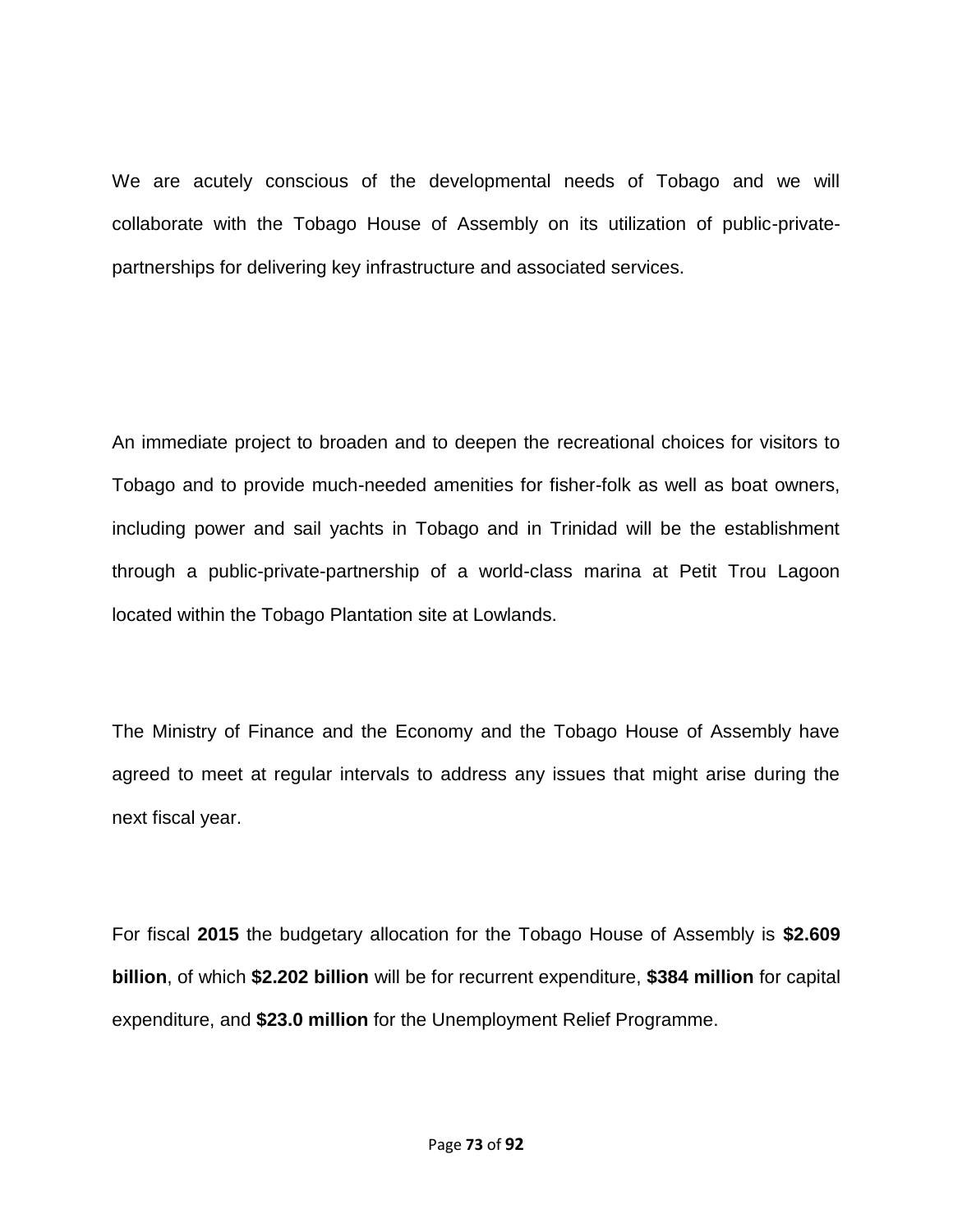We are acutely conscious of the developmental needs of Tobago and we will collaborate with the Tobago House of Assembly on its utilization of public-private-partnerships for delivering key infrastructure and associated services.

An immediate project to broaden and to deepen the recreational choices for visitors to Tobago and to provide much-needed amenities for fisher-folk as well as boat owners, including power and sail yachts in Tobago and in Trinidad will be the establishment through a public-private-partnership of a world-class marina at Petit Trou Lagoon located within the Tobago Plantation site at Lowlands.

The Ministry of Finance and the Economy and the Tobago House of Assembly have agreed to meet at regular intervals to address any issues that might arise during the next fiscal year.

For fiscal **2015** the budgetary allocation for the Tobago House of Assembly is **$2.609 billion**, of which **$2.202 billion** will be for recurrent expenditure, **$384 million** for capital expenditure, and **$23.0 million** for the Unemployment Relief Programme.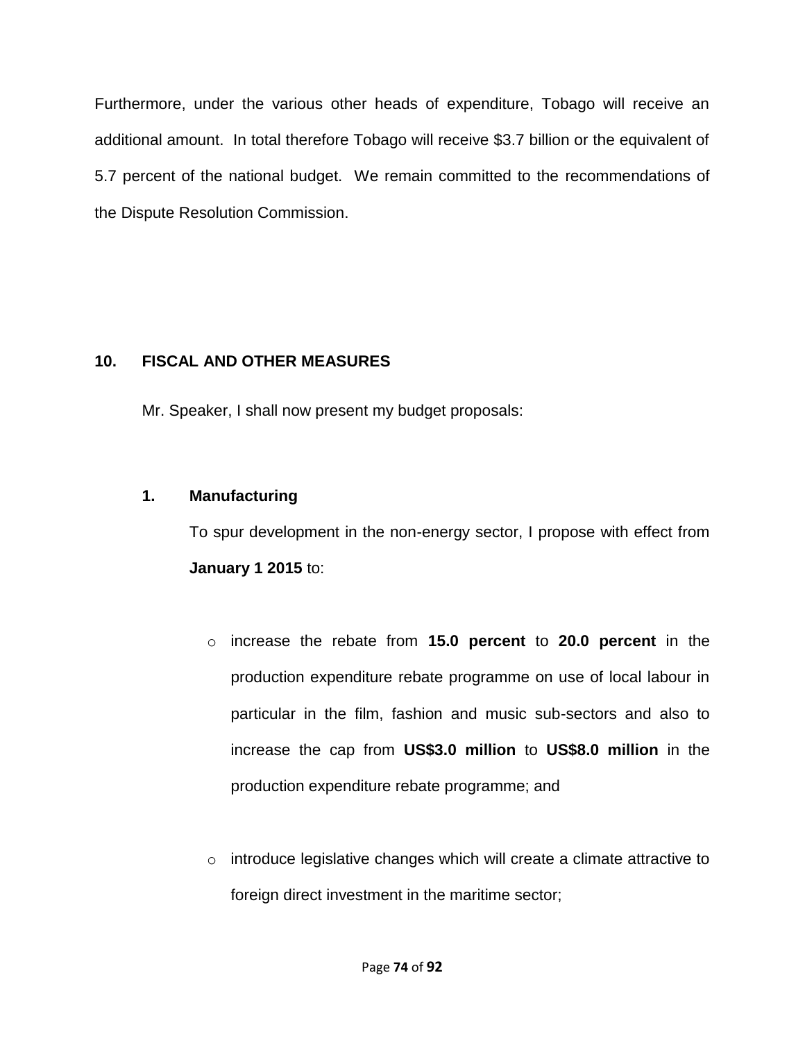Furthermore, under the various other heads of expenditure, Tobago will receive an additional amount. In total therefore Tobago will receive $3.7 billion or the equivalent of 5.7 percent of the national budget. We remain committed to the recommendations of the Dispute Resolution Commission.

## 10. FISCAL AND OTHER MEASURES

Mr. Speaker, I shall now present my budget proposals:

### 1. Manufacturing

To spur development in the non-energy sector, I propose with effect from **January 1 2015** to:

- increase the rebate from **15.0 percent** to **20.0 percent** in the production expenditure rebate programme on use of local labour in particular in the film, fashion and music sub-sectors and also to increase the cap from **US$3.0 million** to **US$8.0 million** in the production expenditure rebate programme; and

- introduce legislative changes which will create a climate attractive to foreign direct investment in the maritime sector;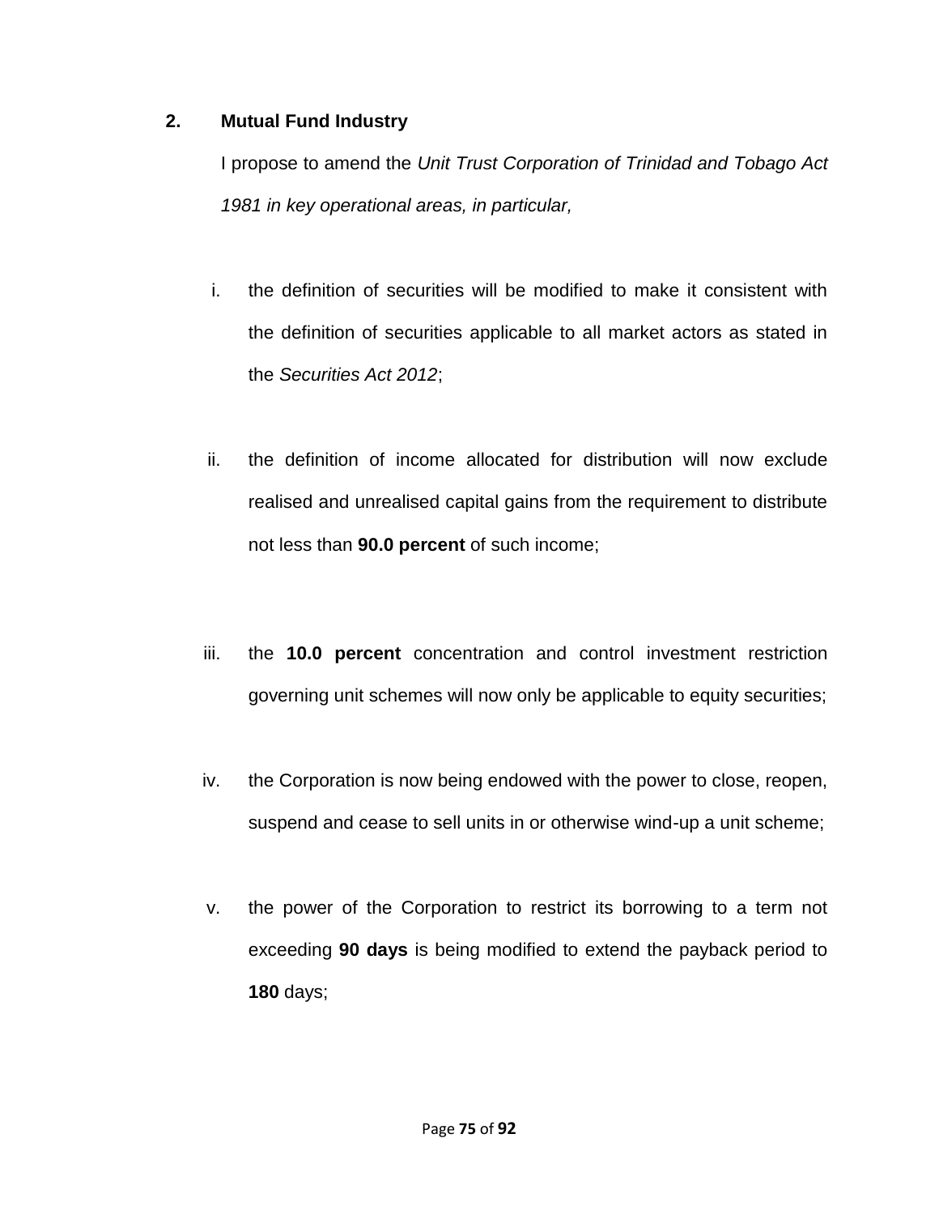## 2. Mutual Fund Industry

I propose to amend the *Unit Trust Corporation of Trinidad and Tobago Act 1981 in key operational areas, in particular,*

i. the definition of securities will be modified to make it consistent with the definition of securities applicable to all market actors as stated in the *Securities Act 2012*;

ii. the definition of income allocated for distribution will now exclude realised and unrealised capital gains from the requirement to distribute not less than **90.0 percent** of such income;

iii. the **10.0 percent** concentration and control investment restriction governing unit schemes will now only be applicable to equity securities;

iv. the Corporation is now being endowed with the power to close, reopen, suspend and cease to sell units in or otherwise wind-up a unit scheme;

v. the power of the Corporation to restrict its borrowing to a term not exceeding **90 days** is being modified to extend the payback period to **180** days;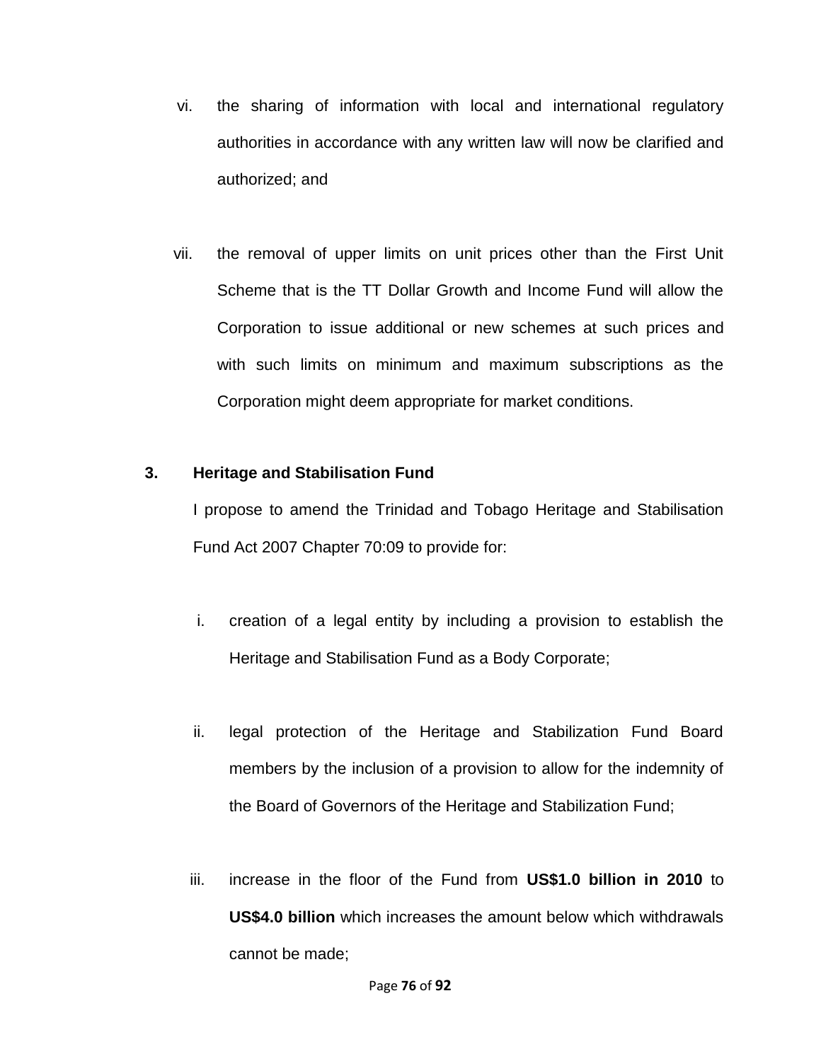vi. the sharing of information with local and international regulatory authorities in accordance with any written law will now be clarified and authorized; and

vii. the removal of upper limits on unit prices other than the First Unit Scheme that is the TT Dollar Growth and Income Fund will allow the Corporation to issue additional or new schemes at such prices and with such limits on minimum and maximum subscriptions as the Corporation might deem appropriate for market conditions.

**3. Heritage and Stabilisation Fund**

I propose to amend the Trinidad and Tobago Heritage and Stabilisation Fund Act 2007 Chapter 70:09 to provide for:

i. creation of a legal entity by including a provision to establish the Heritage and Stabilisation Fund as a Body Corporate;

ii. legal protection of the Heritage and Stabilization Fund Board members by the inclusion of a provision to allow for the indemnity of the Board of Governors of the Heritage and Stabilization Fund;

iii. increase in the floor of the Fund from **US$1.0 billion in 2010** to **US$4.0 billion** which increases the amount below which withdrawals cannot be made;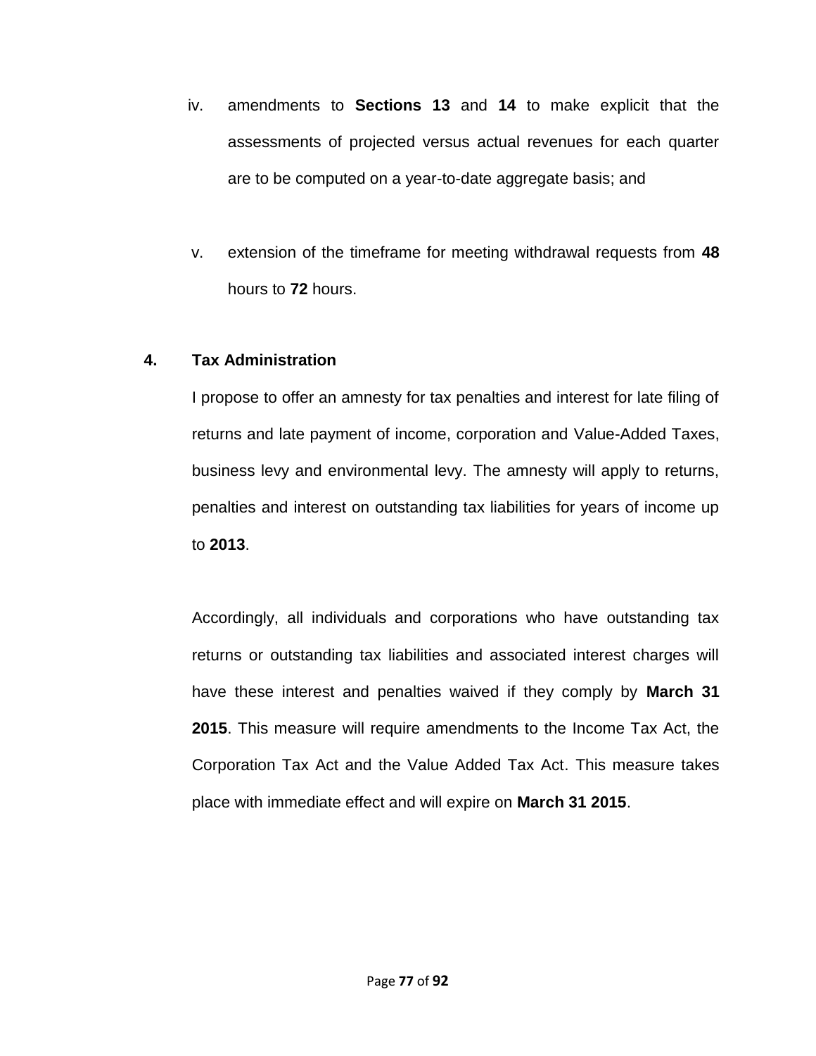iv. amendments to **Sections 13** and **14** to make explicit that the assessments of projected versus actual revenues for each quarter are to be computed on a year-to-date aggregate basis; and

v. extension of the timeframe for meeting withdrawal requests from **48** hours to **72** hours.

## 4. Tax Administration

I propose to offer an amnesty for tax penalties and interest for late filing of returns and late payment of income, corporation and Value-Added Taxes, business levy and environmental levy. The amnesty will apply to returns, penalties and interest on outstanding tax liabilities for years of income up to **2013**.

Accordingly, all individuals and corporations who have outstanding tax returns or outstanding tax liabilities and associated interest charges will have these interest and penalties waived if they comply by **March 31 2015**. This measure will require amendments to the Income Tax Act, the Corporation Tax Act and the Value Added Tax Act. This measure takes place with immediate effect and will expire on **March 31 2015**.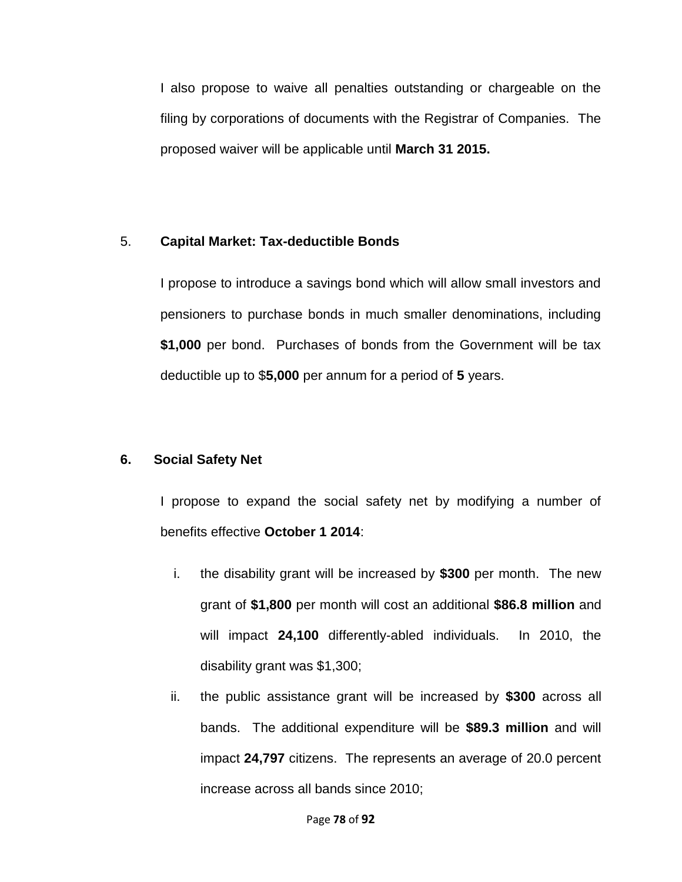I also propose to waive all penalties outstanding or chargeable on the filing by corporations of documents with the Registrar of Companies. The proposed waiver will be applicable until **March 31 2015.**

5. **Capital Market: Tax-deductible Bonds**

I propose to introduce a savings bond which will allow small investors and pensioners to purchase bonds in much smaller denominations, including **$1,000** per bond. Purchases of bonds from the Government will be tax deductible up to $**5,000** per annum for a period of **5** years.

**6. Social Safety Net**

I propose to expand the social safety net by modifying a number of benefits effective **October 1 2014**:

i. the disability grant will be increased by **$300** per month. The new grant of **$1,800** per month will cost an additional **$86.8 million** and will impact **24,100** differently-abled individuals. In 2010, the disability grant was $1,300;

ii. the public assistance grant will be increased by **$300** across all bands. The additional expenditure will be **$89.3 million** and will impact **24,797** citizens. The represents an average of 20.0 percent increase across all bands since 2010;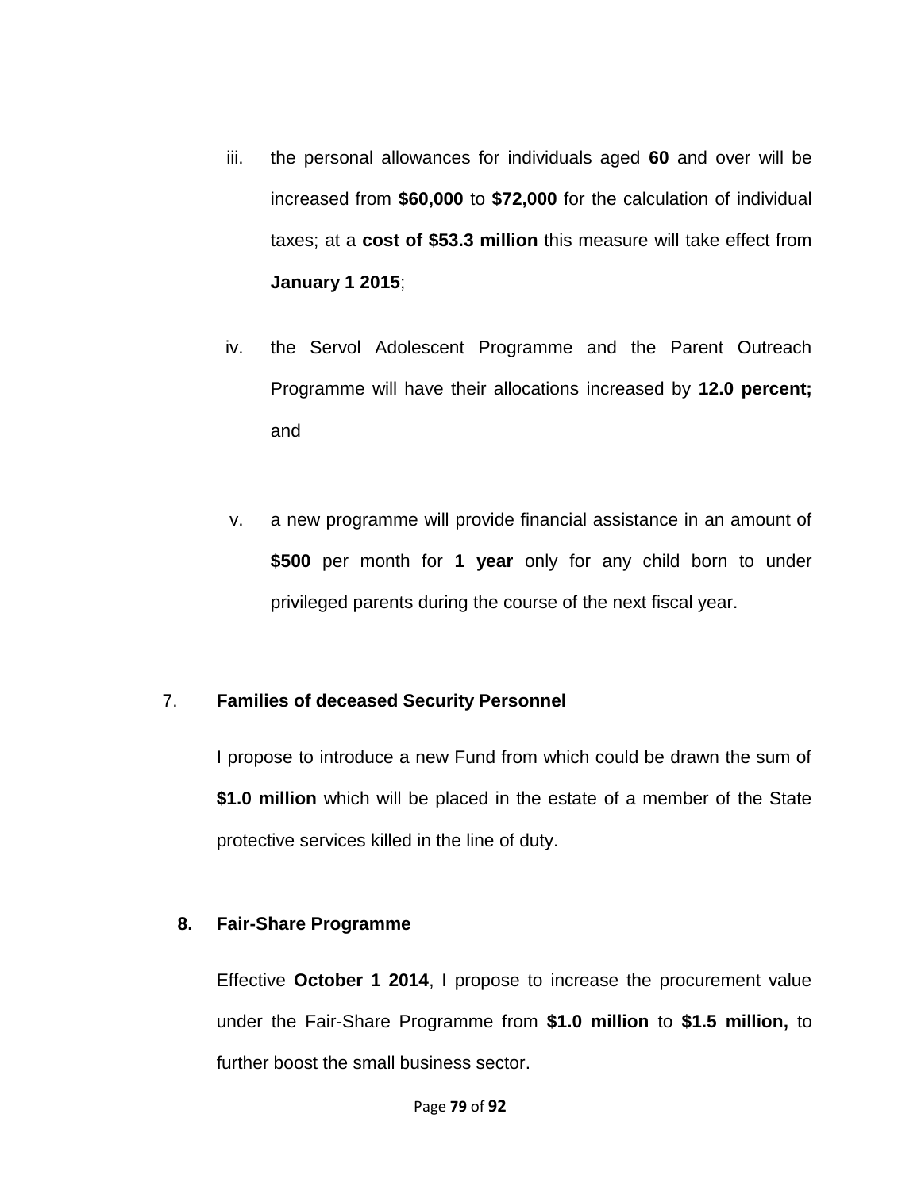iii. the personal allowances for individuals aged **60** and over will be increased from **$60,000** to **$72,000** for the calculation of individual taxes; at a **cost of $53.3 million** this measure will take effect from **January 1 2015**;

iv. the Servol Adolescent Programme and the Parent Outreach Programme will have their allocations increased by **12.0 percent;** and

v. a new programme will provide financial assistance in an amount of **$500** per month for **1 year** only for any child born to under privileged parents during the course of the next fiscal year.

7. **Families of deceased Security Personnel**

I propose to introduce a new Fund from which could be drawn the sum of **$1.0 million** which will be placed in the estate of a member of the State protective services killed in the line of duty.

**8. Fair-Share Programme**

Effective **October 1 2014**, I propose to increase the procurement value under the Fair-Share Programme from **$1.0 million** to **$1.5 million,** to further boost the small business sector.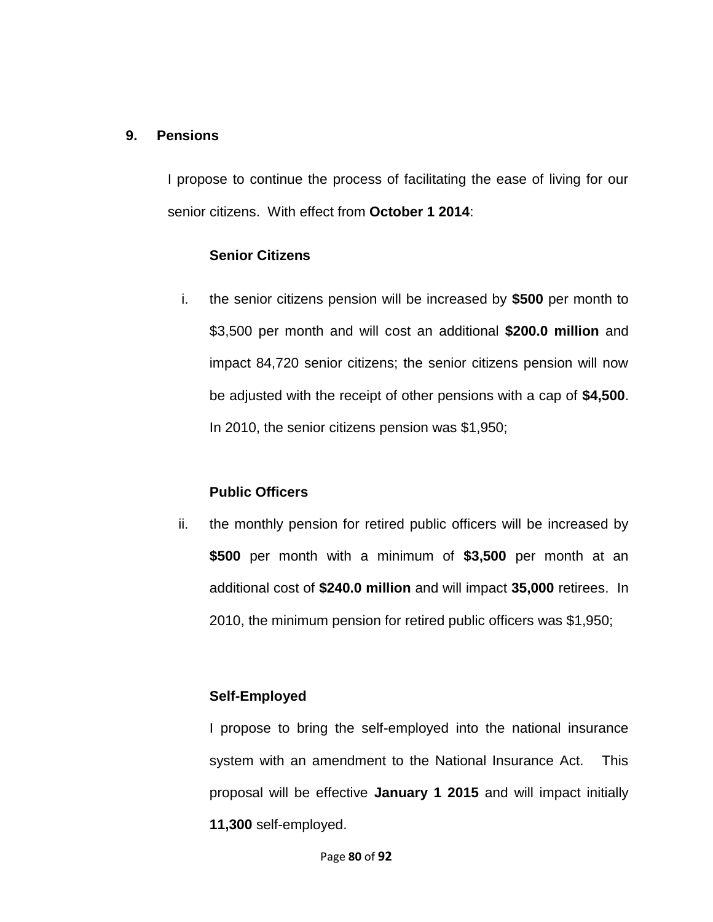## 9. Pensions

I propose to continue the process of facilitating the ease of living for our senior citizens. With effect from **October 1 2014**:

### Senior Citizens

i. the senior citizens pension will be increased by **$500** per month to $3,500 per month and will cost an additional **$200.0 million** and impact 84,720 senior citizens; the senior citizens pension will now be adjusted with the receipt of other pensions with a cap of **$4,500**. In 2010, the senior citizens pension was $1,950;

### Public Officers

ii. the monthly pension for retired public officers will be increased by **$500** per month with a minimum of **$3,500** per month at an additional cost of **$240.0 million** and will impact **35,000** retirees. In 2010, the minimum pension for retired public officers was $1,950;

### Self-Employed

I propose to bring the self-employed into the national insurance system with an amendment to the National Insurance Act. This proposal will be effective **January 1 2015** and will impact initially **11,300** self-employed.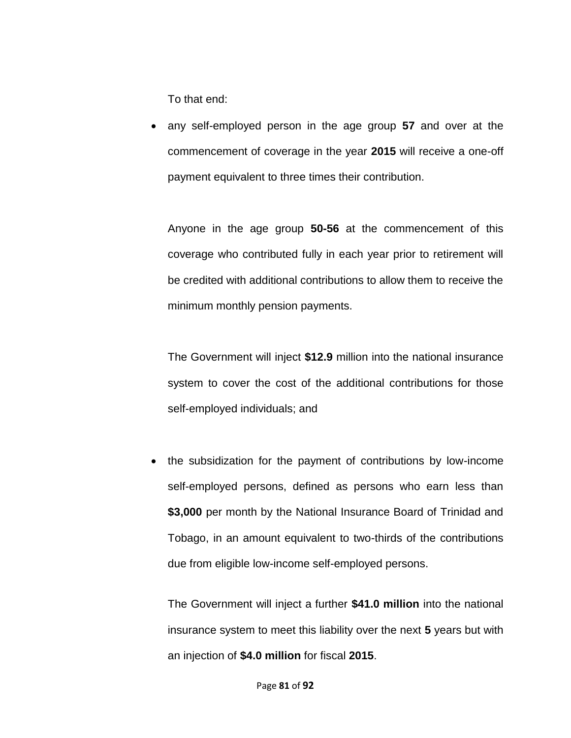To that end:

- any self-employed person in the age group **57** and over at the commencement of coverage in the year **2015** will receive a one-off payment equivalent to three times their contribution.

  Anyone in the age group **50-56** at the commencement of this coverage who contributed fully in each year prior to retirement will be credited with additional contributions to allow them to receive the minimum monthly pension payments.

  The Government will inject **$12.9** million into the national insurance system to cover the cost of the additional contributions for those self-employed individuals; and

- the subsidization for the payment of contributions by low-income self-employed persons, defined as persons who earn less than **$3,000** per month by the National Insurance Board of Trinidad and Tobago, in an amount equivalent to two-thirds of the contributions due from eligible low-income self-employed persons.

  The Government will inject a further **$41.0 million** into the national insurance system to meet this liability over the next **5** years but with an injection of **$4.0 million** for fiscal **2015**.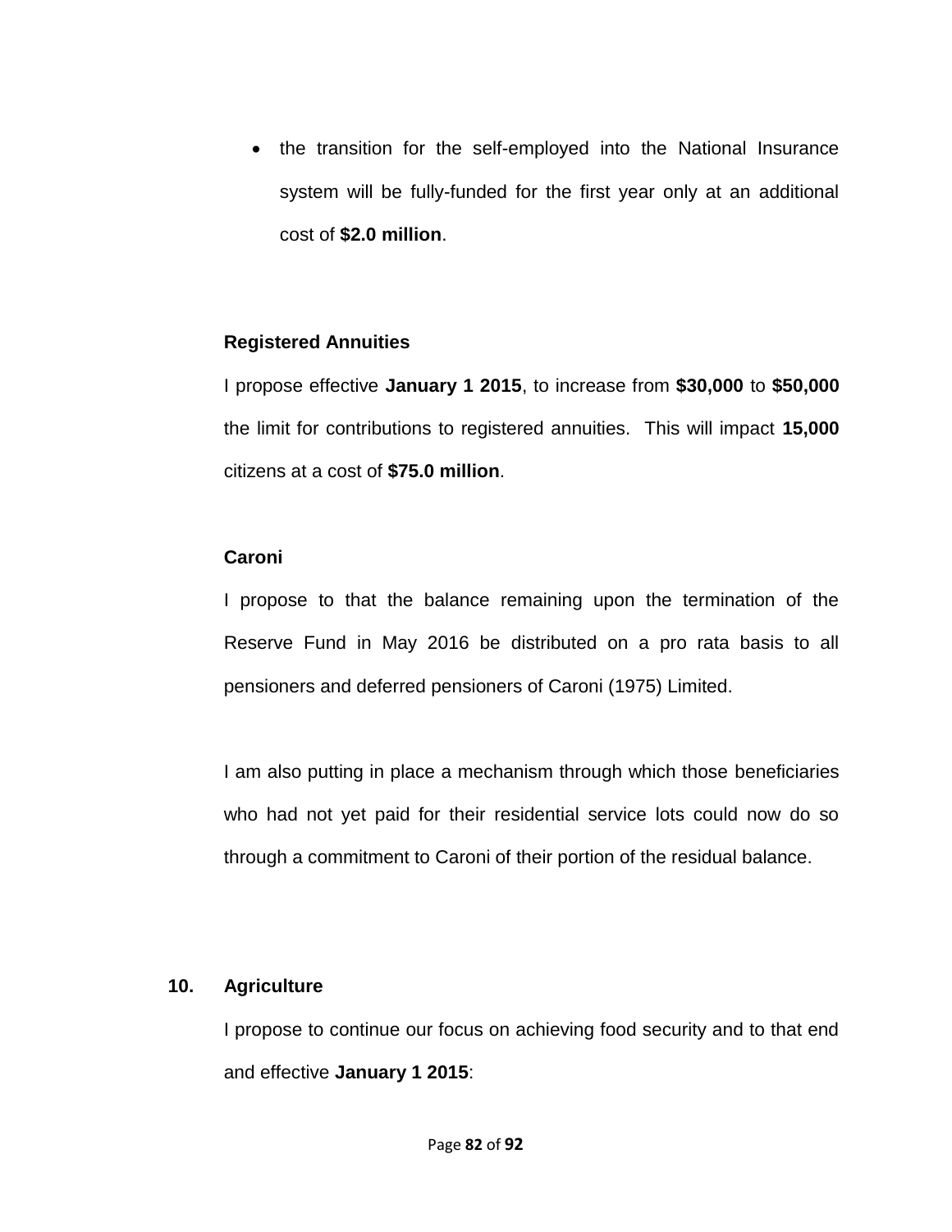- the transition for the self-employed into the National Insurance system will be fully-funded for the first year only at an additional cost of **$2.0 million**.

**Registered Annuities**

I propose effective **January 1 2015**, to increase from **$30,000** to **$50,000** the limit for contributions to registered annuities. This will impact **15,000** citizens at a cost of **$75.0 million**.

**Caroni**

I propose to that the balance remaining upon the termination of the Reserve Fund in May 2016 be distributed on a pro rata basis to all pensioners and deferred pensioners of Caroni (1975) Limited.

I am also putting in place a mechanism through which those beneficiaries who had not yet paid for their residential service lots could now do so through a commitment to Caroni of their portion of the residual balance.

## 10. Agriculture

I propose to continue our focus on achieving food security and to that end and effective **January 1 2015**: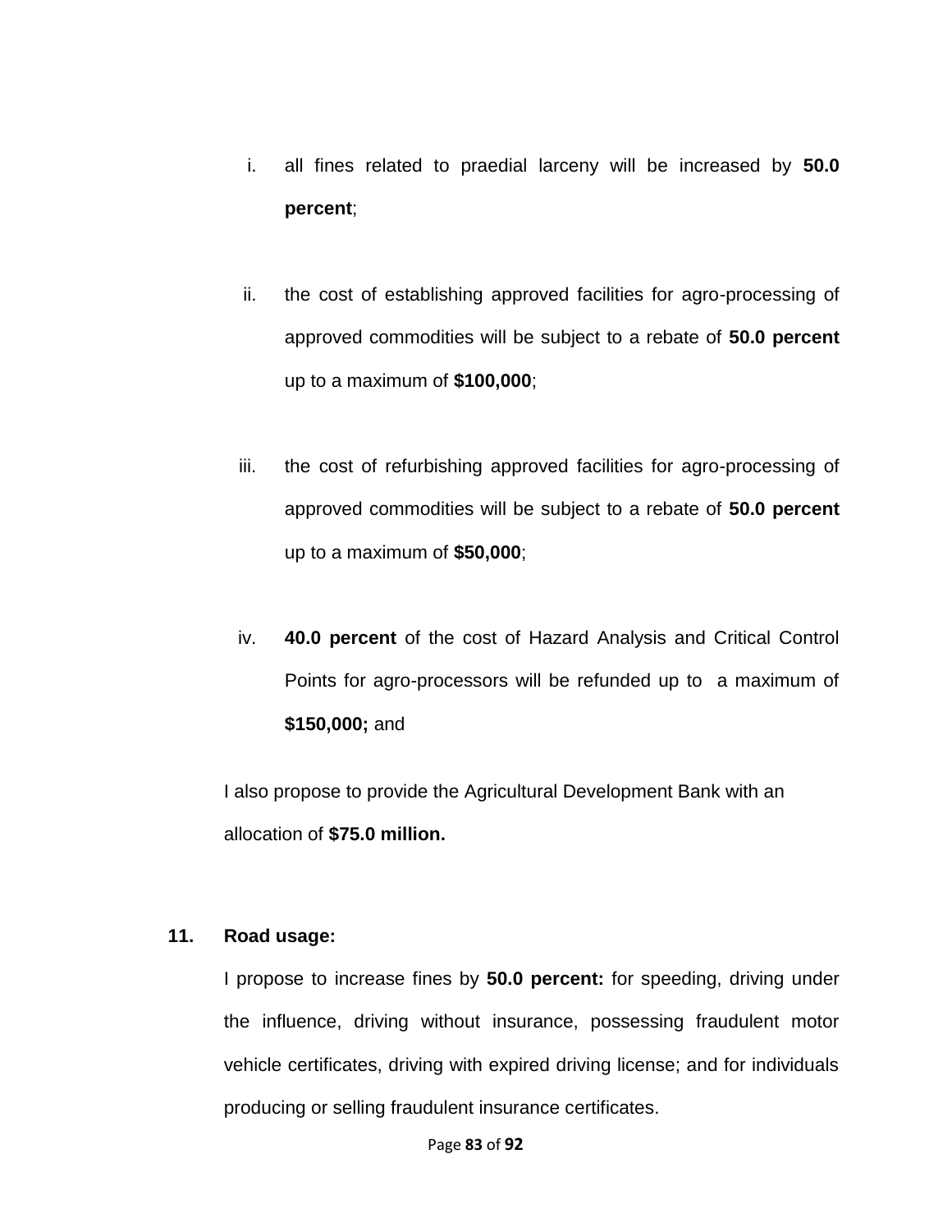i. all fines related to praedial larceny will be increased by **50.0 percent**;

ii. the cost of establishing approved facilities for agro-processing of approved commodities will be subject to a rebate of **50.0 percent** up to a maximum of **$100,000**;

iii. the cost of refurbishing approved facilities for agro-processing of approved commodities will be subject to a rebate of **50.0 percent** up to a maximum of **$50,000**;

iv. **40.0 percent** of the cost of Hazard Analysis and Critical Control Points for agro-processors will be refunded up to a maximum of **$150,000;** and

I also propose to provide the Agricultural Development Bank with an allocation of **$75.0 million.**

**11. Road usage:**

I propose to increase fines by **50.0 percent:** for speeding, driving under the influence, driving without insurance, possessing fraudulent motor vehicle certificates, driving with expired driving license; and for individuals producing or selling fraudulent insurance certificates.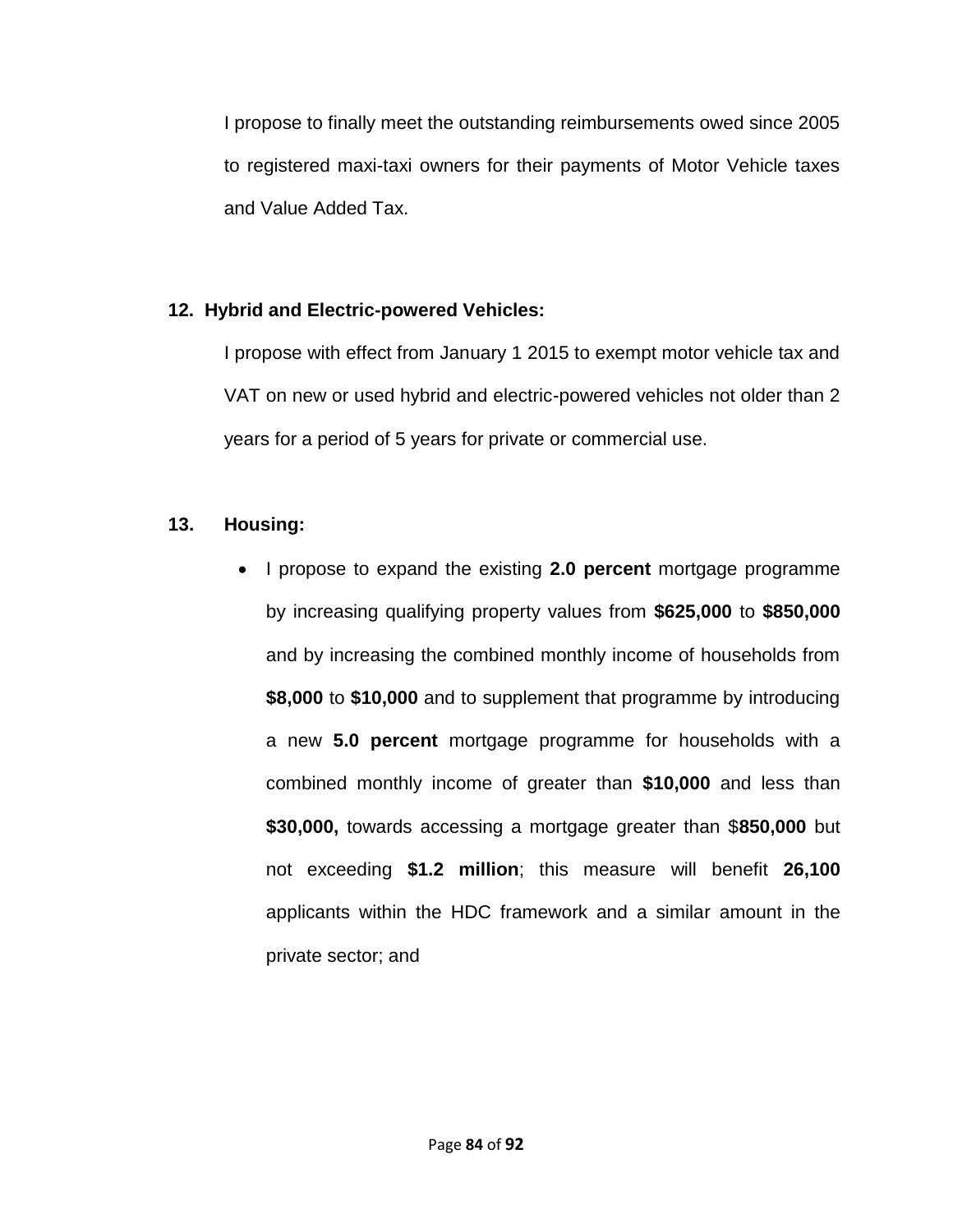I propose to finally meet the outstanding reimbursements owed since 2005 to registered maxi-taxi owners for their payments of Motor Vehicle taxes and Value Added Tax.

**12. Hybrid and Electric-powered Vehicles:**

I propose with effect from January 1 2015 to exempt motor vehicle tax and VAT on new or used hybrid and electric-powered vehicles not older than 2 years for a period of 5 years for private or commercial use.

**13. Housing:**

- I propose to expand the existing **2.0 percent** mortgage programme by increasing qualifying property values from **$625,000** to **$850,000** and by increasing the combined monthly income of households from **$8,000** to **$10,000** and to supplement that programme by introducing a new **5.0 percent** mortgage programme for households with a combined monthly income of greater than **$10,000** and less than **$30,000,** towards accessing a mortgage greater than $**850,000** but not exceeding **$1.2 million**; this measure will benefit **26,100** applicants within the HDC framework and a similar amount in the private sector; and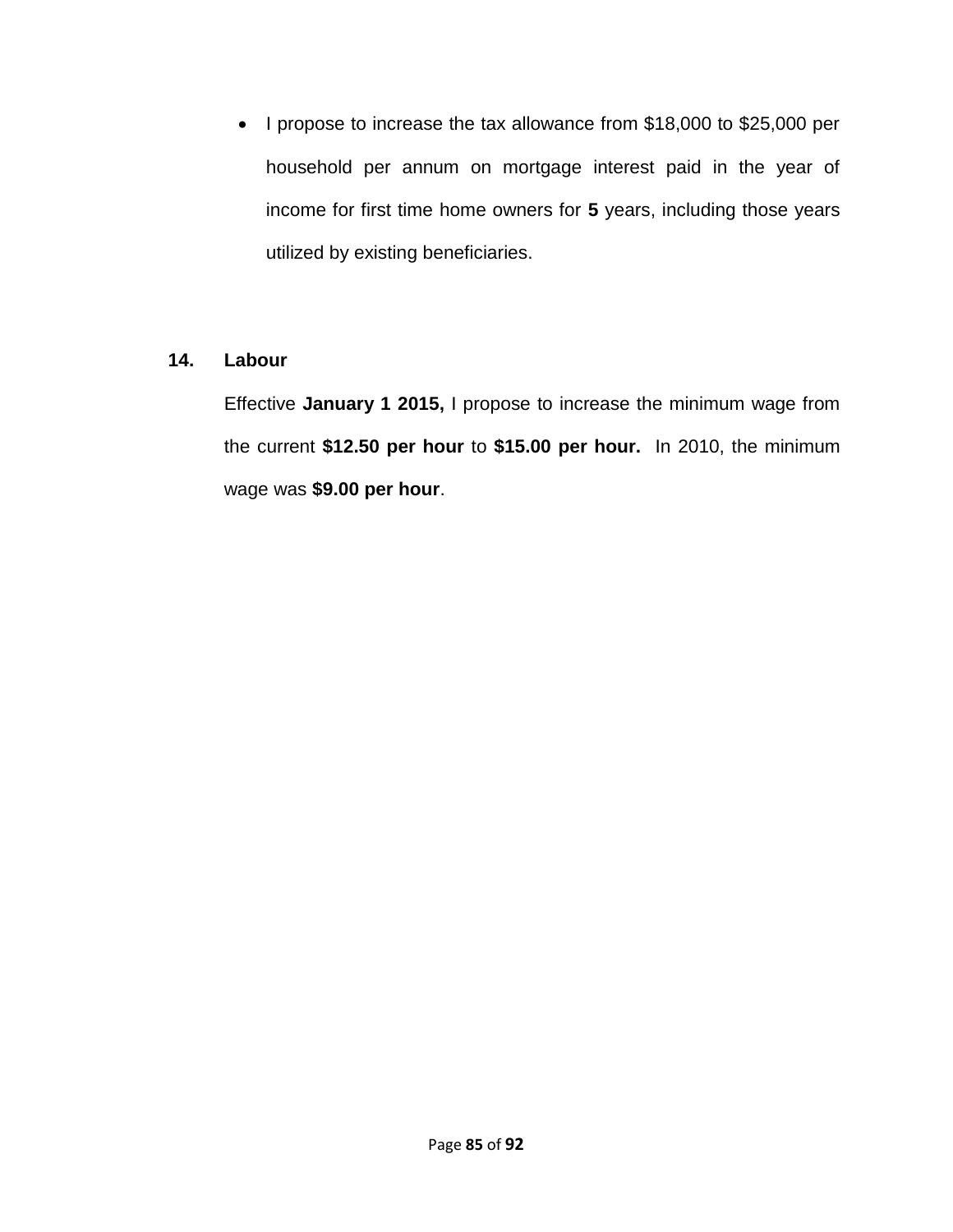- I propose to increase the tax allowance from $18,000 to $25,000 per household per annum on mortgage interest paid in the year of income for first time home owners for **5** years, including those years utilized by existing beneficiaries.

**14. Labour**

Effective **January 1 2015,** I propose to increase the minimum wage from the current **$12.50 per hour** to **$15.00 per hour.** In 2010, the minimum wage was **$9.00 per hour**.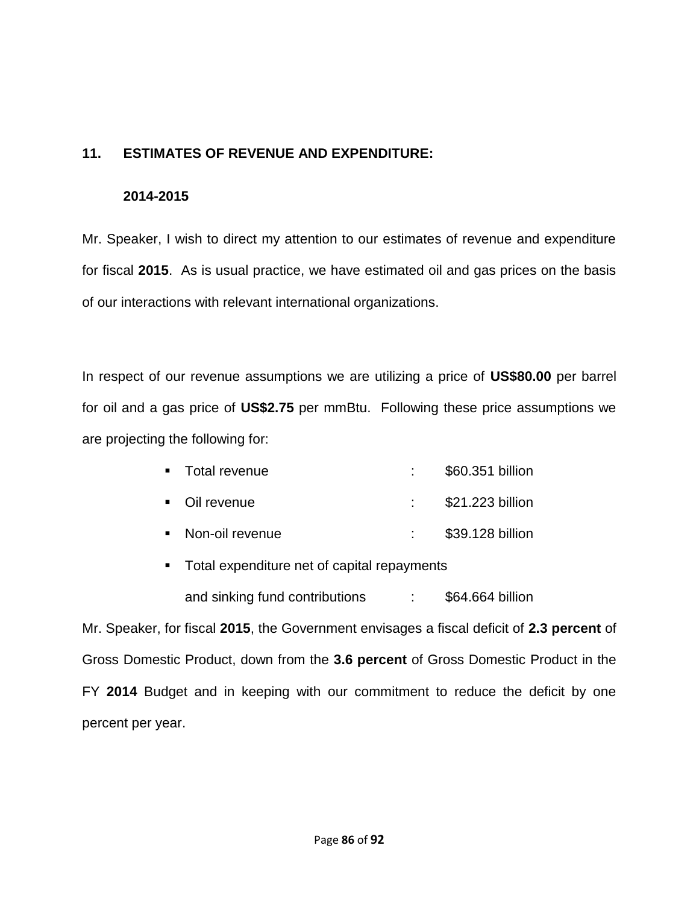## 11. ESTIMATES OF REVENUE AND EXPENDITURE:

### 2014-2015

Mr. Speaker, I wish to direct my attention to our estimates of revenue and expenditure for fiscal **2015**. As is usual practice, we have estimated oil and gas prices on the basis of our interactions with relevant international organizations.

In respect of our revenue assumptions we are utilizing a price of **US$80.00** per barrel for oil and a gas price of **US$2.75** per mmBtu. Following these price assumptions we are projecting the following for:

- Total revenue : $60.351 billion
- Oil revenue : $21.223 billion
- Non-oil revenue : $39.128 billion
- Total expenditure net of capital repayments and sinking fund contributions : $64.664 billion

Mr. Speaker, for fiscal **2015**, the Government envisages a fiscal deficit of **2.3 percent** of Gross Domestic Product, down from the **3.6 percent** of Gross Domestic Product in the FY **2014** Budget and in keeping with our commitment to reduce the deficit by one percent per year.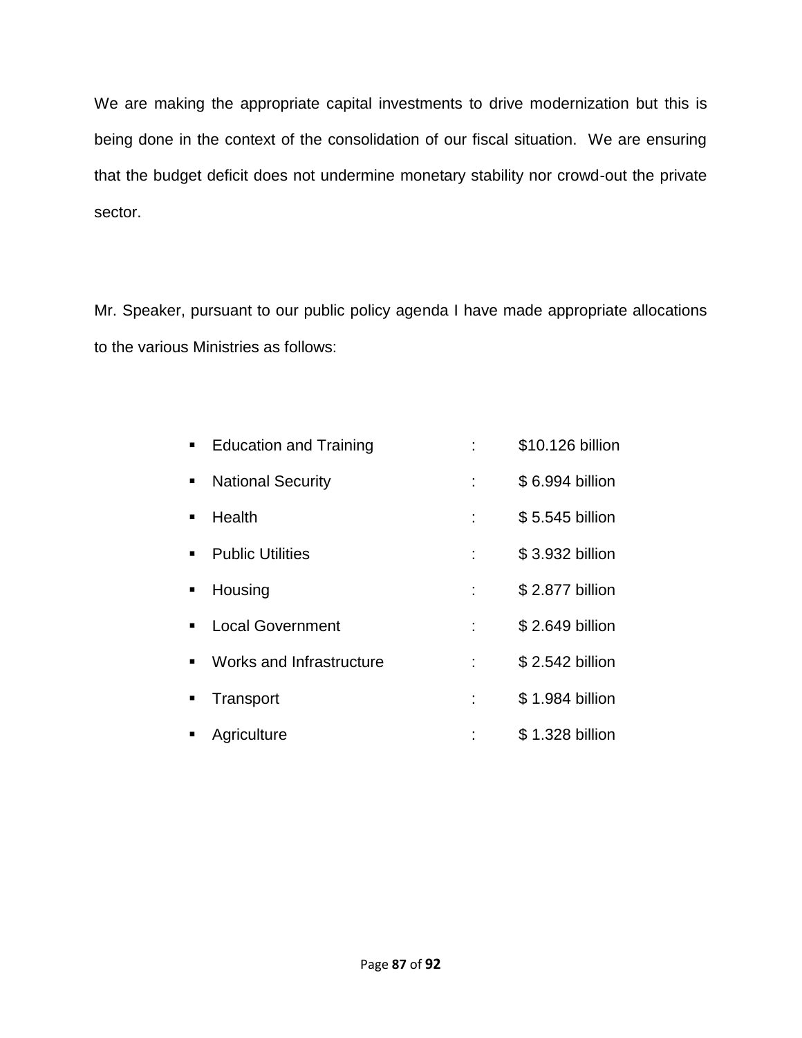We are making the appropriate capital investments to drive modernization but this is being done in the context of the consolidation of our fiscal situation. We are ensuring that the budget deficit does not undermine monetary stability nor crowd-out the private sector.

Mr. Speaker, pursuant to our public policy agenda I have made appropriate allocations to the various Ministries as follows:

- Education and Training : $10.126 billion
- National Security : $ 6.994 billion
- Health : $ 5.545 billion
- Public Utilities : $ 3.932 billion
- Housing : $ 2.877 billion
- Local Government : $ 2.649 billion
- Works and Infrastructure : $ 2.542 billion
- Transport : $ 1.984 billion
- Agriculture : $ 1.328 billion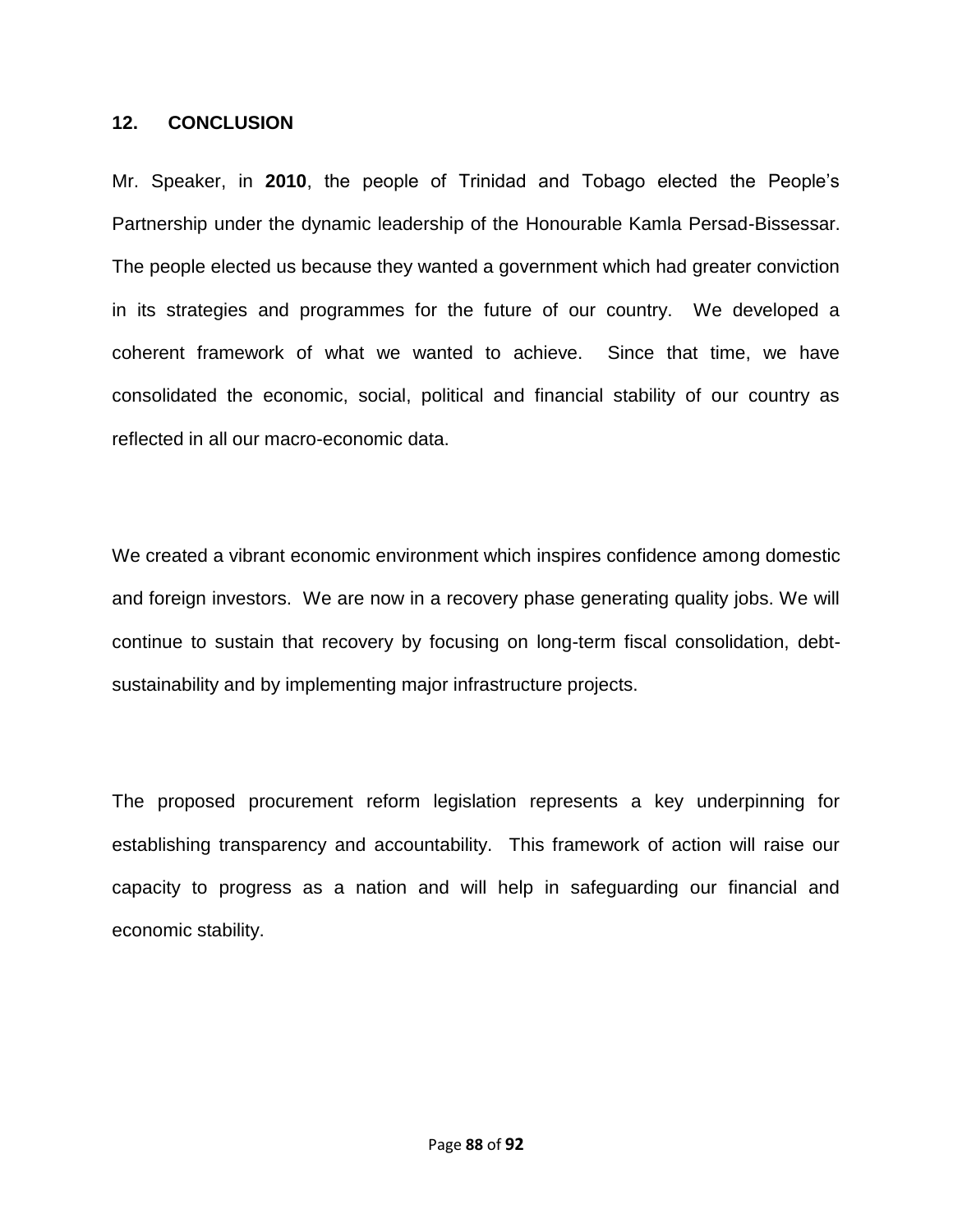## 12. CONCLUSION

Mr. Speaker, in **2010**, the people of Trinidad and Tobago elected the People's Partnership under the dynamic leadership of the Honourable Kamla Persad-Bissessar. The people elected us because they wanted a government which had greater conviction in its strategies and programmes for the future of our country. We developed a coherent framework of what we wanted to achieve. Since that time, we have consolidated the economic, social, political and financial stability of our country as reflected in all our macro-economic data.

We created a vibrant economic environment which inspires confidence among domestic and foreign investors. We are now in a recovery phase generating quality jobs. We will continue to sustain that recovery by focusing on long-term fiscal consolidation, debt-sustainability and by implementing major infrastructure projects.

The proposed procurement reform legislation represents a key underpinning for establishing transparency and accountability. This framework of action will raise our capacity to progress as a nation and will help in safeguarding our financial and economic stability.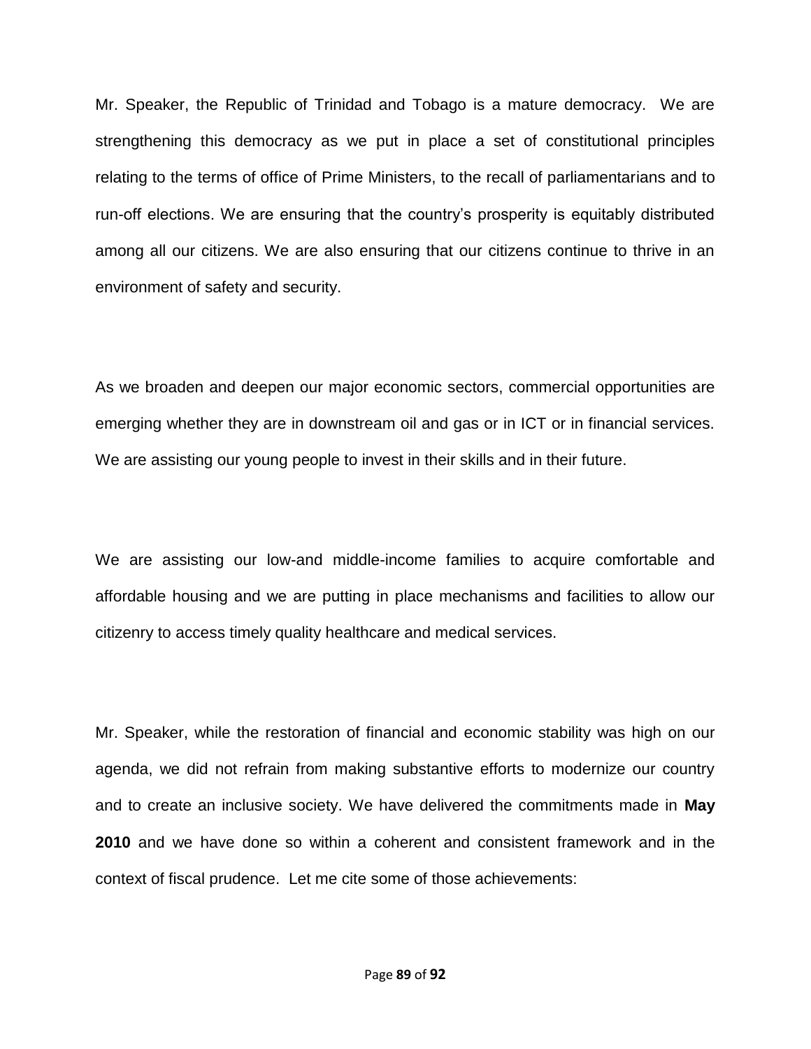Mr. Speaker, the Republic of Trinidad and Tobago is a mature democracy. We are strengthening this democracy as we put in place a set of constitutional principles relating to the terms of office of Prime Ministers, to the recall of parliamentarians and to run-off elections. We are ensuring that the country's prosperity is equitably distributed among all our citizens. We are also ensuring that our citizens continue to thrive in an environment of safety and security.

As we broaden and deepen our major economic sectors, commercial opportunities are emerging whether they are in downstream oil and gas or in ICT or in financial services. We are assisting our young people to invest in their skills and in their future.

We are assisting our low-and middle-income families to acquire comfortable and affordable housing and we are putting in place mechanisms and facilities to allow our citizenry to access timely quality healthcare and medical services.

Mr. Speaker, while the restoration of financial and economic stability was high on our agenda, we did not refrain from making substantive efforts to modernize our country and to create an inclusive society. We have delivered the commitments made in **May 2010** and we have done so within a coherent and consistent framework and in the context of fiscal prudence. Let me cite some of those achievements: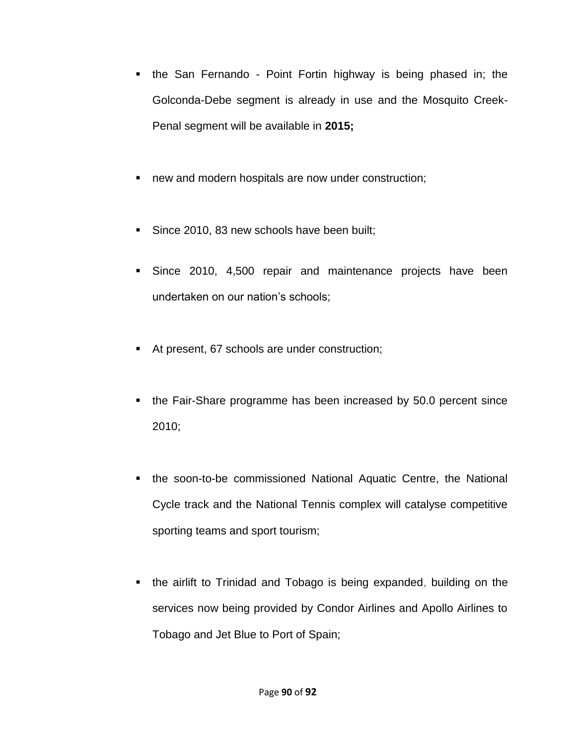- the San Fernando - Point Fortin highway is being phased in; the Golconda-Debe segment is already in use and the Mosquito Creek-Penal segment will be available in **2015;**

- new and modern hospitals are now under construction;

- Since 2010, 83 new schools have been built;

- Since 2010, 4,500 repair and maintenance projects have been undertaken on our nation's schools;

- At present, 67 schools are under construction;

- the Fair-Share programme has been increased by 50.0 percent since 2010;

- the soon-to-be commissioned National Aquatic Centre, the National Cycle track and the National Tennis complex will catalyse competitive sporting teams and sport tourism;

- the airlift to Trinidad and Tobago is being expanded, building on the services now being provided by Condor Airlines and Apollo Airlines to Tobago and Jet Blue to Port of Spain;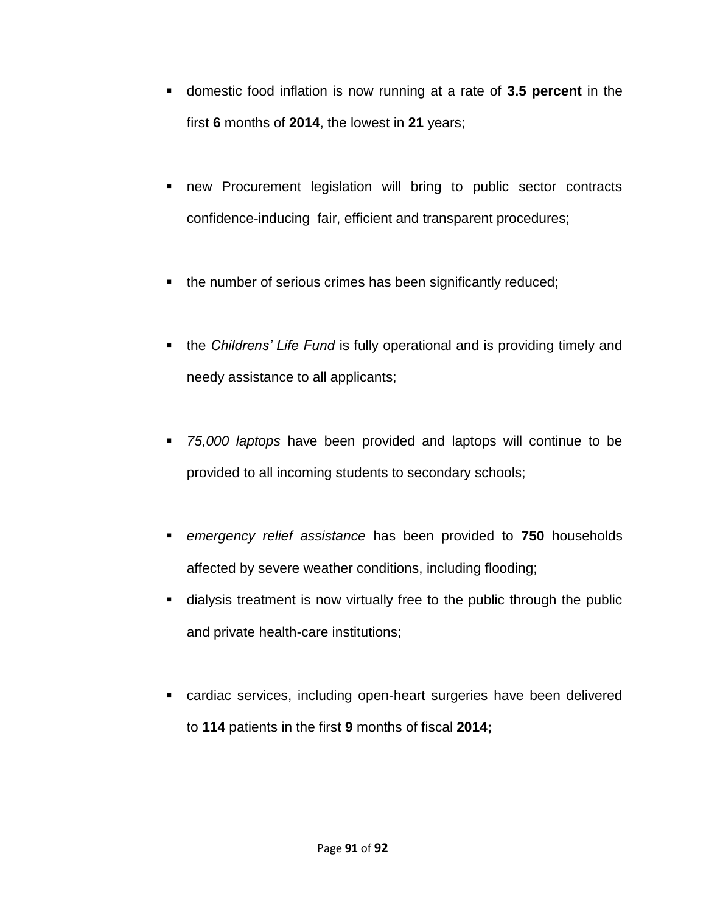- domestic food inflation is now running at a rate of **3.5 percent** in the first **6** months of **2014**, the lowest in **21** years;

- new Procurement legislation will bring to public sector contracts confidence-inducing fair, efficient and transparent procedures;

- the number of serious crimes has been significantly reduced;

- the *Childrens' Life Fund* is fully operational and is providing timely and needy assistance to all applicants;

- *75,000 laptops* have been provided and laptops will continue to be provided to all incoming students to secondary schools;

- *emergency relief assistance* has been provided to **750** households affected by severe weather conditions, including flooding;
- dialysis treatment is now virtually free to the public through the public and private health-care institutions;

- cardiac services, including open-heart surgeries have been delivered to **114** patients in the first **9** months of fiscal **2014;**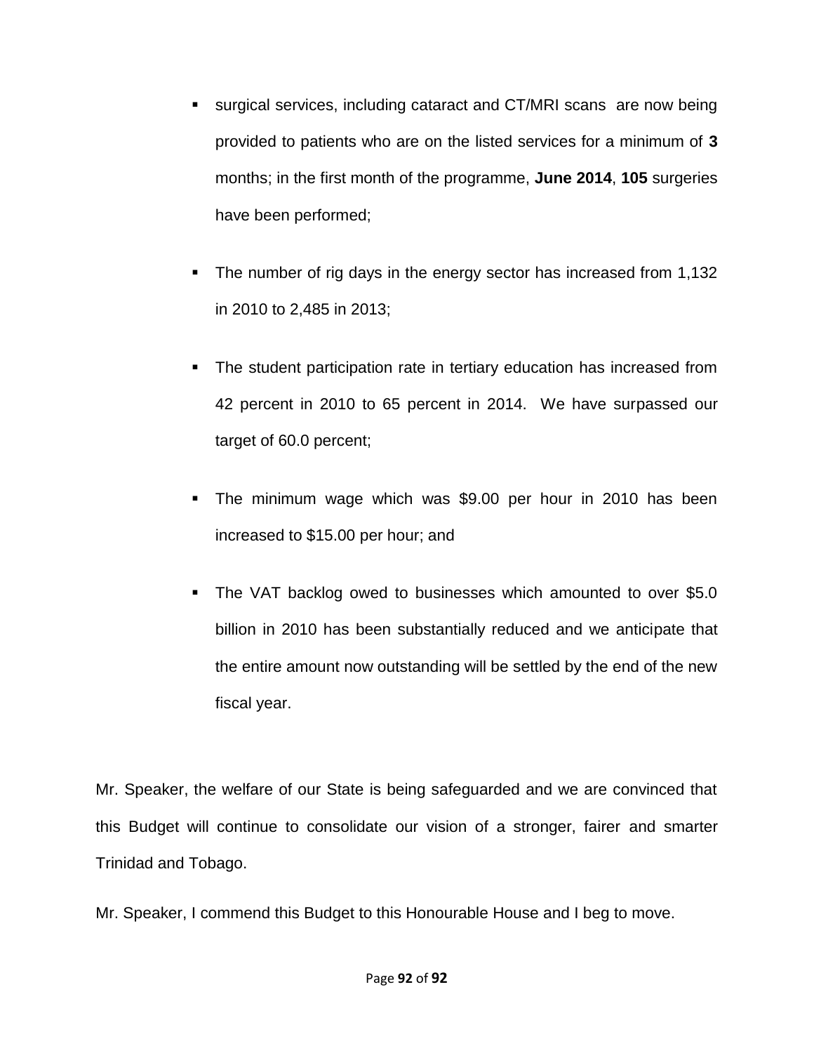- surgical services, including cataract and CT/MRI scans are now being provided to patients who are on the listed services for a minimum of **3** months; in the first month of the programme, **June 2014**, **105** surgeries have been performed;

- The number of rig days in the energy sector has increased from 1,132 in 2010 to 2,485 in 2013;

- The student participation rate in tertiary education has increased from 42 percent in 2010 to 65 percent in 2014. We have surpassed our target of 60.0 percent;

- The minimum wage which was $9.00 per hour in 2010 has been increased to $15.00 per hour; and

- The VAT backlog owed to businesses which amounted to over $5.0 billion in 2010 has been substantially reduced and we anticipate that the entire amount now outstanding will be settled by the end of the new fiscal year.

Mr. Speaker, the welfare of our State is being safeguarded and we are convinced that this Budget will continue to consolidate our vision of a stronger, fairer and smarter Trinidad and Tobago.

Mr. Speaker, I commend this Budget to this Honourable House and I beg to move.